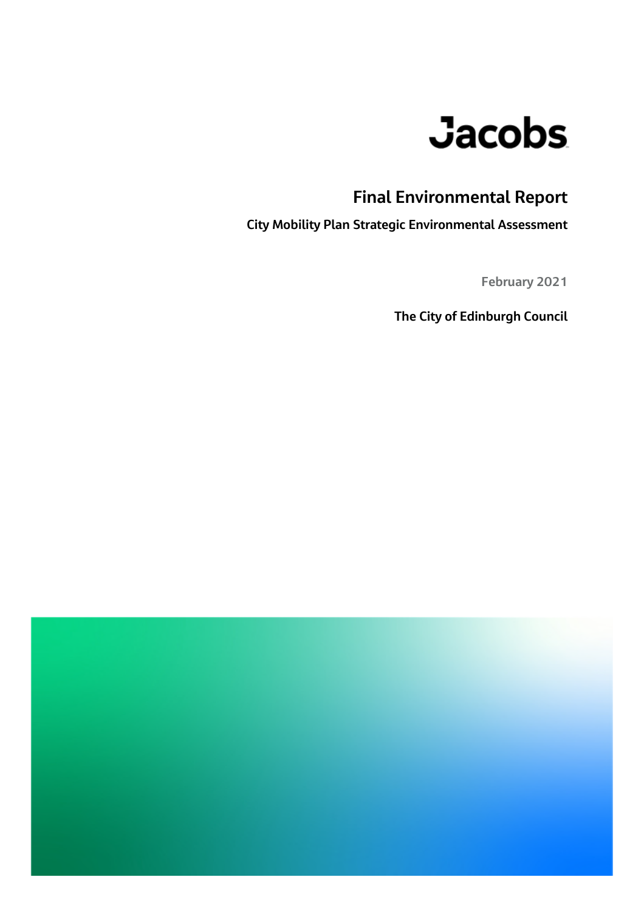Jacobs

# Final Environmental Report

**City Mobility Plan Strategic Environmental Assessment**

February 2021

**The City of Edinburgh Council**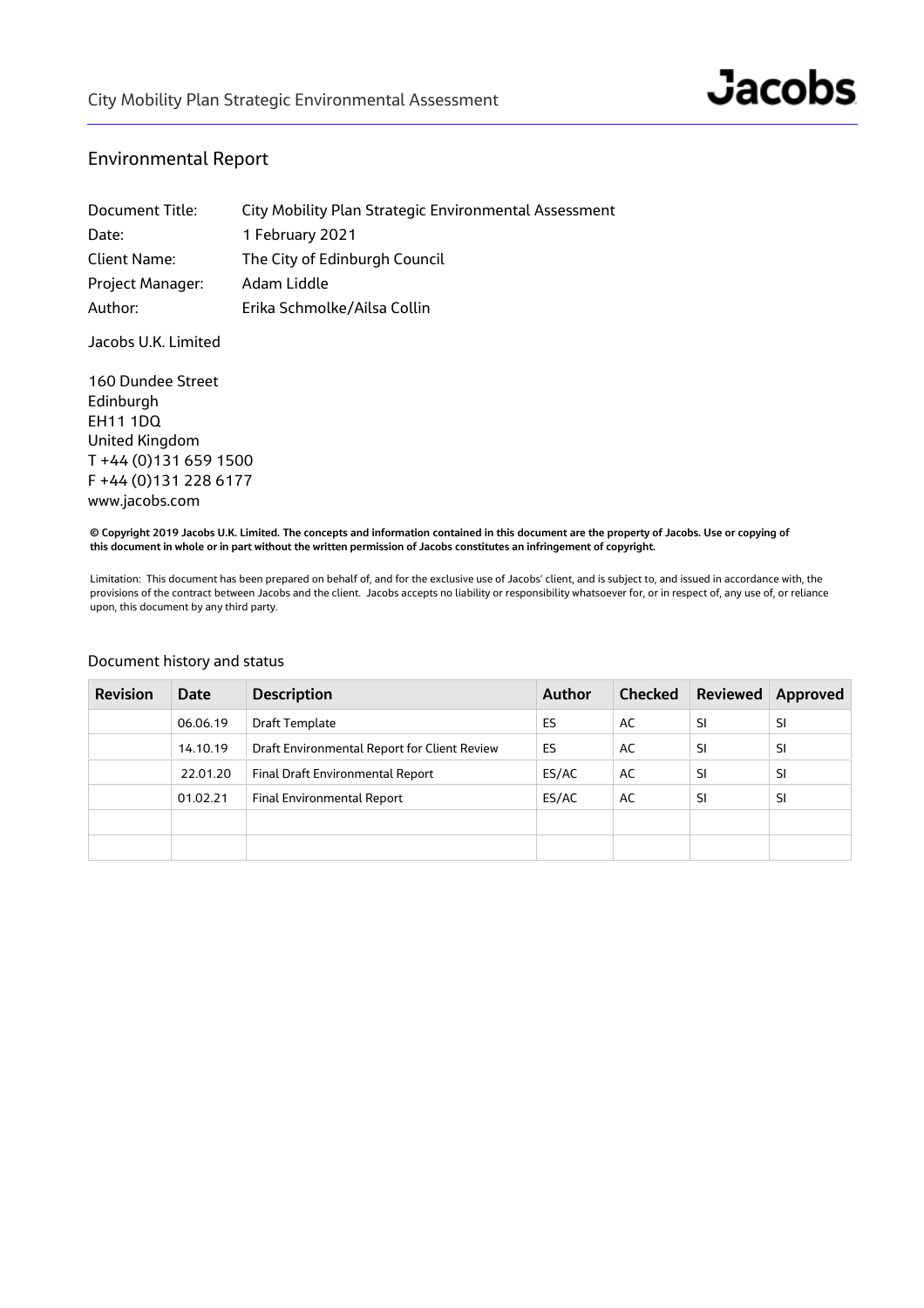## Environmental Report

| | |
|---|---|
| Document Title: | City Mobility Plan Strategic Environmental Assessment |
| Date: | 1 February 2021 |
| Client Name: | The City of Edinburgh Council |
| Project Manager: | Adam Liddle |
| Author: | Erika Schmolke/Ailsa Collin |

Jacobs U.K. Limited

160 Dundee Street
Edinburgh
EH11 1DQ
United Kingdom
T +44 (0)131 659 1500
F +44 (0)131 228 6177
www.jacobs.com

**© Copyright 2019 Jacobs U.K. Limited. The concepts and information contained in this document are the property of Jacobs. Use or copying of this document in whole or in part without the written permission of Jacobs constitutes an infringement of copyright.**

Limitation: This document has been prepared on behalf of, and for the exclusive use of Jacobs' client, and is subject to, and issued in accordance with, the provisions of the contract between Jacobs and the client. Jacobs accepts no liability or responsibility whatsoever for, or in respect of, any use of, or reliance upon, this document by any third party.

### Document history and status

| Revision | Date | Description | Author | Checked | Reviewed | Approved |
|---|---|---|---|---|---|---|
| | 06.06.19 | Draft Template | ES | AC | SI | SI |
| | 14.10.19 | Draft Environmental Report for Client Review | ES | AC | SI | SI |
| | 22.01.20 | Final Draft Environmental Report | ES/AC | AC | SI | SI |
| | 01.02.21 | Final Environmental Report | ES/AC | AC | SI | SI |
| | | | | | | |
| | | | | | | |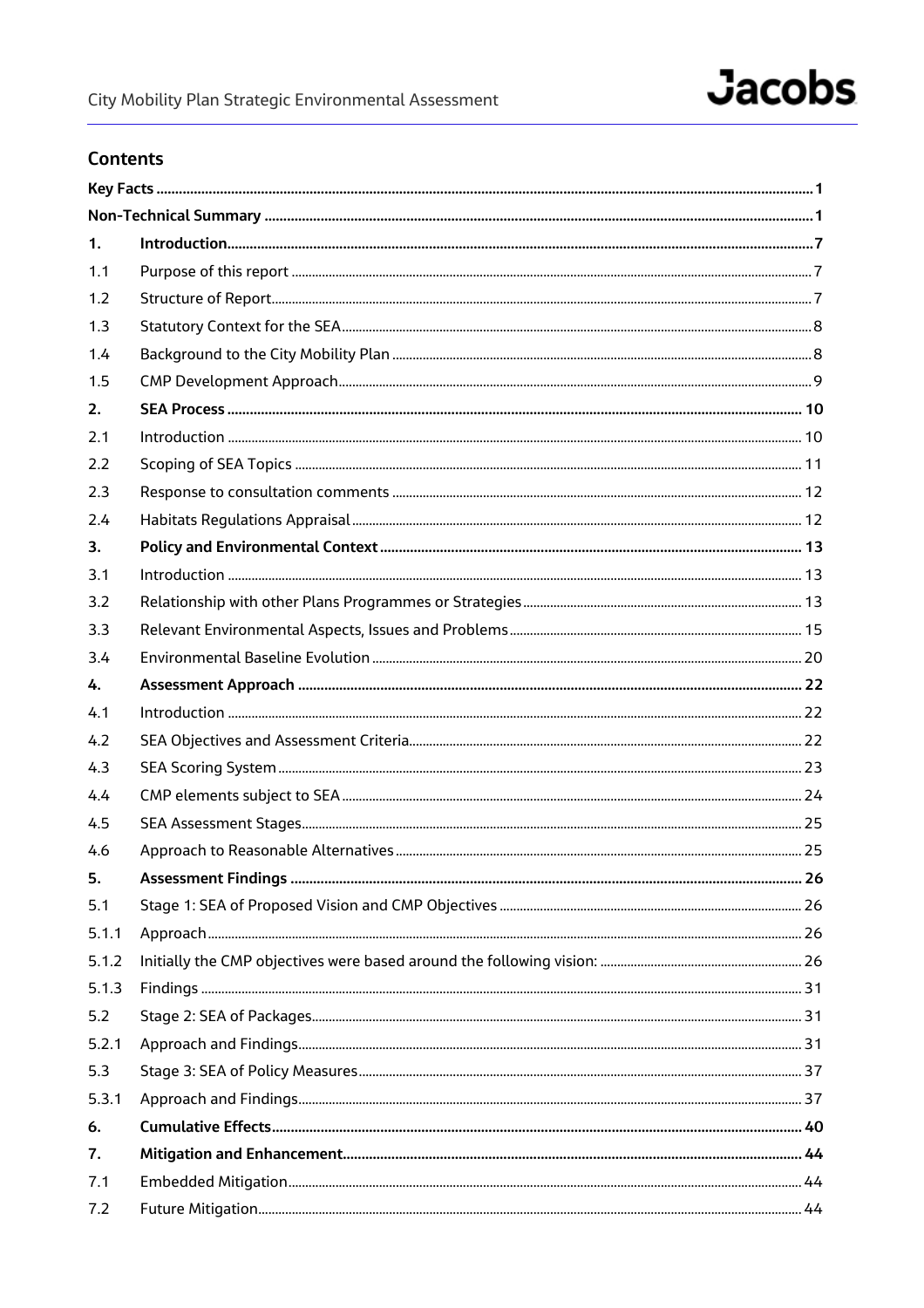## Contents

| | | |
|---|---|---|
| **Key Facts** | | **1** |
| **Non-Technical Summary** | | **1** |
| **1.** | **Introduction** | **7** |
| 1.1 | Purpose of this report | 7 |
| 1.2 | Structure of Report | 7 |
| 1.3 | Statutory Context for the SEA | 8 |
| 1.4 | Background to the City Mobility Plan | 8 |
| 1.5 | CMP Development Approach | 9 |
| **2.** | **SEA Process** | **10** |
| 2.1 | Introduction | 10 |
| 2.2 | Scoping of SEA Topics | 11 |
| 2.3 | Response to consultation comments | 12 |
| 2.4 | Habitats Regulations Appraisal | 12 |
| **3.** | **Policy and Environmental Context** | **13** |
| 3.1 | Introduction | 13 |
| 3.2 | Relationship with other Plans Programmes or Strategies | 13 |
| 3.3 | Relevant Environmental Aspects, Issues and Problems | 15 |
| 3.4 | Environmental Baseline Evolution | 20 |
| **4.** | **Assessment Approach** | **22** |
| 4.1 | Introduction | 22 |
| 4.2 | SEA Objectives and Assessment Criteria | 22 |
| 4.3 | SEA Scoring System | 23 |
| 4.4 | CMP elements subject to SEA | 24 |
| 4.5 | SEA Assessment Stages | 25 |
| 4.6 | Approach to Reasonable Alternatives | 25 |
| **5.** | **Assessment Findings** | **26** |
| 5.1 | Stage 1: SEA of Proposed Vision and CMP Objectives | 26 |
| 5.1.1 | Approach | 26 |
| 5.1.2 | Initially the CMP objectives were based around the following vision: | 26 |
| 5.1.3 | Findings | 31 |
| 5.2 | Stage 2: SEA of Packages | 31 |
| 5.2.1 | Approach and Findings | 31 |
| 5.3 | Stage 3: SEA of Policy Measures | 37 |
| 5.3.1 | Approach and Findings | 37 |
| **6.** | **Cumulative Effects** | **40** |
| **7.** | **Mitigation and Enhancement** | **44** |
| 7.1 | Embedded Mitigation | 44 |
| 7.2 | Future Mitigation | 44 |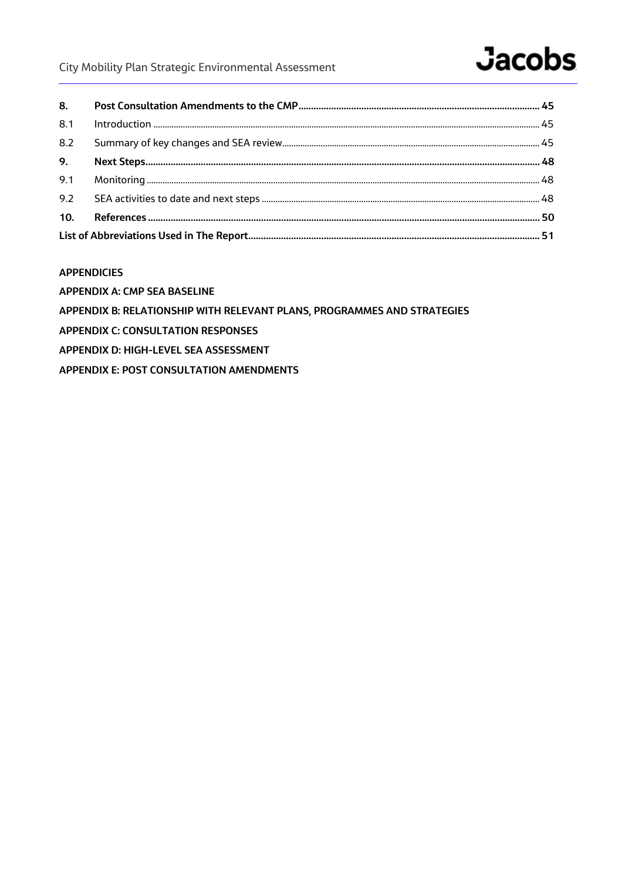| | | |
|---|---|---|
| **8.** | **Post Consultation Amendments to the CMP** | **45** |
| 8.1 | Introduction | 45 |
| 8.2 | Summary of key changes and SEA review | 45 |
| **9.** | **Next Steps** | **48** |
| 9.1 | Monitoring | 48 |
| 9.2 | SEA activities to date and next steps | 48 |
| **10.** | **References** | **50** |
| **List of Abbreviations Used in The Report** | | **51** |

**APPENDICIES**

**APPENDIX A: CMP SEA BASELINE**

**APPENDIX B: RELATIONSHIP WITH RELEVANT PLANS, PROGRAMMES AND STRATEGIES**

**APPENDIX C: CONSULTATION RESPONSES**

**APPENDIX D: HIGH-LEVEL SEA ASSESSMENT**

**APPENDIX E: POST CONSULTATION AMENDMENTS**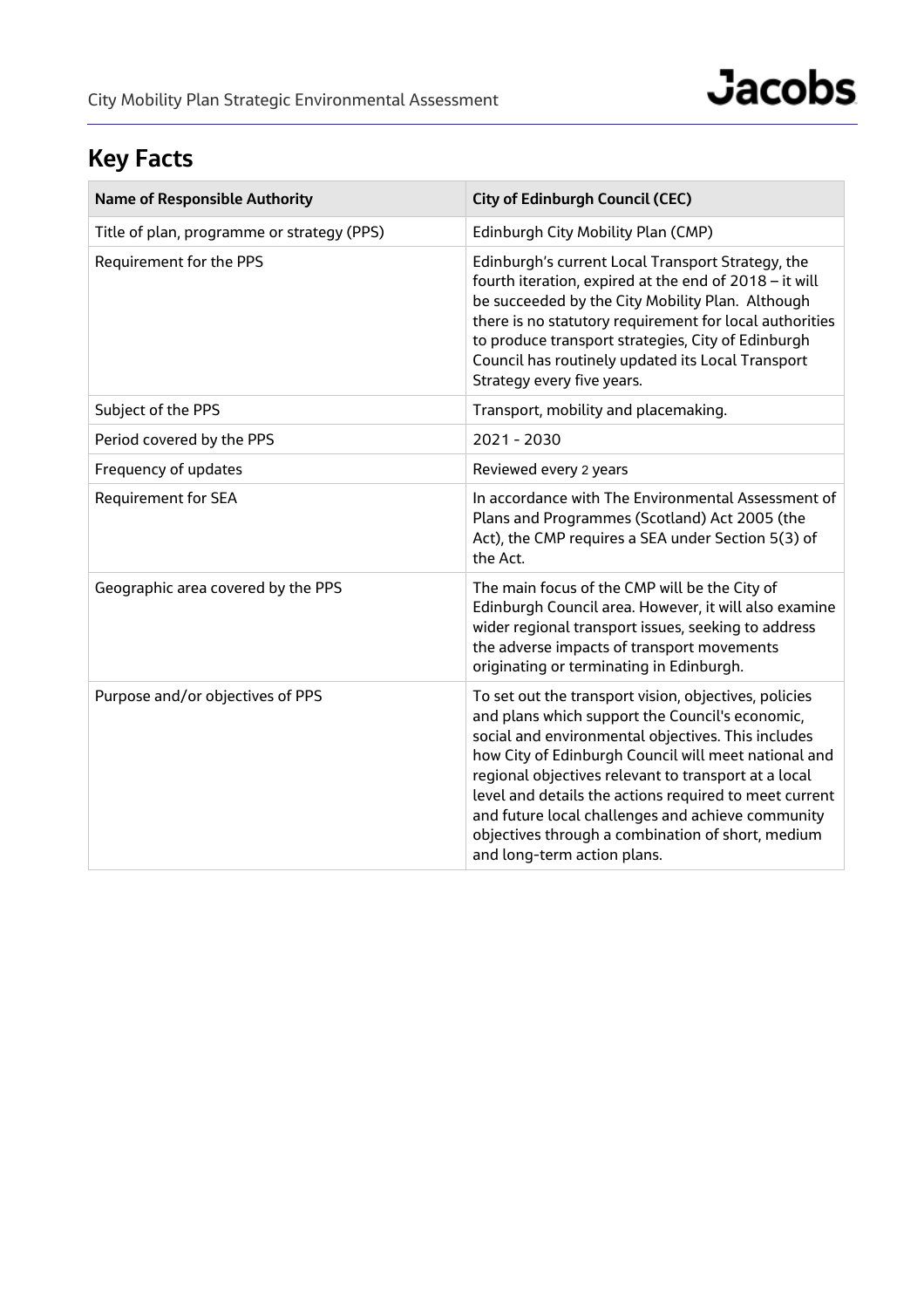## Key Facts

| Name of Responsible Authority | City of Edinburgh Council (CEC) |
|---|---|
| Title of plan, programme or strategy (PPS) | Edinburgh City Mobility Plan (CMP) |
| Requirement for the PPS | Edinburgh's current Local Transport Strategy, the fourth iteration, expired at the end of 2018 – it will be succeeded by the City Mobility Plan. Although there is no statutory requirement for local authorities to produce transport strategies, City of Edinburgh Council has routinely updated its Local Transport Strategy every five years. |
| Subject of the PPS | Transport, mobility and placemaking. |
| Period covered by the PPS | 2021 - 2030 |
| Frequency of updates | Reviewed every 2 years |
| Requirement for SEA | In accordance with The Environmental Assessment of Plans and Programmes (Scotland) Act 2005 (the Act), the CMP requires a SEA under Section 5(3) of the Act. |
| Geographic area covered by the PPS | The main focus of the CMP will be the City of Edinburgh Council area. However, it will also examine wider regional transport issues, seeking to address the adverse impacts of transport movements originating or terminating in Edinburgh. |
| Purpose and/or objectives of PPS | To set out the transport vision, objectives, policies and plans which support the Council's economic, social and environmental objectives. This includes how City of Edinburgh Council will meet national and regional objectives relevant to transport at a local level and details the actions required to meet current and future local challenges and achieve community objectives through a combination of short, medium and long-term action plans. |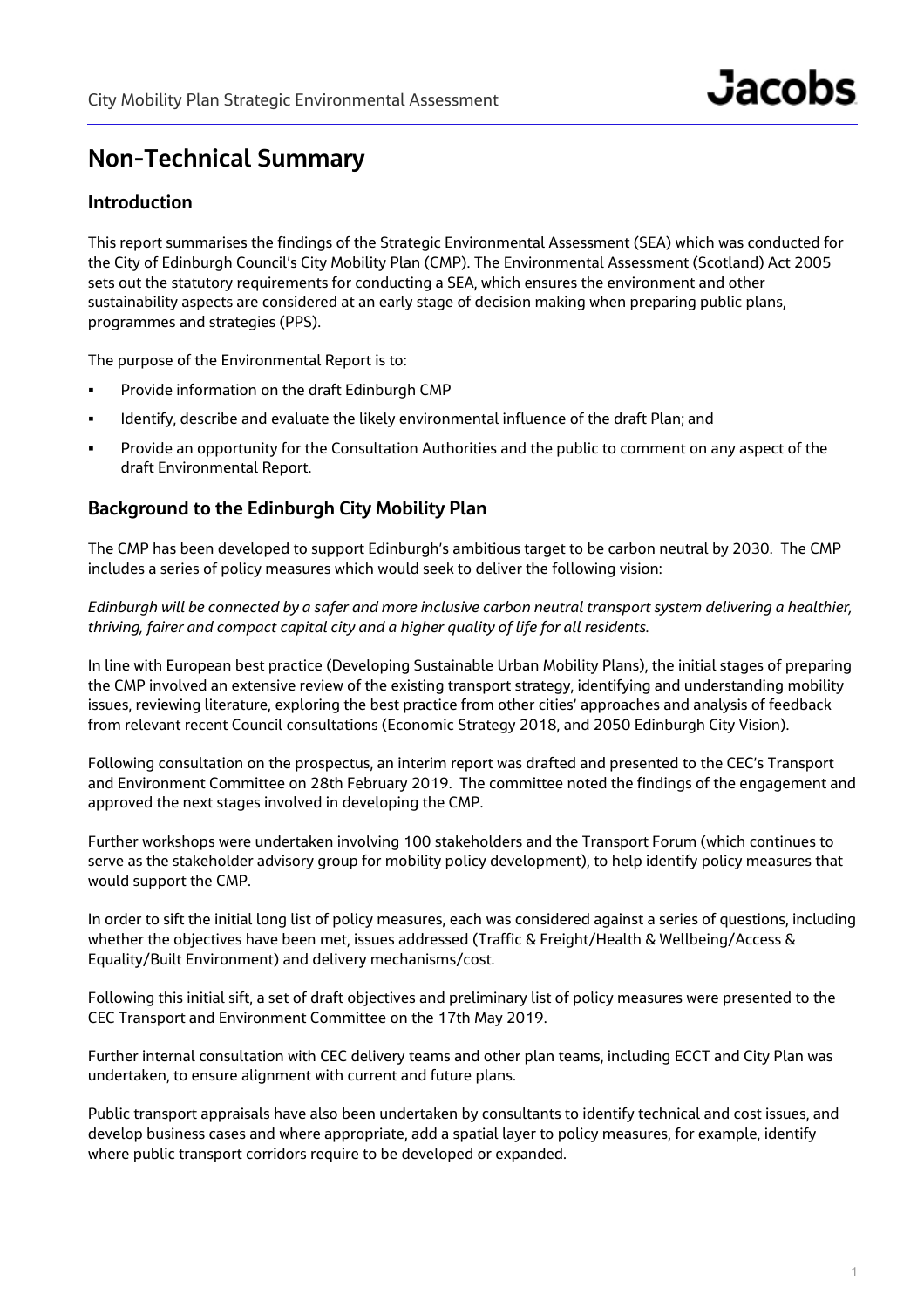# Non-Technical Summary

## Introduction

This report summarises the findings of the Strategic Environmental Assessment (SEA) which was conducted for the City of Edinburgh Council's City Mobility Plan (CMP). The Environmental Assessment (Scotland) Act 2005 sets out the statutory requirements for conducting a SEA, which ensures the environment and other sustainability aspects are considered at an early stage of decision making when preparing public plans, programmes and strategies (PPS).

The purpose of the Environmental Report is to:

- Provide information on the draft Edinburgh CMP
- Identify, describe and evaluate the likely environmental influence of the draft Plan; and
- Provide an opportunity for the Consultation Authorities and the public to comment on any aspect of the draft Environmental Report.

## Background to the Edinburgh City Mobility Plan

The CMP has been developed to support Edinburgh's ambitious target to be carbon neutral by 2030. The CMP includes a series of policy measures which would seek to deliver the following vision:

*Edinburgh will be connected by a safer and more inclusive carbon neutral transport system delivering a healthier, thriving, fairer and compact capital city and a higher quality of life for all residents.*

In line with European best practice (Developing Sustainable Urban Mobility Plans), the initial stages of preparing the CMP involved an extensive review of the existing transport strategy, identifying and understanding mobility issues, reviewing literature, exploring the best practice from other cities' approaches and analysis of feedback from relevant recent Council consultations (Economic Strategy 2018, and 2050 Edinburgh City Vision).

Following consultation on the prospectus, an interim report was drafted and presented to the CEC's Transport and Environment Committee on 28th February 2019. The committee noted the findings of the engagement and approved the next stages involved in developing the CMP.

Further workshops were undertaken involving 100 stakeholders and the Transport Forum (which continues to serve as the stakeholder advisory group for mobility policy development), to help identify policy measures that would support the CMP.

In order to sift the initial long list of policy measures, each was considered against a series of questions, including whether the objectives have been met, issues addressed (Traffic & Freight/Health & Wellbeing/Access & Equality/Built Environment) and delivery mechanisms/cost.

Following this initial sift, a set of draft objectives and preliminary list of policy measures were presented to the CEC Transport and Environment Committee on the 17th May 2019.

Further internal consultation with CEC delivery teams and other plan teams, including ECCT and City Plan was undertaken, to ensure alignment with current and future plans.

Public transport appraisals have also been undertaken by consultants to identify technical and cost issues, and develop business cases and where appropriate, add a spatial layer to policy measures, for example, identify where public transport corridors require to be developed or expanded.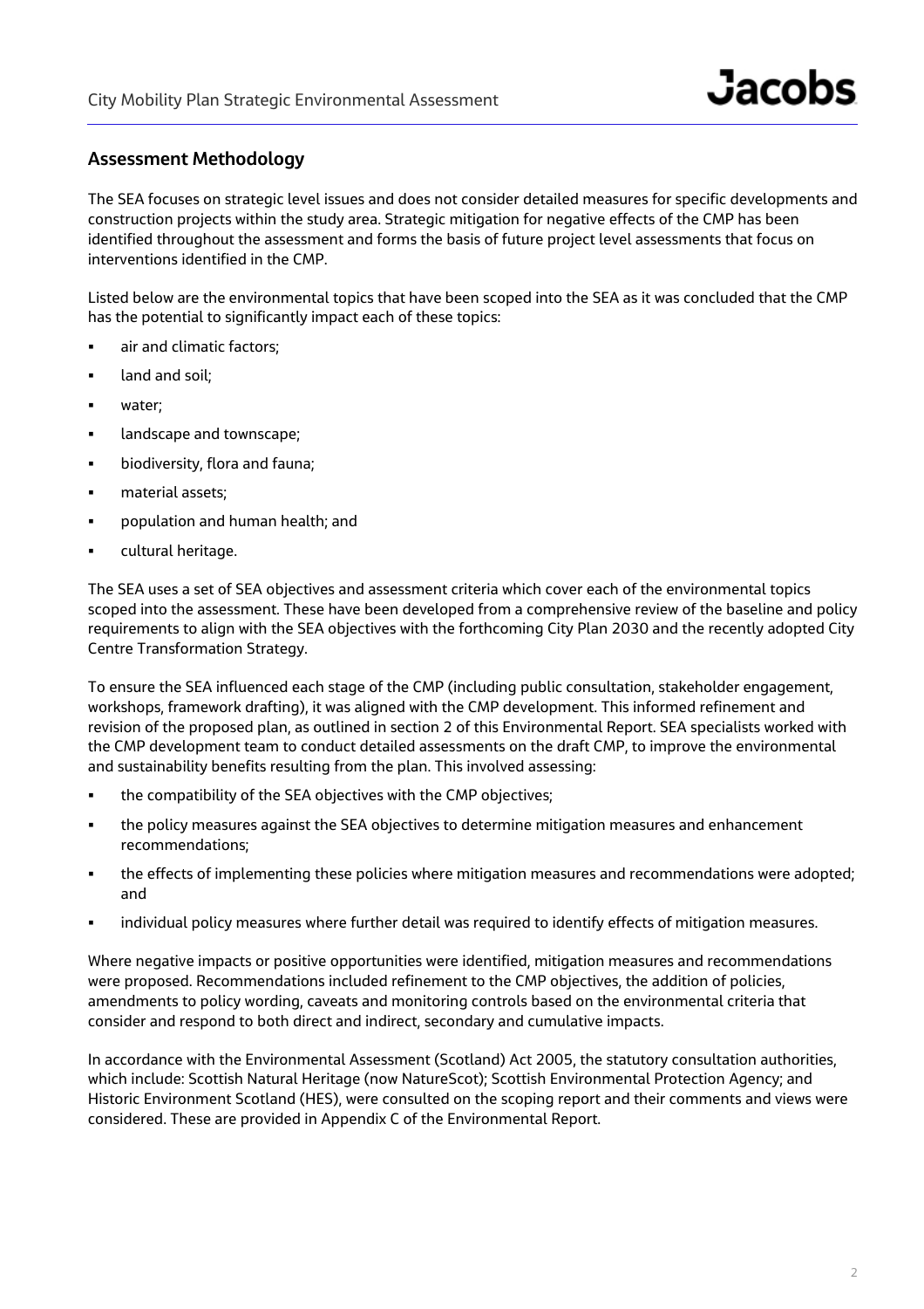## Assessment Methodology

The SEA focuses on strategic level issues and does not consider detailed measures for specific developments and construction projects within the study area. Strategic mitigation for negative effects of the CMP has been identified throughout the assessment and forms the basis of future project level assessments that focus on interventions identified in the CMP.

Listed below are the environmental topics that have been scoped into the SEA as it was concluded that the CMP has the potential to significantly impact each of these topics:

- air and climatic factors;
- land and soil;
- water;
- landscape and townscape;
- biodiversity, flora and fauna;
- material assets;
- population and human health; and
- cultural heritage.

The SEA uses a set of SEA objectives and assessment criteria which cover each of the environmental topics scoped into the assessment. These have been developed from a comprehensive review of the baseline and policy requirements to align with the SEA objectives with the forthcoming City Plan 2030 and the recently adopted City Centre Transformation Strategy.

To ensure the SEA influenced each stage of the CMP (including public consultation, stakeholder engagement, workshops, framework drafting), it was aligned with the CMP development. This informed refinement and revision of the proposed plan, as outlined in section 2 of this Environmental Report. SEA specialists worked with the CMP development team to conduct detailed assessments on the draft CMP, to improve the environmental and sustainability benefits resulting from the plan. This involved assessing:

- the compatibility of the SEA objectives with the CMP objectives;
- the policy measures against the SEA objectives to determine mitigation measures and enhancement recommendations;
- the effects of implementing these policies where mitigation measures and recommendations were adopted; and
- individual policy measures where further detail was required to identify effects of mitigation measures.

Where negative impacts or positive opportunities were identified, mitigation measures and recommendations were proposed. Recommendations included refinement to the CMP objectives, the addition of policies, amendments to policy wording, caveats and monitoring controls based on the environmental criteria that consider and respond to both direct and indirect, secondary and cumulative impacts.

In accordance with the Environmental Assessment (Scotland) Act 2005, the statutory consultation authorities, which include: Scottish Natural Heritage (now NatureScot); Scottish Environmental Protection Agency; and Historic Environment Scotland (HES), were consulted on the scoping report and their comments and views were considered. These are provided in Appendix C of the Environmental Report.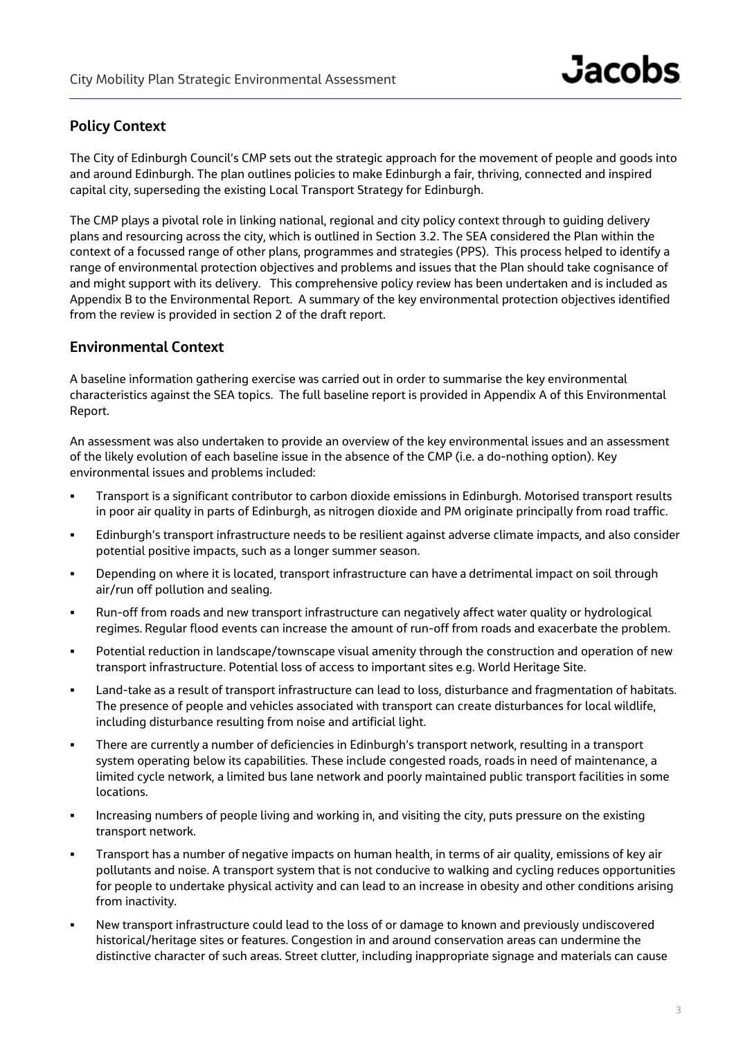## Policy Context

The City of Edinburgh Council's CMP sets out the strategic approach for the movement of people and goods into and around Edinburgh. The plan outlines policies to make Edinburgh a fair, thriving, connected and inspired capital city, superseding the existing Local Transport Strategy for Edinburgh.

The CMP plays a pivotal role in linking national, regional and city policy context through to guiding delivery plans and resourcing across the city, which is outlined in Section 3.2. The SEA considered the Plan within the context of a focussed range of other plans, programmes and strategies (PPS). This process helped to identify a range of environmental protection objectives and problems and issues that the Plan should take cognisance of and might support with its delivery. This comprehensive policy review has been undertaken and is included as Appendix B to the Environmental Report. A summary of the key environmental protection objectives identified from the review is provided in section 2 of the draft report.

## Environmental Context

A baseline information gathering exercise was carried out in order to summarise the key environmental characteristics against the SEA topics. The full baseline report is provided in Appendix A of this Environmental Report.

An assessment was also undertaken to provide an overview of the key environmental issues and an assessment of the likely evolution of each baseline issue in the absence of the CMP (i.e. a do-nothing option). Key environmental issues and problems included:

- Transport is a significant contributor to carbon dioxide emissions in Edinburgh. Motorised transport results in poor air quality in parts of Edinburgh, as nitrogen dioxide and PM originate principally from road traffic.
- Edinburgh's transport infrastructure needs to be resilient against adverse climate impacts, and also consider potential positive impacts, such as a longer summer season.
- Depending on where it is located, transport infrastructure can have a detrimental impact on soil through air/run off pollution and sealing.
- Run-off from roads and new transport infrastructure can negatively affect water quality or hydrological regimes. Regular flood events can increase the amount of run-off from roads and exacerbate the problem.
- Potential reduction in landscape/townscape visual amenity through the construction and operation of new transport infrastructure. Potential loss of access to important sites e.g. World Heritage Site.
- Land-take as a result of transport infrastructure can lead to loss, disturbance and fragmentation of habitats. The presence of people and vehicles associated with transport can create disturbances for local wildlife, including disturbance resulting from noise and artificial light.
- There are currently a number of deficiencies in Edinburgh's transport network, resulting in a transport system operating below its capabilities. These include congested roads, roads in need of maintenance, a limited cycle network, a limited bus lane network and poorly maintained public transport facilities in some locations.
- Increasing numbers of people living and working in, and visiting the city, puts pressure on the existing transport network.
- Transport has a number of negative impacts on human health, in terms of air quality, emissions of key air pollutants and noise. A transport system that is not conducive to walking and cycling reduces opportunities for people to undertake physical activity and can lead to an increase in obesity and other conditions arising from inactivity.
- New transport infrastructure could lead to the loss of or damage to known and previously undiscovered historical/heritage sites or features. Congestion in and around conservation areas can undermine the distinctive character of such areas. Street clutter, including inappropriate signage and materials can cause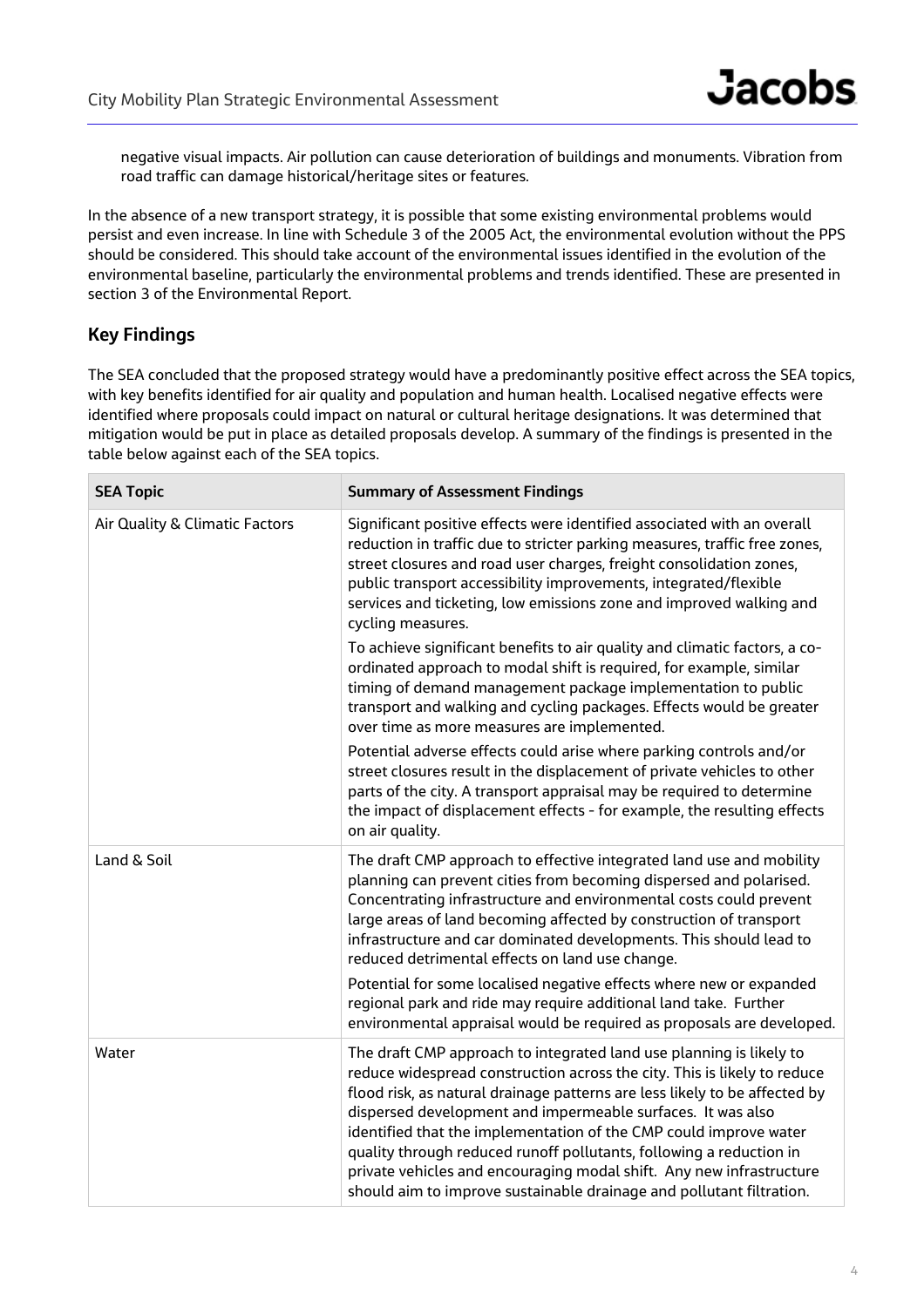negative visual impacts. Air pollution can cause deterioration of buildings and monuments. Vibration from road traffic can damage historical/heritage sites or features.

In the absence of a new transport strategy, it is possible that some existing environmental problems would persist and even increase. In line with Schedule 3 of the 2005 Act, the environmental evolution without the PPS should be considered. This should take account of the environmental issues identified in the evolution of the environmental baseline, particularly the environmental problems and trends identified. These are presented in section 3 of the Environmental Report.

## Key Findings

The SEA concluded that the proposed strategy would have a predominantly positive effect across the SEA topics, with key benefits identified for air quality and population and human health. Localised negative effects were identified where proposals could impact on natural or cultural heritage designations. It was determined that mitigation would be put in place as detailed proposals develop. A summary of the findings is presented in the table below against each of the SEA topics.

| SEA Topic | Summary of Assessment Findings |
|---|---|
| Air Quality & Climatic Factors | Significant positive effects were identified associated with an overall reduction in traffic due to stricter parking measures, traffic free zones, street closures and road user charges, freight consolidation zones, public transport accessibility improvements, integrated/flexible services and ticketing, low emissions zone and improved walking and cycling measures.<br><br>To achieve significant benefits to air quality and climatic factors, a co-ordinated approach to modal shift is required, for example, similar timing of demand management package implementation to public transport and walking and cycling packages. Effects would be greater over time as more measures are implemented.<br><br>Potential adverse effects could arise where parking controls and/or street closures result in the displacement of private vehicles to other parts of the city. A transport appraisal may be required to determine the impact of displacement effects - for example, the resulting effects on air quality. |
| Land & Soil | The draft CMP approach to effective integrated land use and mobility planning can prevent cities from becoming dispersed and polarised. Concentrating infrastructure and environmental costs could prevent large areas of land becoming affected by construction of transport infrastructure and car dominated developments. This should lead to reduced detrimental effects on land use change.<br><br>Potential for some localised negative effects where new or expanded regional park and ride may require additional land take. Further environmental appraisal would be required as proposals are developed. |
| Water | The draft CMP approach to integrated land use planning is likely to reduce widespread construction across the city. This is likely to reduce flood risk, as natural drainage patterns are less likely to be affected by dispersed development and impermeable surfaces. It was also identified that the implementation of the CMP could improve water quality through reduced runoff pollutants, following a reduction in private vehicles and encouraging modal shift. Any new infrastructure should aim to improve sustainable drainage and pollutant filtration. |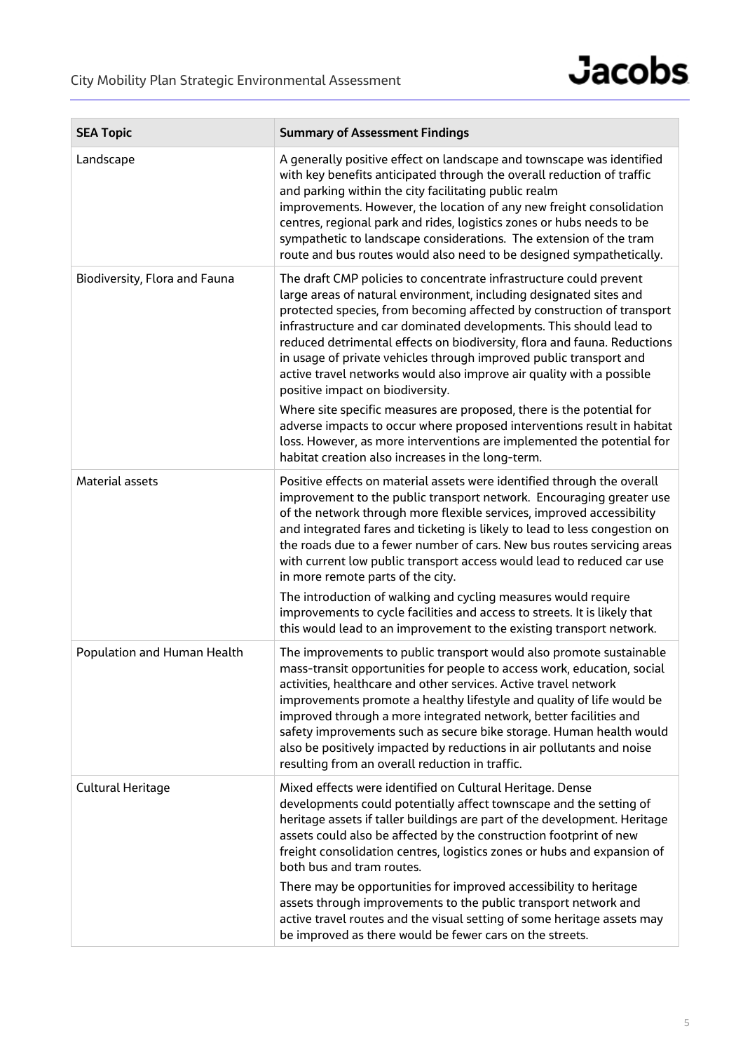| SEA Topic | Summary of Assessment Findings |
|---|---|
| Landscape | A generally positive effect on landscape and townscape was identified with key benefits anticipated through the overall reduction of traffic and parking within the city facilitating public realm improvements. However, the location of any new freight consolidation centres, regional park and rides, logistics zones or hubs needs to be sympathetic to landscape considerations. The extension of the tram route and bus routes would also need to be designed sympathetically. |
| Biodiversity, Flora and Fauna | The draft CMP policies to concentrate infrastructure could prevent large areas of natural environment, including designated sites and protected species, from becoming affected by construction of transport infrastructure and car dominated developments. This should lead to reduced detrimental effects on biodiversity, flora and fauna. Reductions in usage of private vehicles through improved public transport and active travel networks would also improve air quality with a possible positive impact on biodiversity.<br><br>Where site specific measures are proposed, there is the potential for adverse impacts to occur where proposed interventions result in habitat loss. However, as more interventions are implemented the potential for habitat creation also increases in the long-term. |
| Material assets | Positive effects on material assets were identified through the overall improvement to the public transport network. Encouraging greater use of the network through more flexible services, improved accessibility and integrated fares and ticketing is likely to lead to less congestion on the roads due to a fewer number of cars. New bus routes servicing areas with current low public transport access would lead to reduced car use in more remote parts of the city.<br><br>The introduction of walking and cycling measures would require improvements to cycle facilities and access to streets. It is likely that this would lead to an improvement to the existing transport network. |
| Population and Human Health | The improvements to public transport would also promote sustainable mass-transit opportunities for people to access work, education, social activities, healthcare and other services. Active travel network improvements promote a healthy lifestyle and quality of life would be improved through a more integrated network, better facilities and safety improvements such as secure bike storage. Human health would also be positively impacted by reductions in air pollutants and noise resulting from an overall reduction in traffic. |
| Cultural Heritage | Mixed effects were identified on Cultural Heritage. Dense developments could potentially affect townscape and the setting of heritage assets if taller buildings are part of the development. Heritage assets could also be affected by the construction footprint of new freight consolidation centres, logistics zones or hubs and expansion of both bus and tram routes.<br><br>There may be opportunities for improved accessibility to heritage assets through improvements to the public transport network and active travel routes and the visual setting of some heritage assets may be improved as there would be fewer cars on the streets. |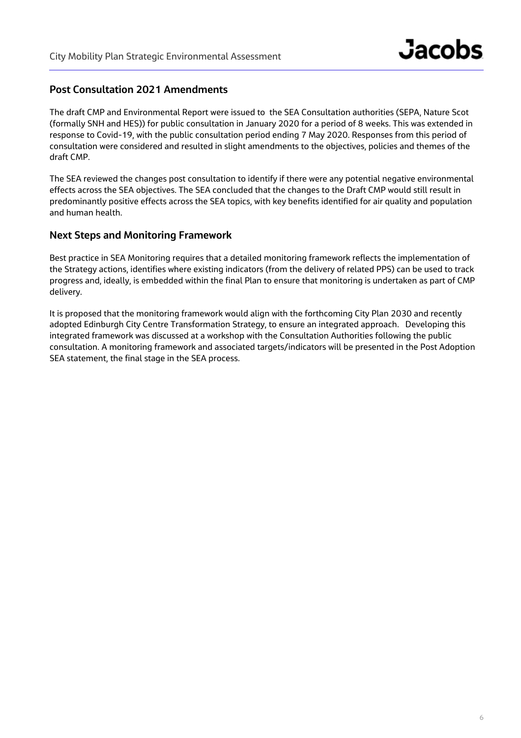## Post Consultation 2021 Amendments

The draft CMP and Environmental Report were issued to the SEA Consultation authorities (SEPA, Nature Scot (formally SNH and HES)) for public consultation in January 2020 for a period of 8 weeks. This was extended in response to Covid-19, with the public consultation period ending 7 May 2020. Responses from this period of consultation were considered and resulted in slight amendments to the objectives, policies and themes of the draft CMP.

The SEA reviewed the changes post consultation to identify if there were any potential negative environmental effects across the SEA objectives. The SEA concluded that the changes to the Draft CMP would still result in predominantly positive effects across the SEA topics, with key benefits identified for air quality and population and human health.

## Next Steps and Monitoring Framework

Best practice in SEA Monitoring requires that a detailed monitoring framework reflects the implementation of the Strategy actions, identifies where existing indicators (from the delivery of related PPS) can be used to track progress and, ideally, is embedded within the final Plan to ensure that monitoring is undertaken as part of CMP delivery.

It is proposed that the monitoring framework would align with the forthcoming City Plan 2030 and recently adopted Edinburgh City Centre Transformation Strategy, to ensure an integrated approach. Developing this integrated framework was discussed at a workshop with the Consultation Authorities following the public consultation. A monitoring framework and associated targets/indicators will be presented in the Post Adoption SEA statement, the final stage in the SEA process.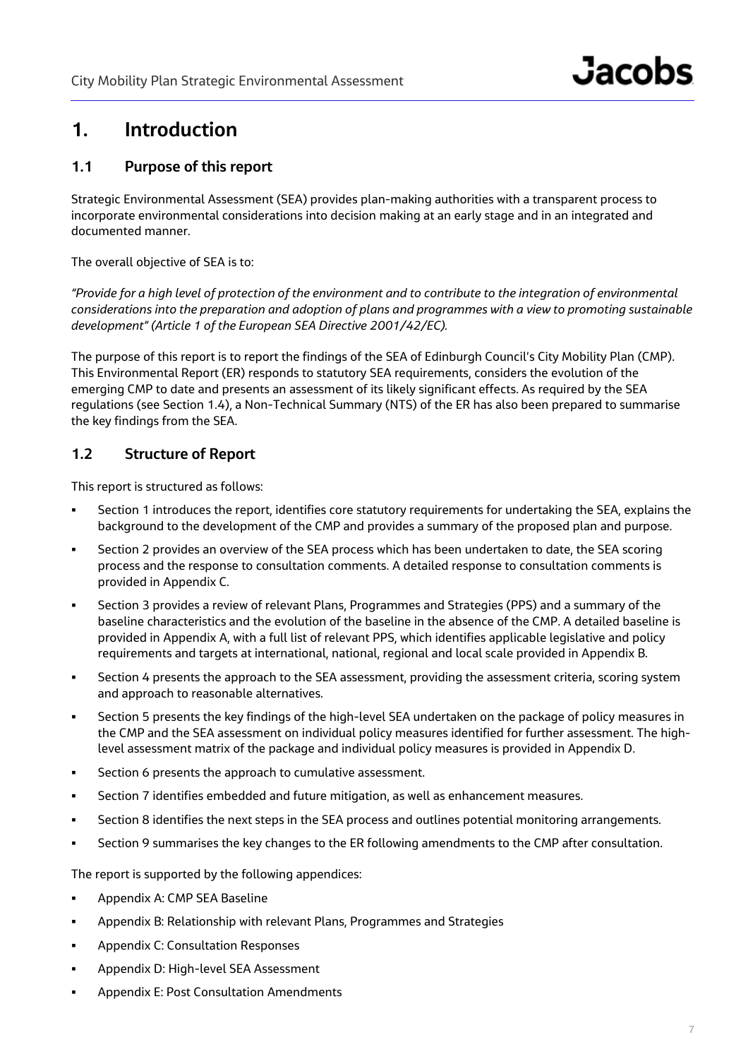# 1. Introduction

## 1.1 Purpose of this report

Strategic Environmental Assessment (SEA) provides plan-making authorities with a transparent process to incorporate environmental considerations into decision making at an early stage and in an integrated and documented manner.

The overall objective of SEA is to:

*"Provide for a high level of protection of the environment and to contribute to the integration of environmental considerations into the preparation and adoption of plans and programmes with a view to promoting sustainable development" (Article 1 of the European SEA Directive 2001/42/EC).*

The purpose of this report is to report the findings of the SEA of Edinburgh Council's City Mobility Plan (CMP). This Environmental Report (ER) responds to statutory SEA requirements, considers the evolution of the emerging CMP to date and presents an assessment of its likely significant effects. As required by the SEA regulations (see Section 1.4), a Non-Technical Summary (NTS) of the ER has also been prepared to summarise the key findings from the SEA.

## 1.2 Structure of Report

This report is structured as follows:

- Section 1 introduces the report, identifies core statutory requirements for undertaking the SEA, explains the background to the development of the CMP and provides a summary of the proposed plan and purpose.
- Section 2 provides an overview of the SEA process which has been undertaken to date, the SEA scoring process and the response to consultation comments. A detailed response to consultation comments is provided in Appendix C.
- Section 3 provides a review of relevant Plans, Programmes and Strategies (PPS) and a summary of the baseline characteristics and the evolution of the baseline in the absence of the CMP. A detailed baseline is provided in Appendix A, with a full list of relevant PPS, which identifies applicable legislative and policy requirements and targets at international, national, regional and local scale provided in Appendix B.
- Section 4 presents the approach to the SEA assessment, providing the assessment criteria, scoring system and approach to reasonable alternatives.
- Section 5 presents the key findings of the high-level SEA undertaken on the package of policy measures in the CMP and the SEA assessment on individual policy measures identified for further assessment. The high-level assessment matrix of the package and individual policy measures is provided in Appendix D.
- Section 6 presents the approach to cumulative assessment.
- Section 7 identifies embedded and future mitigation, as well as enhancement measures.
- Section 8 identifies the next steps in the SEA process and outlines potential monitoring arrangements.
- Section 9 summarises the key changes to the ER following amendments to the CMP after consultation.

The report is supported by the following appendices:

- Appendix A: CMP SEA Baseline
- Appendix B: Relationship with relevant Plans, Programmes and Strategies
- Appendix C: Consultation Responses
- Appendix D: High-level SEA Assessment
- Appendix E: Post Consultation Amendments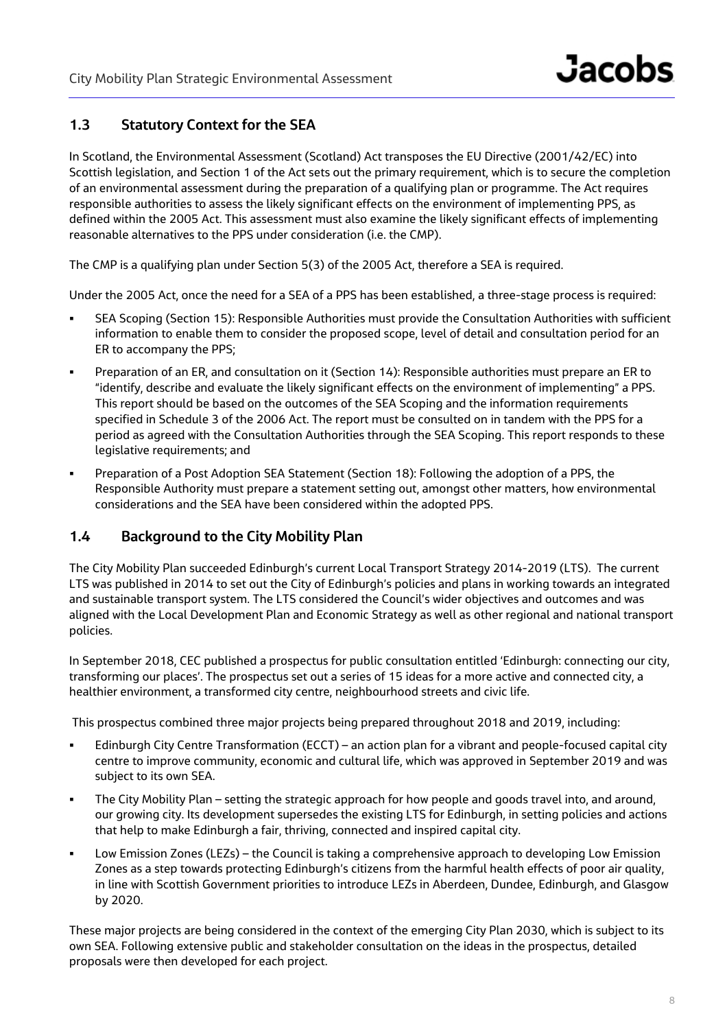## 1.3 Statutory Context for the SEA

In Scotland, the Environmental Assessment (Scotland) Act transposes the EU Directive (2001/42/EC) into Scottish legislation, and Section 1 of the Act sets out the primary requirement, which is to secure the completion of an environmental assessment during the preparation of a qualifying plan or programme. The Act requires responsible authorities to assess the likely significant effects on the environment of implementing PPS, as defined within the 2005 Act. This assessment must also examine the likely significant effects of implementing reasonable alternatives to the PPS under consideration (i.e. the CMP).

The CMP is a qualifying plan under Section 5(3) of the 2005 Act, therefore a SEA is required.

Under the 2005 Act, once the need for a SEA of a PPS has been established, a three-stage process is required:

- SEA Scoping (Section 15): Responsible Authorities must provide the Consultation Authorities with sufficient information to enable them to consider the proposed scope, level of detail and consultation period for an ER to accompany the PPS;
- Preparation of an ER, and consultation on it (Section 14): Responsible authorities must prepare an ER to "identify, describe and evaluate the likely significant effects on the environment of implementing" a PPS. This report should be based on the outcomes of the SEA Scoping and the information requirements specified in Schedule 3 of the 2006 Act. The report must be consulted on in tandem with the PPS for a period as agreed with the Consultation Authorities through the SEA Scoping. This report responds to these legislative requirements; and
- Preparation of a Post Adoption SEA Statement (Section 18): Following the adoption of a PPS, the Responsible Authority must prepare a statement setting out, amongst other matters, how environmental considerations and the SEA have been considered within the adopted PPS.

## 1.4 Background to the City Mobility Plan

The City Mobility Plan succeeded Edinburgh's current Local Transport Strategy 2014-2019 (LTS). The current LTS was published in 2014 to set out the City of Edinburgh's policies and plans in working towards an integrated and sustainable transport system. The LTS considered the Council's wider objectives and outcomes and was aligned with the Local Development Plan and Economic Strategy as well as other regional and national transport policies.

In September 2018, CEC published a prospectus for public consultation entitled 'Edinburgh: connecting our city, transforming our places'. The prospectus set out a series of 15 ideas for a more active and connected city, a healthier environment, a transformed city centre, neighbourhood streets and civic life.

This prospectus combined three major projects being prepared throughout 2018 and 2019, including:

- Edinburgh City Centre Transformation (ECCT) – an action plan for a vibrant and people-focused capital city centre to improve community, economic and cultural life, which was approved in September 2019 and was subject to its own SEA.
- The City Mobility Plan – setting the strategic approach for how people and goods travel into, and around, our growing city. Its development supersedes the existing LTS for Edinburgh, in setting policies and actions that help to make Edinburgh a fair, thriving, connected and inspired capital city.
- Low Emission Zones (LEZs) – the Council is taking a comprehensive approach to developing Low Emission Zones as a step towards protecting Edinburgh's citizens from the harmful health effects of poor air quality, in line with Scottish Government priorities to introduce LEZs in Aberdeen, Dundee, Edinburgh, and Glasgow by 2020.

These major projects are being considered in the context of the emerging City Plan 2030, which is subject to its own SEA. Following extensive public and stakeholder consultation on the ideas in the prospectus, detailed proposals were then developed for each project.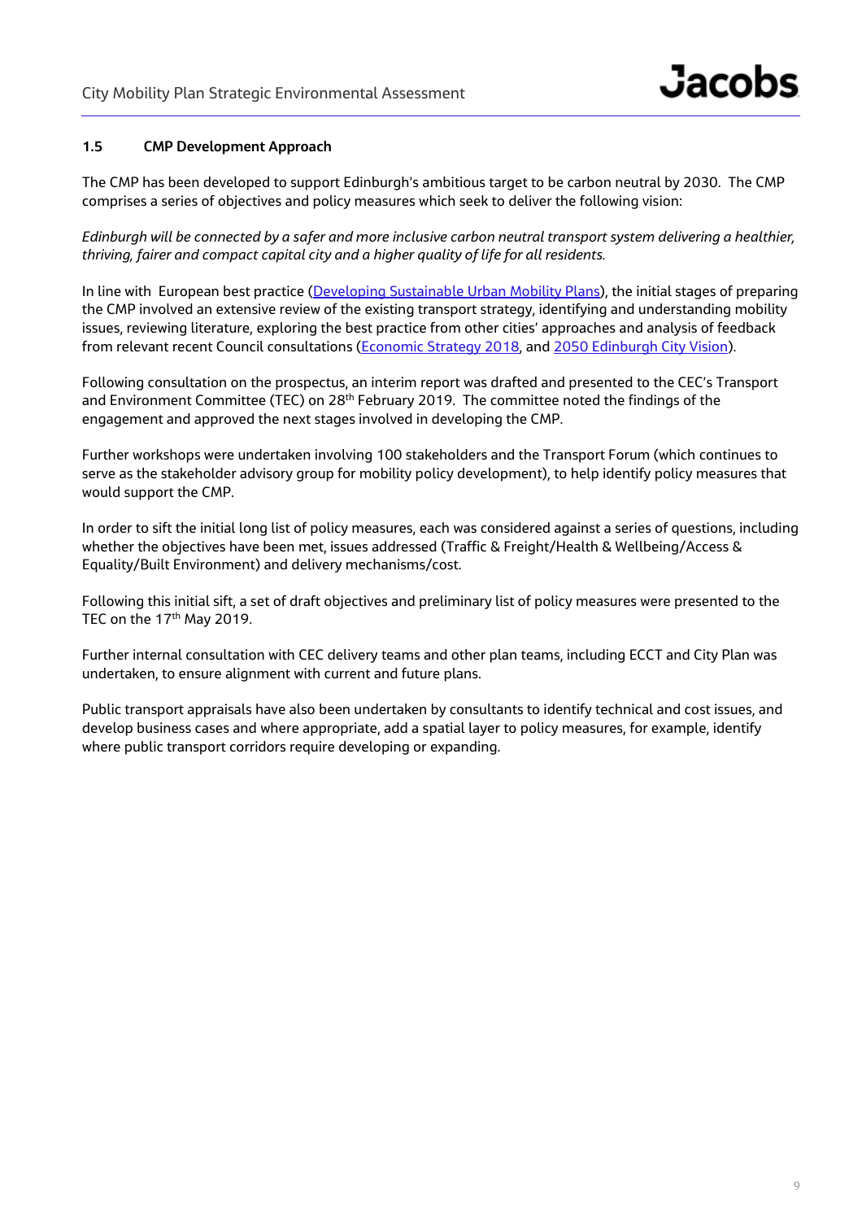### 1.5 CMP Development Approach

The CMP has been developed to support Edinburgh's ambitious target to be carbon neutral by 2030. The CMP comprises a series of objectives and policy measures which seek to deliver the following vision:

*Edinburgh will be connected by a safer and more inclusive carbon neutral transport system delivering a healthier, thriving, fairer and compact capital city and a higher quality of life for all residents.*

In line with European best practice (Developing Sustainable Urban Mobility Plans), the initial stages of preparing the CMP involved an extensive review of the existing transport strategy, identifying and understanding mobility issues, reviewing literature, exploring the best practice from other cities' approaches and analysis of feedback from relevant recent Council consultations (Economic Strategy 2018, and 2050 Edinburgh City Vision).

Following consultation on the prospectus, an interim report was drafted and presented to the CEC's Transport and Environment Committee (TEC) on 28th February 2019. The committee noted the findings of the engagement and approved the next stages involved in developing the CMP.

Further workshops were undertaken involving 100 stakeholders and the Transport Forum (which continues to serve as the stakeholder advisory group for mobility policy development), to help identify policy measures that would support the CMP.

In order to sift the initial long list of policy measures, each was considered against a series of questions, including whether the objectives have been met, issues addressed (Traffic & Freight/Health & Wellbeing/Access & Equality/Built Environment) and delivery mechanisms/cost.

Following this initial sift, a set of draft objectives and preliminary list of policy measures were presented to the TEC on the 17th May 2019.

Further internal consultation with CEC delivery teams and other plan teams, including ECCT and City Plan was undertaken, to ensure alignment with current and future plans.

Public transport appraisals have also been undertaken by consultants to identify technical and cost issues, and develop business cases and where appropriate, add a spatial layer to policy measures, for example, identify where public transport corridors require developing or expanding.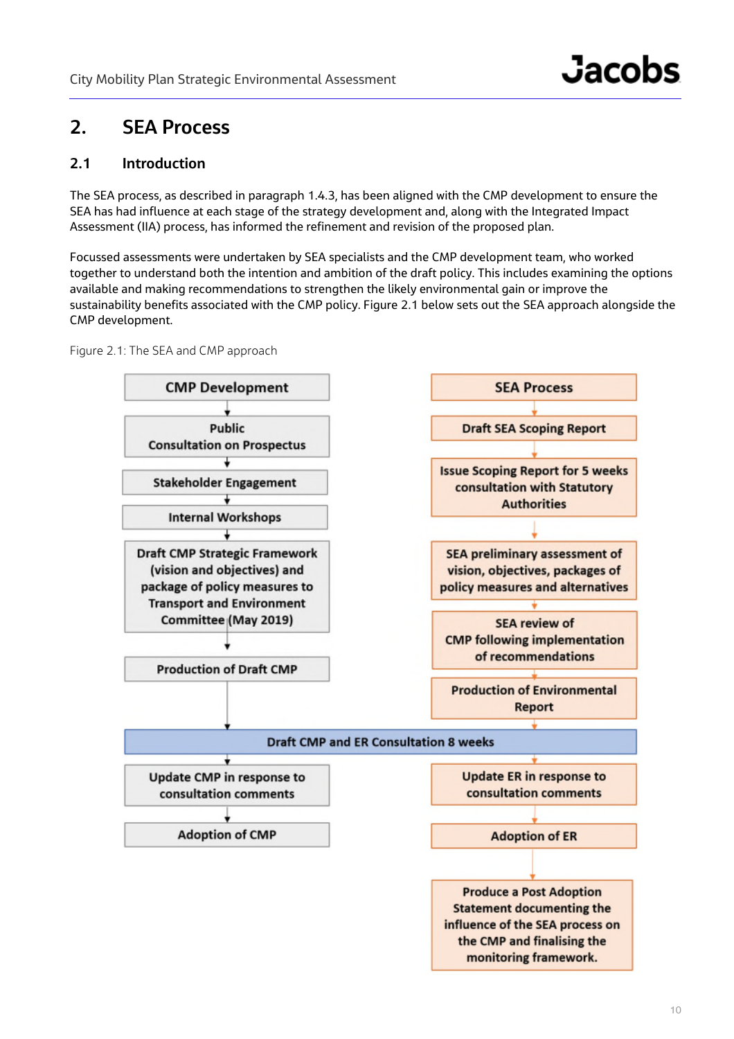# 2. SEA Process

## 2.1 Introduction

The SEA process, as described in paragraph 1.4.3, has been aligned with the CMP development to ensure the SEA has had influence at each stage of the strategy development and, along with the Integrated Impact Assessment (IIA) process, has informed the refinement and revision of the proposed plan.

Focussed assessments were undertaken by SEA specialists and the CMP development team, who worked together to understand both the intention and ambition of the draft policy. This includes examining the options available and making recommendations to strengthen the likely environmental gain or improve the sustainability benefits associated with the CMP policy. Figure 2.1 below sets out the SEA approach alongside the CMP development.

Figure 2.1: The SEA and CMP approach

**CMP Development**
- Public Consultation on Prospectus
- Stakeholder Engagement
- Internal Workshops
- Draft CMP Strategic Framework (vision and objectives) and package of policy measures to Transport and Environment Committee (May 2019)
- Production of Draft CMP

**SEA Process**
- Draft SEA Scoping Report
- Issue Scoping Report for 5 weeks consultation with Statutory Authorities
- SEA preliminary assessment of vision, objectives, packages of policy measures and alternatives
- SEA review of CMP following implementation of recommendations
- Production of Environmental Report

**Draft CMP and ER Consultation 8 weeks**

**CMP Development**
- Update CMP in response to consultation comments
- Adoption of CMP

**SEA Process**
- Update ER in response to consultation comments
- Adoption of ER
- Produce a Post Adoption Statement documenting the influence of the SEA process on the CMP and finalising the monitoring framework.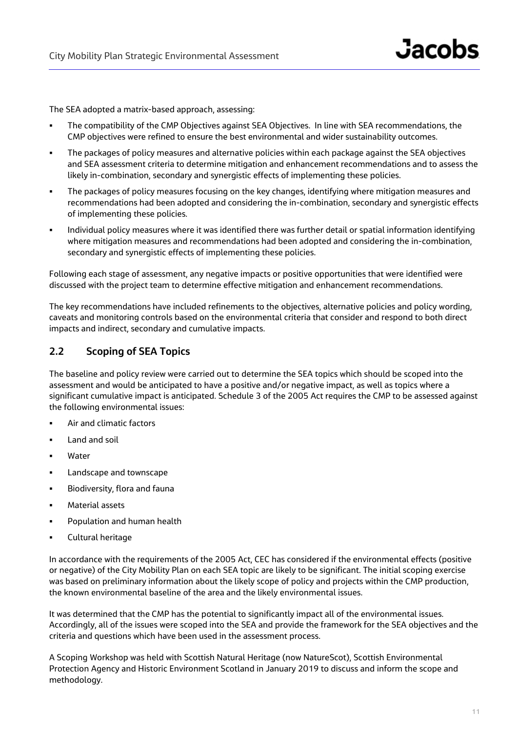The SEA adopted a matrix-based approach, assessing:

- The compatibility of the CMP Objectives against SEA Objectives. In line with SEA recommendations, the CMP objectives were refined to ensure the best environmental and wider sustainability outcomes.
- The packages of policy measures and alternative policies within each package against the SEA objectives and SEA assessment criteria to determine mitigation and enhancement recommendations and to assess the likely in-combination, secondary and synergistic effects of implementing these policies.
- The packages of policy measures focusing on the key changes, identifying where mitigation measures and recommendations had been adopted and considering the in-combination, secondary and synergistic effects of implementing these policies.
- Individual policy measures where it was identified there was further detail or spatial information identifying where mitigation measures and recommendations had been adopted and considering the in-combination, secondary and synergistic effects of implementing these policies.

Following each stage of assessment, any negative impacts or positive opportunities that were identified were discussed with the project team to determine effective mitigation and enhancement recommendations.

The key recommendations have included refinements to the objectives, alternative policies and policy wording, caveats and monitoring controls based on the environmental criteria that consider and respond to both direct impacts and indirect, secondary and cumulative impacts.

## 2.2 Scoping of SEA Topics

The baseline and policy review were carried out to determine the SEA topics which should be scoped into the assessment and would be anticipated to have a positive and/or negative impact, as well as topics where a significant cumulative impact is anticipated. Schedule 3 of the 2005 Act requires the CMP to be assessed against the following environmental issues:

- Air and climatic factors
- Land and soil
- Water
- Landscape and townscape
- Biodiversity, flora and fauna
- Material assets
- Population and human health
- Cultural heritage

In accordance with the requirements of the 2005 Act, CEC has considered if the environmental effects (positive or negative) of the City Mobility Plan on each SEA topic are likely to be significant. The initial scoping exercise was based on preliminary information about the likely scope of policy and projects within the CMP production, the known environmental baseline of the area and the likely environmental issues.

It was determined that the CMP has the potential to significantly impact all of the environmental issues. Accordingly, all of the issues were scoped into the SEA and provide the framework for the SEA objectives and the criteria and questions which have been used in the assessment process.

A Scoping Workshop was held with Scottish Natural Heritage (now NatureScot), Scottish Environmental Protection Agency and Historic Environment Scotland in January 2019 to discuss and inform the scope and methodology.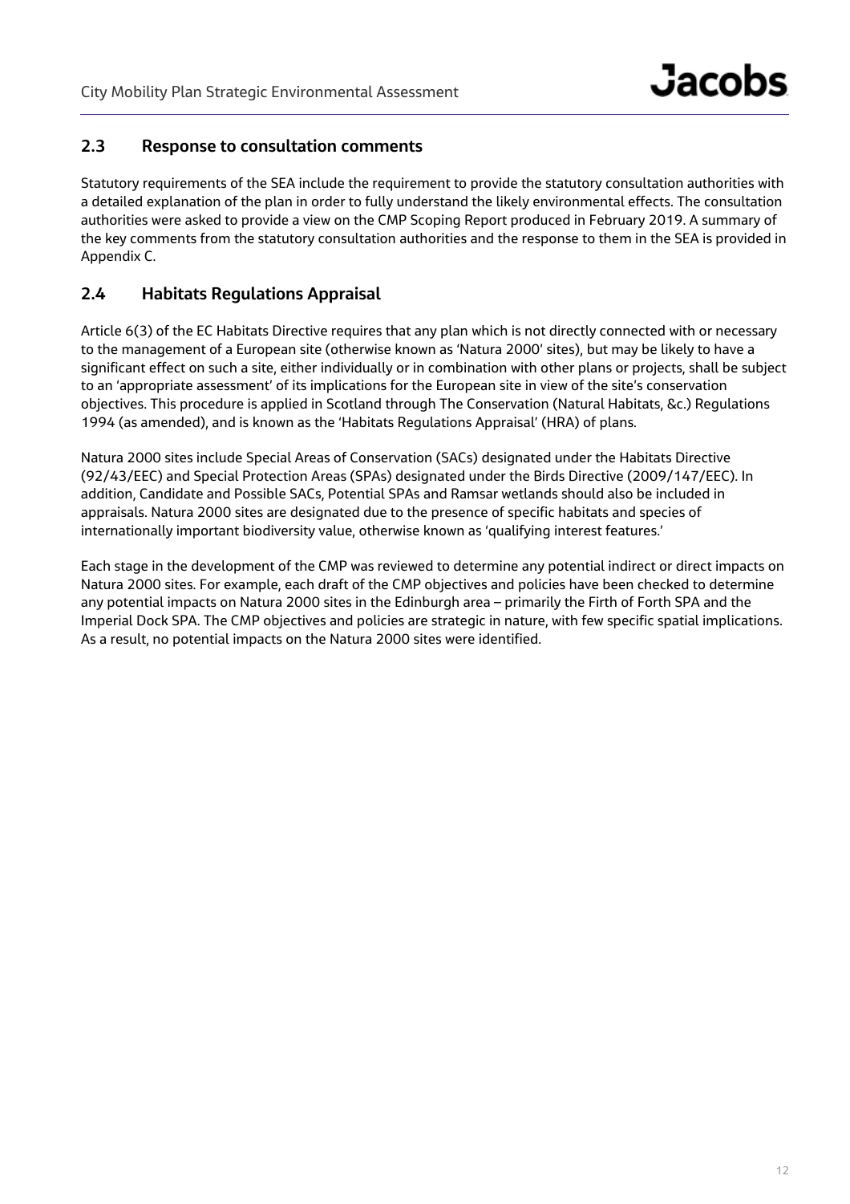## 2.3 Response to consultation comments

Statutory requirements of the SEA include the requirement to provide the statutory consultation authorities with a detailed explanation of the plan in order to fully understand the likely environmental effects. The consultation authorities were asked to provide a view on the CMP Scoping Report produced in February 2019. A summary of the key comments from the statutory consultation authorities and the response to them in the SEA is provided in Appendix C.

## 2.4 Habitats Regulations Appraisal

Article 6(3) of the EC Habitats Directive requires that any plan which is not directly connected with or necessary to the management of a European site (otherwise known as 'Natura 2000' sites), but may be likely to have a significant effect on such a site, either individually or in combination with other plans or projects, shall be subject to an 'appropriate assessment' of its implications for the European site in view of the site's conservation objectives. This procedure is applied in Scotland through The Conservation (Natural Habitats, &c.) Regulations 1994 (as amended), and is known as the 'Habitats Regulations Appraisal' (HRA) of plans.

Natura 2000 sites include Special Areas of Conservation (SACs) designated under the Habitats Directive (92/43/EEC) and Special Protection Areas (SPAs) designated under the Birds Directive (2009/147/EEC). In addition, Candidate and Possible SACs, Potential SPAs and Ramsar wetlands should also be included in appraisals. Natura 2000 sites are designated due to the presence of specific habitats and species of internationally important biodiversity value, otherwise known as 'qualifying interest features.'

Each stage in the development of the CMP was reviewed to determine any potential indirect or direct impacts on Natura 2000 sites. For example, each draft of the CMP objectives and policies have been checked to determine any potential impacts on Natura 2000 sites in the Edinburgh area – primarily the Firth of Forth SPA and the Imperial Dock SPA. The CMP objectives and policies are strategic in nature, with few specific spatial implications. As a result, no potential impacts on the Natura 2000 sites were identified.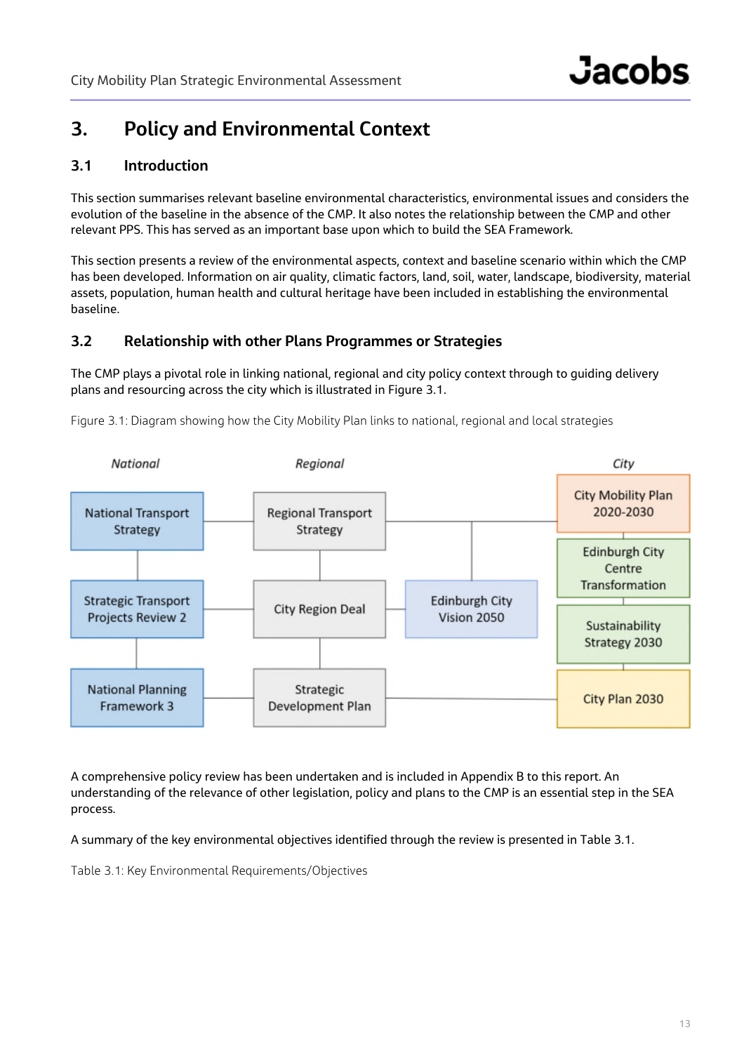# 3. Policy and Environmental Context

## 3.1 Introduction

This section summarises relevant baseline environmental characteristics, environmental issues and considers the evolution of the baseline in the absence of the CMP. It also notes the relationship between the CMP and other relevant PPS. This has served as an important base upon which to build the SEA Framework.

This section presents a review of the environmental aspects, context and baseline scenario within which the CMP has been developed. Information on air quality, climatic factors, land, soil, water, landscape, biodiversity, material assets, population, human health and cultural heritage have been included in establishing the environmental baseline.

## 3.2 Relationship with other Plans Programmes or Strategies

The CMP plays a pivotal role in linking national, regional and city policy context through to guiding delivery plans and resourcing across the city which is illustrated in Figure 3.1.

Figure 3.1: Diagram showing how the City Mobility Plan links to national, regional and local strategies

| *National* | *Regional* | | *City* |
|---|---|---|---|
| National Transport Strategy | Regional Transport Strategy | | City Mobility Plan 2020-2030 |
| | | | Edinburgh City Centre Transformation |
| Strategic Transport Projects Review 2 | City Region Deal | Edinburgh City Vision 2050 | Sustainability Strategy 2030 |
| National Planning Framework 3 | Strategic Development Plan | | City Plan 2030 |

A comprehensive policy review has been undertaken and is included in Appendix B to this report. An understanding of the relevance of other legislation, policy and plans to the CMP is an essential step in the SEA process.

A summary of the key environmental objectives identified through the review is presented in Table 3.1.

Table 3.1: Key Environmental Requirements/Objectives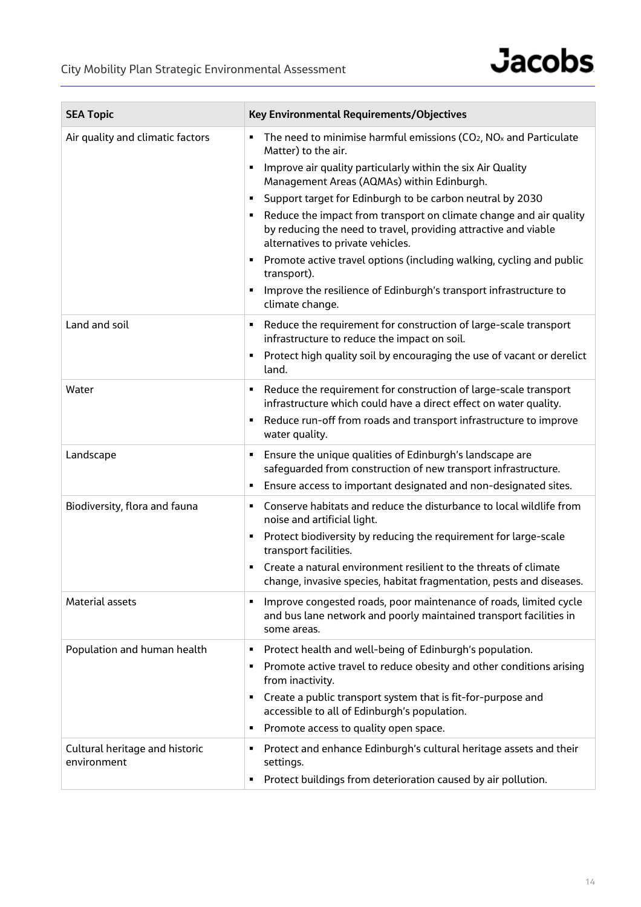| SEA Topic | Key Environmental Requirements/Objectives |
| --- | --- |
| Air quality and climatic factors | ▪ The need to minimise harmful emissions ($CO_2$, $NO_x$ and Particulate Matter) to the air.<br>▪ Improve air quality particularly within the six Air Quality Management Areas (AQMAs) within Edinburgh.<br>▪ Support target for Edinburgh to be carbon neutral by 2030<br>▪ Reduce the impact from transport on climate change and air quality by reducing the need to travel, providing attractive and viable alternatives to private vehicles.<br>▪ Promote active travel options (including walking, cycling and public transport).<br>▪ Improve the resilience of Edinburgh's transport infrastructure to climate change. |
| Land and soil | ▪ Reduce the requirement for construction of large-scale transport infrastructure to reduce the impact on soil.<br>▪ Protect high quality soil by encouraging the use of vacant or derelict land. |
| Water | ▪ Reduce the requirement for construction of large-scale transport infrastructure which could have a direct effect on water quality.<br>▪ Reduce run-off from roads and transport infrastructure to improve water quality. |
| Landscape | ▪ Ensure the unique qualities of Edinburgh's landscape are safeguarded from construction of new transport infrastructure.<br>▪ Ensure access to important designated and non-designated sites. |
| Biodiversity, flora and fauna | ▪ Conserve habitats and reduce the disturbance to local wildlife from noise and artificial light.<br>▪ Protect biodiversity by reducing the requirement for large-scale transport facilities.<br>▪ Create a natural environment resilient to the threats of climate change, invasive species, habitat fragmentation, pests and diseases. |
| Material assets | ▪ Improve congested roads, poor maintenance of roads, limited cycle and bus lane network and poorly maintained transport facilities in some areas. |
| Population and human health | ▪ Protect health and well-being of Edinburgh's population.<br>▪ Promote active travel to reduce obesity and other conditions arising from inactivity.<br>▪ Create a public transport system that is fit-for-purpose and accessible to all of Edinburgh's population.<br>▪ Promote access to quality open space. |
| Cultural heritage and historic environment | ▪ Protect and enhance Edinburgh's cultural heritage assets and their settings.<br>▪ Protect buildings from deterioration caused by air pollution. |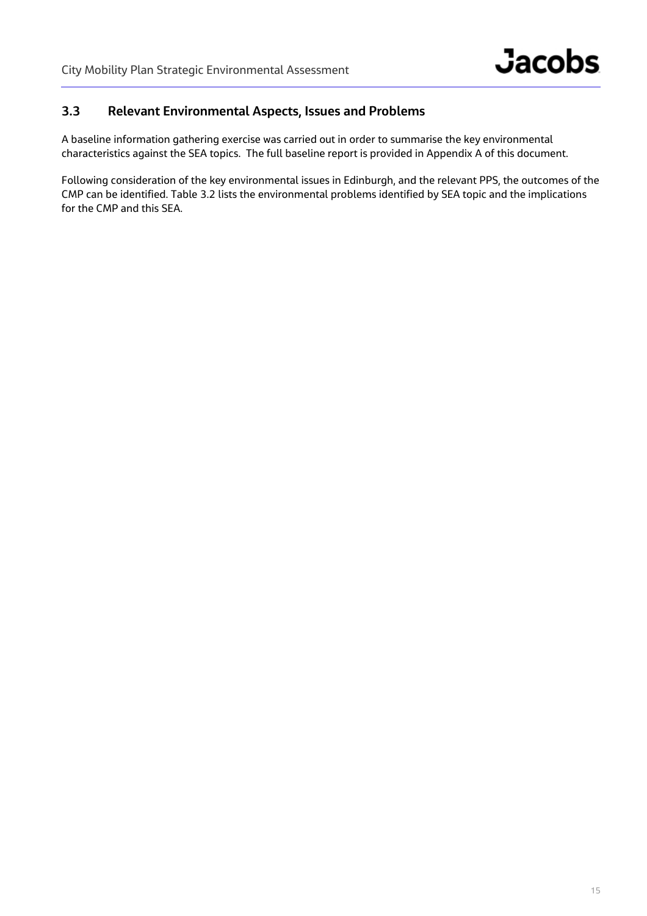### 3.3 Relevant Environmental Aspects, Issues and Problems

A baseline information gathering exercise was carried out in order to summarise the key environmental characteristics against the SEA topics. The full baseline report is provided in Appendix A of this document.

Following consideration of the key environmental issues in Edinburgh, and the relevant PPS, the outcomes of the CMP can be identified. Table 3.2 lists the environmental problems identified by SEA topic and the implications for the CMP and this SEA.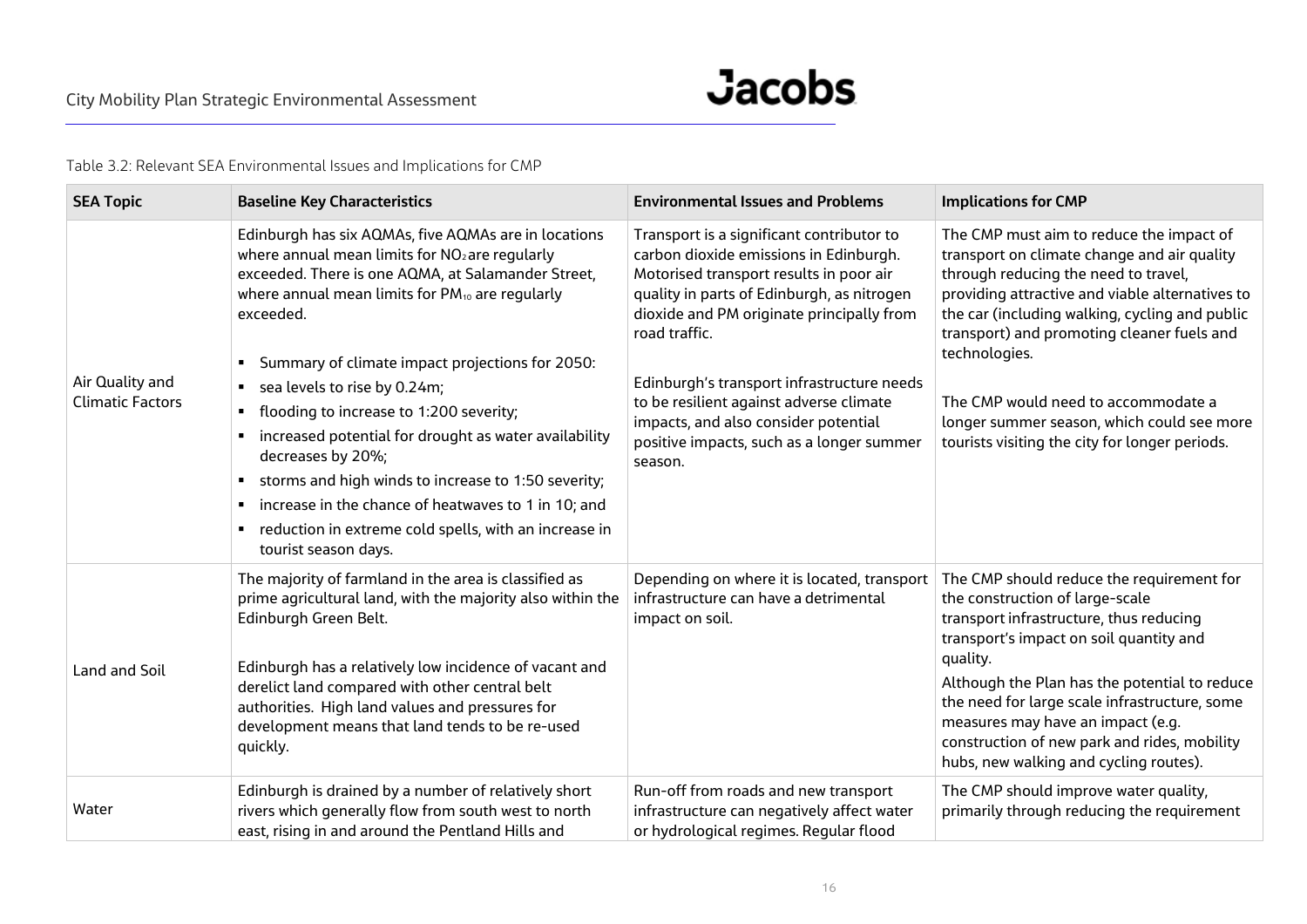Table 3.2: Relevant SEA Environmental Issues and Implications for CMP

| SEA Topic | Baseline Key Characteristics | Environmental Issues and Problems | Implications for CMP |
| --- | --- | --- | --- |
| Air Quality and Climatic Factors | Edinburgh has six AQMAs, five AQMAs are in locations where annual mean limits for $NO_2$ are regularly exceeded. There is one AQMA, at Salamander Street, where annual mean limits for $PM_{10}$ are regularly exceeded.<br><br>▪ Summary of climate impact projections for 2050:<br>▪ sea levels to rise by 0.24m;<br>▪ flooding to increase to 1:200 severity;<br>▪ increased potential for drought as water availability decreases by 20%;<br>▪ storms and high winds to increase to 1:50 severity;<br>▪ increase in the chance of heatwaves to 1 in 10; and<br>▪ reduction in extreme cold spells, with an increase in tourist season days. | Transport is a significant contributor to carbon dioxide emissions in Edinburgh. Motorised transport results in poor air quality in parts of Edinburgh, as nitrogen dioxide and PM originate principally from road traffic.<br><br>Edinburgh's transport infrastructure needs to be resilient against adverse climate impacts, and also consider potential positive impacts, such as a longer summer season. | The CMP must aim to reduce the impact of transport on climate change and air quality through reducing the need to travel, providing attractive and viable alternatives to the car (including walking, cycling and public transport) and promoting cleaner fuels and technologies.<br><br>The CMP would need to accommodate a longer summer season, which could see more tourists visiting the city for longer periods. |
| Land and Soil | The majority of farmland in the area is classified as prime agricultural land, with the majority also within the Edinburgh Green Belt.<br><br>Edinburgh has a relatively low incidence of vacant and derelict land compared with other central belt authorities. High land values and pressures for development means that land tends to be re-used quickly. | Depending on where it is located, transport infrastructure can have a detrimental impact on soil. | The CMP should reduce the requirement for the construction of large-scale transport infrastructure, thus reducing transport's impact on soil quantity and quality.<br>Although the Plan has the potential to reduce the need for large scale infrastructure, some measures may have an impact (e.g. construction of new park and rides, mobility hubs, new walking and cycling routes). |
| Water | Edinburgh is drained by a number of relatively short rivers which generally flow from south west to north east, rising in and around the Pentland Hills and | Run-off from roads and new transport infrastructure can negatively affect water or hydrological regimes. Regular flood | The CMP should improve water quality, primarily through reducing the requirement |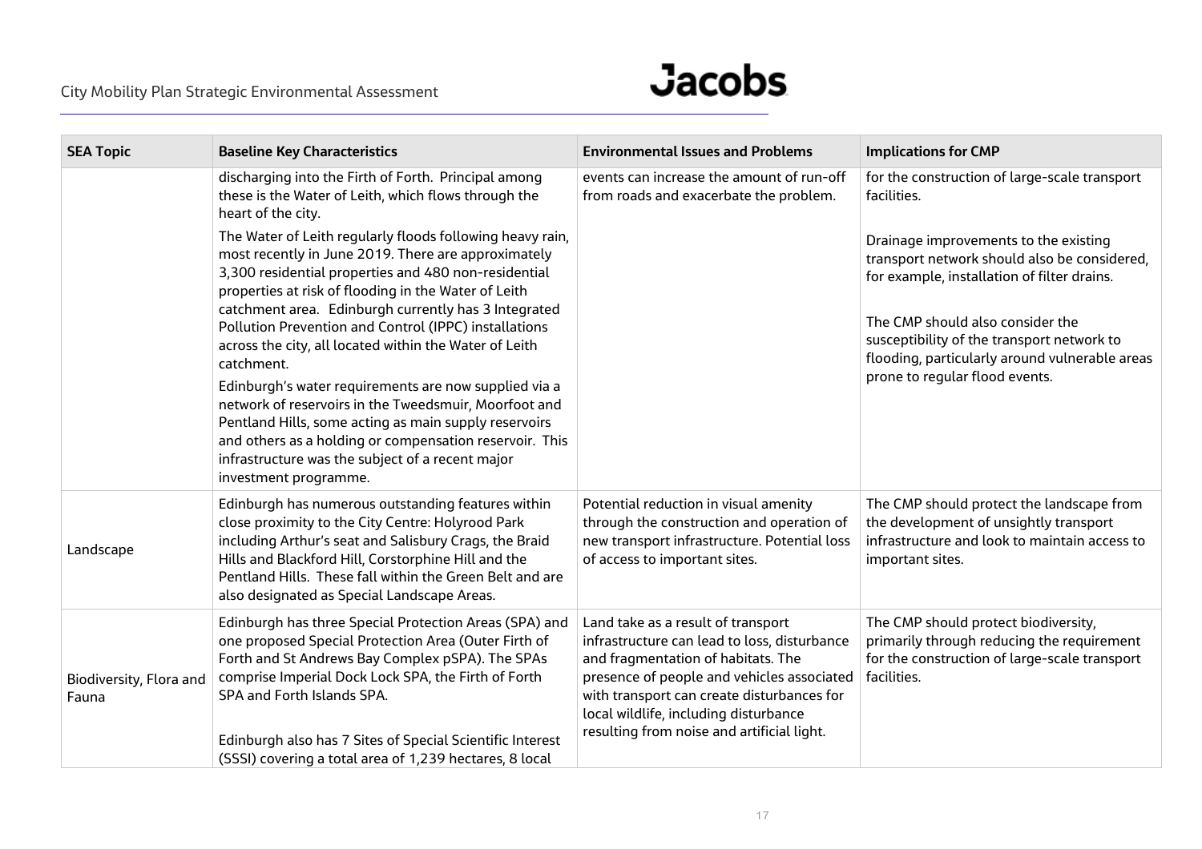| SEA Topic | Baseline Key Characteristics | Environmental Issues and Problems | Implications for CMP |
|---|---|---|---|
| | discharging into the Firth of Forth. Principal among these is the Water of Leith, which flows through the heart of the city.<br><br>The Water of Leith regularly floods following heavy rain, most recently in June 2019. There are approximately 3,300 residential properties and 480 non-residential properties at risk of flooding in the Water of Leith catchment area. Edinburgh currently has 3 Integrated Pollution Prevention and Control (IPPC) installations across the city, all located within the Water of Leith catchment.<br><br>Edinburgh's water requirements are now supplied via a network of reservoirs in the Tweedsmuir, Moorfoot and Pentland Hills, some acting as main supply reservoirs and others as a holding or compensation reservoir. This infrastructure was the subject of a recent major investment programme. | events can increase the amount of run-off from roads and exacerbate the problem. | for the construction of large-scale transport facilities.<br><br>Drainage improvements to the existing transport network should also be considered, for example, installation of filter drains.<br><br>The CMP should also consider the susceptibility of the transport network to flooding, particularly around vulnerable areas prone to regular flood events. |
| Landscape | Edinburgh has numerous outstanding features within close proximity to the City Centre: Holyrood Park including Arthur's seat and Salisbury Crags, the Braid Hills and Blackford Hill, Corstorphine Hill and the Pentland Hills. These fall within the Green Belt and are also designated as Special Landscape Areas. | Potential reduction in visual amenity through the construction and operation of new transport infrastructure. Potential loss of access to important sites. | The CMP should protect the landscape from the development of unsightly transport infrastructure and look to maintain access to important sites. |
| Biodiversity, Flora and Fauna | Edinburgh has three Special Protection Areas (SPA) and one proposed Special Protection Area (Outer Firth of Forth and St Andrews Bay Complex pSPA). The SPAs comprise Imperial Dock Lock SPA, the Firth of Forth SPA and Forth Islands SPA.<br><br>Edinburgh also has 7 Sites of Special Scientific Interest (SSSI) covering a total area of 1,239 hectares, 8 local | Land take as a result of transport infrastructure can lead to loss, disturbance and fragmentation of habitats. The presence of people and vehicles associated with transport can create disturbances for local wildlife, including disturbance resulting from noise and artificial light. | The CMP should protect biodiversity, primarily through reducing the requirement for the construction of large-scale transport facilities. |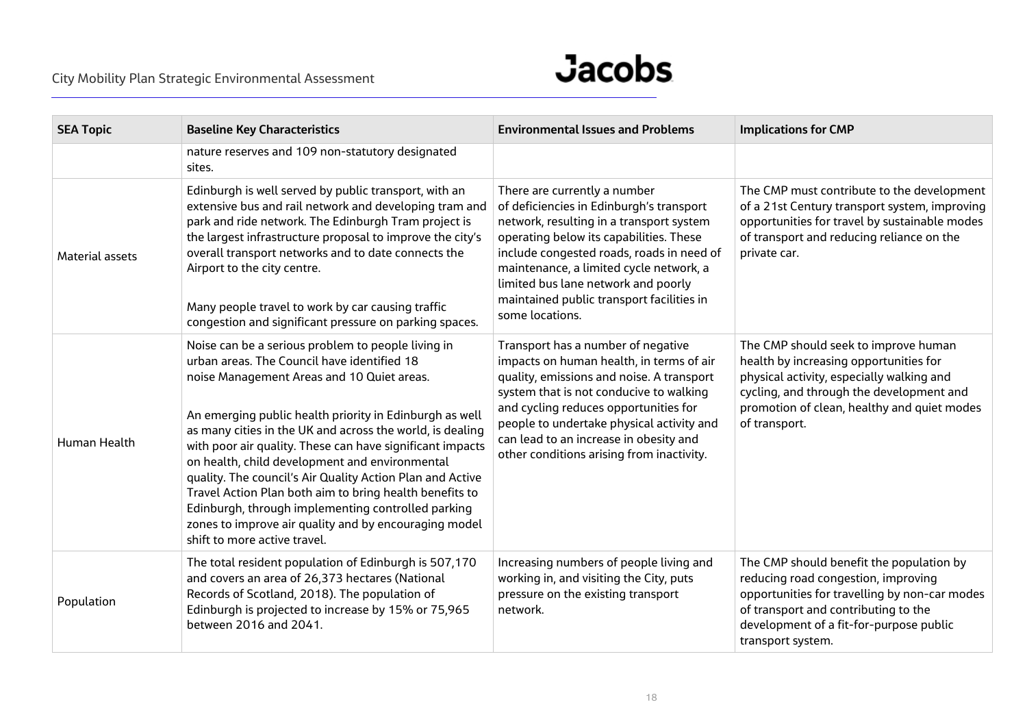| SEA Topic | Baseline Key Characteristics | Environmental Issues and Problems | Implications for CMP |
| --- | --- | --- | --- |
| | nature reserves and 109 non-statutory designated sites. | | |
| Material assets | Edinburgh is well served by public transport, with an extensive bus and rail network and developing tram and park and ride network. The Edinburgh Tram project is the largest infrastructure proposal to improve the city's overall transport networks and to date connects the Airport to the city centre.<br><br>Many people travel to work by car causing traffic congestion and significant pressure on parking spaces. | There are currently a number of deficiencies in Edinburgh's transport network, resulting in a transport system operating below its capabilities. These include congested roads, roads in need of maintenance, a limited cycle network, a limited bus lane network and poorly maintained public transport facilities in some locations. | The CMP must contribute to the development of a 21st Century transport system, improving opportunities for travel by sustainable modes of transport and reducing reliance on the private car. |
| Human Health | Noise can be a serious problem to people living in urban areas. The Council have identified 18 noise Management Areas and 10 Quiet areas.<br><br>An emerging public health priority in Edinburgh as well as many cities in the UK and across the world, is dealing with poor air quality. These can have significant impacts on health, child development and environmental quality. The council's Air Quality Action Plan and Active Travel Action Plan both aim to bring health benefits to Edinburgh, through implementing controlled parking zones to improve air quality and by encouraging model shift to more active travel. | Transport has a number of negative impacts on human health, in terms of air quality, emissions and noise. A transport system that is not conducive to walking and cycling reduces opportunities for people to undertake physical activity and can lead to an increase in obesity and other conditions arising from inactivity. | The CMP should seek to improve human health by increasing opportunities for physical activity, especially walking and cycling, and through the development and promotion of clean, healthy and quiet modes of transport. |
| Population | The total resident population of Edinburgh is 507,170 and covers an area of 26,373 hectares (National Records of Scotland, 2018). The population of Edinburgh is projected to increase by 15% or 75,965 between 2016 and 2041. | Increasing numbers of people living and working in, and visiting the City, puts pressure on the existing transport network. | The CMP should benefit the population by reducing road congestion, improving opportunities for travelling by non-car modes of transport and contributing to the development of a fit-for-purpose public transport system. |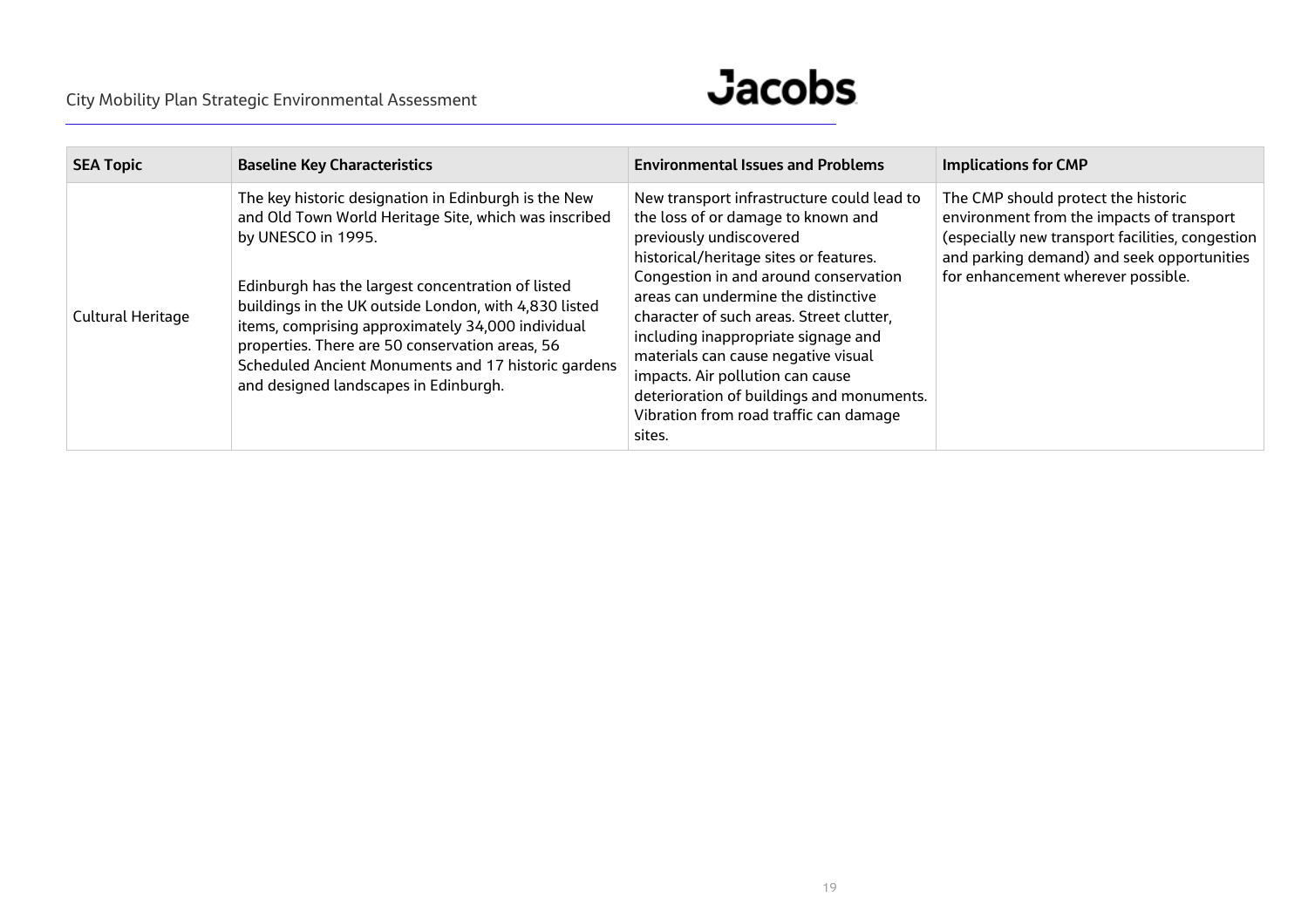| SEA Topic | Baseline Key Characteristics | Environmental Issues and Problems | Implications for CMP |
|---|---|---|---|
| Cultural Heritage | The key historic designation in Edinburgh is the New and Old Town World Heritage Site, which was inscribed by UNESCO in 1995.<br><br>Edinburgh has the largest concentration of listed buildings in the UK outside London, with 4,830 listed items, comprising approximately 34,000 individual properties. There are 50 conservation areas, 56 Scheduled Ancient Monuments and 17 historic gardens and designed landscapes in Edinburgh. | New transport infrastructure could lead to the loss of or damage to known and previously undiscovered historical/heritage sites or features. Congestion in and around conservation areas can undermine the distinctive character of such areas. Street clutter, including inappropriate signage and materials can cause negative visual impacts. Air pollution can cause deterioration of buildings and monuments. Vibration from road traffic can damage sites. | The CMP should protect the historic environment from the impacts of transport (especially new transport facilities, congestion and parking demand) and seek opportunities for enhancement wherever possible. |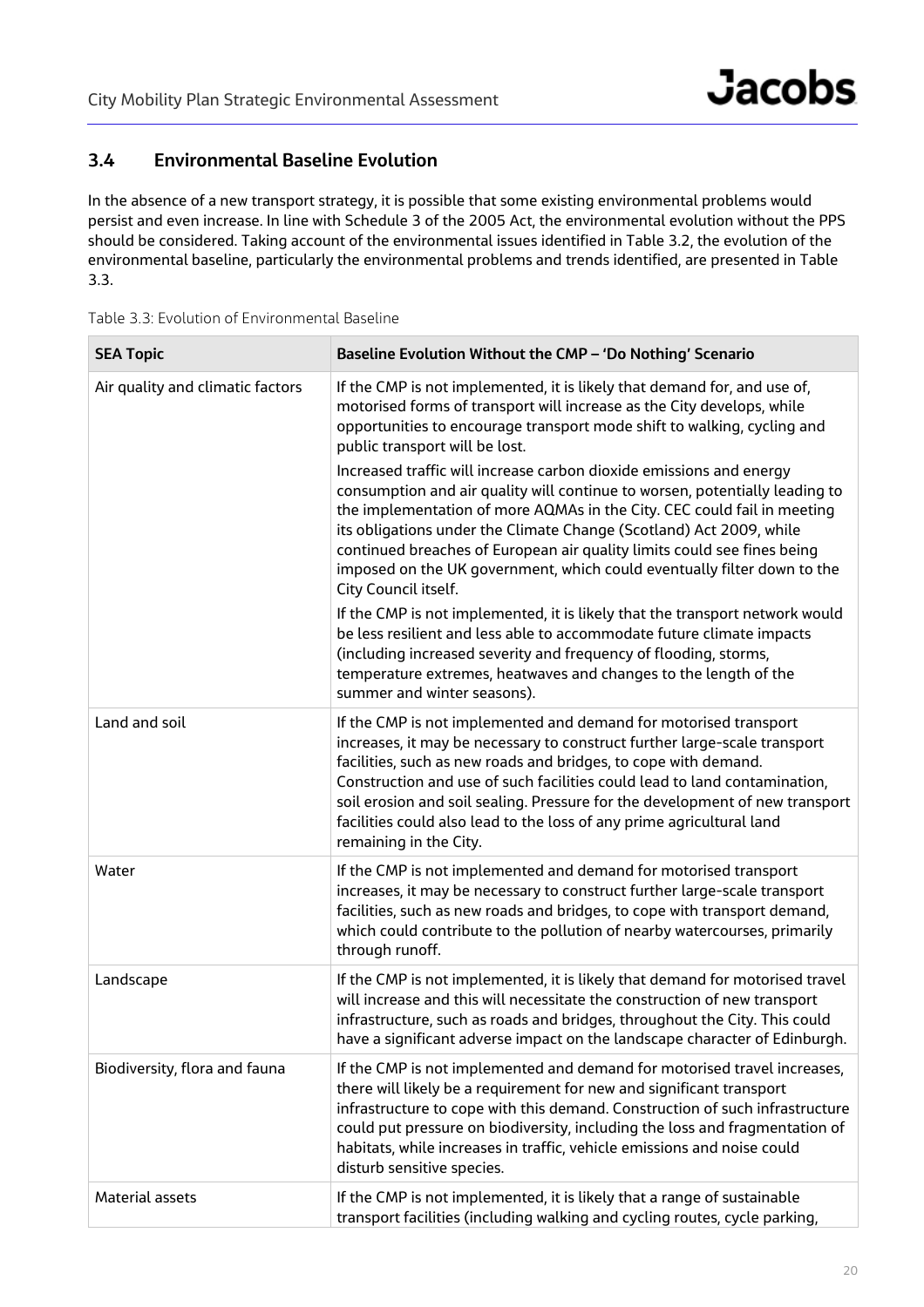### 3.4 Environmental Baseline Evolution

In the absence of a new transport strategy, it is possible that some existing environmental problems would persist and even increase. In line with Schedule 3 of the 2005 Act, the environmental evolution without the PPS should be considered. Taking account of the environmental issues identified in Table 3.2, the evolution of the environmental baseline, particularly the environmental problems and trends identified, are presented in Table 3.3.

Table 3.3: Evolution of Environmental Baseline

| SEA Topic | Baseline Evolution Without the CMP – 'Do Nothing' Scenario |
|---|---|
| Air quality and climatic factors | If the CMP is not implemented, it is likely that demand for, and use of, motorised forms of transport will increase as the City develops, while opportunities to encourage transport mode shift to walking, cycling and public transport will be lost.<br><br>Increased traffic will increase carbon dioxide emissions and energy consumption and air quality will continue to worsen, potentially leading to the implementation of more AQMAs in the City. CEC could fail in meeting its obligations under the Climate Change (Scotland) Act 2009, while continued breaches of European air quality limits could see fines being imposed on the UK government, which could eventually filter down to the City Council itself.<br><br>If the CMP is not implemented, it is likely that the transport network would be less resilient and less able to accommodate future climate impacts (including increased severity and frequency of flooding, storms, temperature extremes, heatwaves and changes to the length of the summer and winter seasons). |
| Land and soil | If the CMP is not implemented and demand for motorised transport increases, it may be necessary to construct further large-scale transport facilities, such as new roads and bridges, to cope with demand. Construction and use of such facilities could lead to land contamination, soil erosion and soil sealing. Pressure for the development of new transport facilities could also lead to the loss of any prime agricultural land remaining in the City. |
| Water | If the CMP is not implemented and demand for motorised transport increases, it may be necessary to construct further large-scale transport facilities, such as new roads and bridges, to cope with transport demand, which could contribute to the pollution of nearby watercourses, primarily through runoff. |
| Landscape | If the CMP is not implemented, it is likely that demand for motorised travel will increase and this will necessitate the construction of new transport infrastructure, such as roads and bridges, throughout the City. This could have a significant adverse impact on the landscape character of Edinburgh. |
| Biodiversity, flora and fauna | If the CMP is not implemented and demand for motorised travel increases, there will likely be a requirement for new and significant transport infrastructure to cope with this demand. Construction of such infrastructure could put pressure on biodiversity, including the loss and fragmentation of habitats, while increases in traffic, vehicle emissions and noise could disturb sensitive species. |
| Material assets | If the CMP is not implemented, it is likely that a range of sustainable transport facilities (including walking and cycling routes, cycle parking, |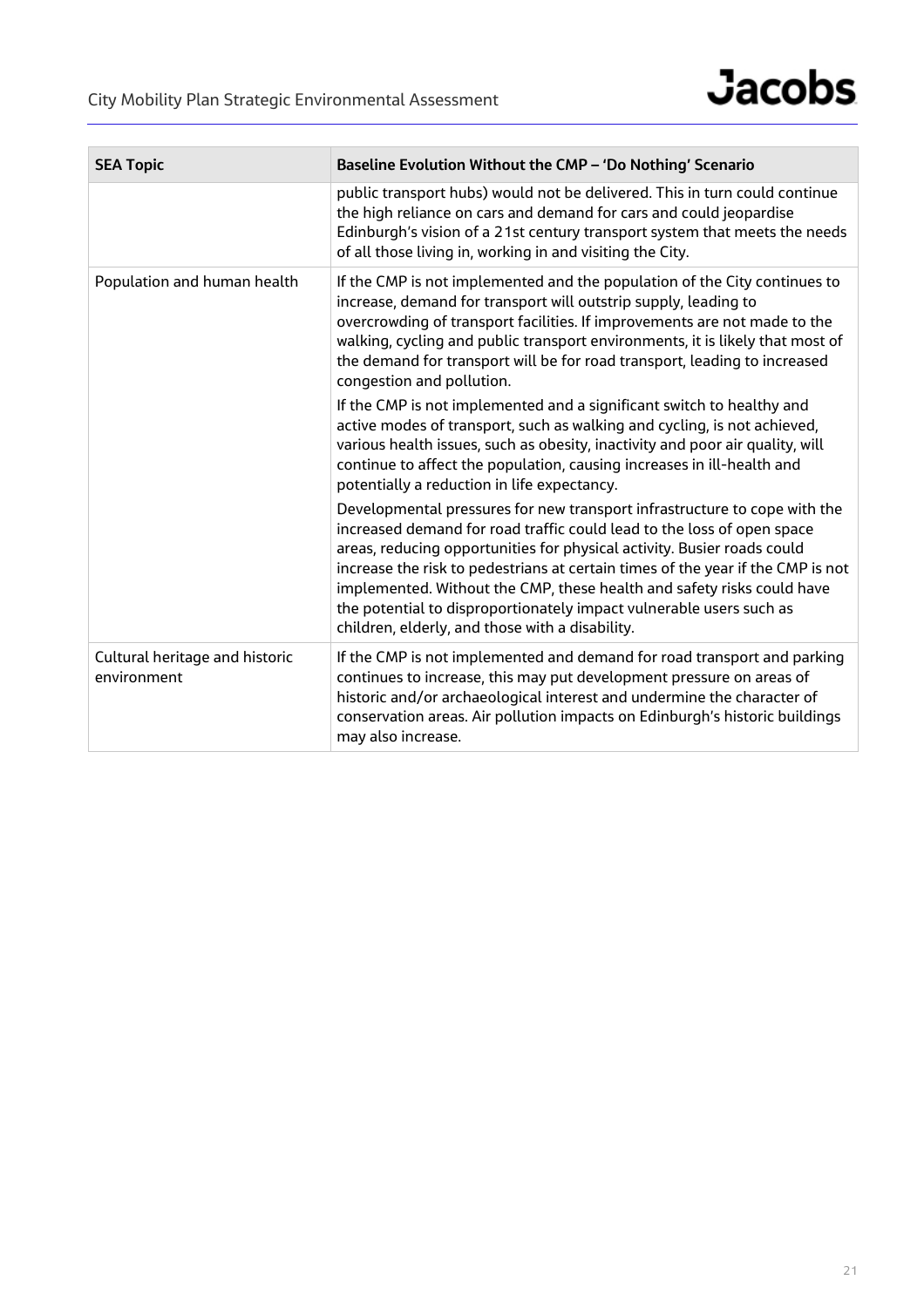| SEA Topic | Baseline Evolution Without the CMP – 'Do Nothing' Scenario |
|---|---|
| | public transport hubs) would not be delivered. This in turn could continue the high reliance on cars and demand for cars and could jeopardise Edinburgh's vision of a 21st century transport system that meets the needs of all those living in, working in and visiting the City. |
| Population and human health | If the CMP is not implemented and the population of the City continues to increase, demand for transport will outstrip supply, leading to overcrowding of transport facilities. If improvements are not made to the walking, cycling and public transport environments, it is likely that most of the demand for transport will be for road transport, leading to increased congestion and pollution.<br><br>If the CMP is not implemented and a significant switch to healthy and active modes of transport, such as walking and cycling, is not achieved, various health issues, such as obesity, inactivity and poor air quality, will continue to affect the population, causing increases in ill-health and potentially a reduction in life expectancy.<br><br>Developmental pressures for new transport infrastructure to cope with the increased demand for road traffic could lead to the loss of open space areas, reducing opportunities for physical activity. Busier roads could increase the risk to pedestrians at certain times of the year if the CMP is not implemented. Without the CMP, these health and safety risks could have the potential to disproportionately impact vulnerable users such as children, elderly, and those with a disability. |
| Cultural heritage and historic environment | If the CMP is not implemented and demand for road transport and parking continues to increase, this may put development pressure on areas of historic and/or archaeological interest and undermine the character of conservation areas. Air pollution impacts on Edinburgh's historic buildings may also increase. |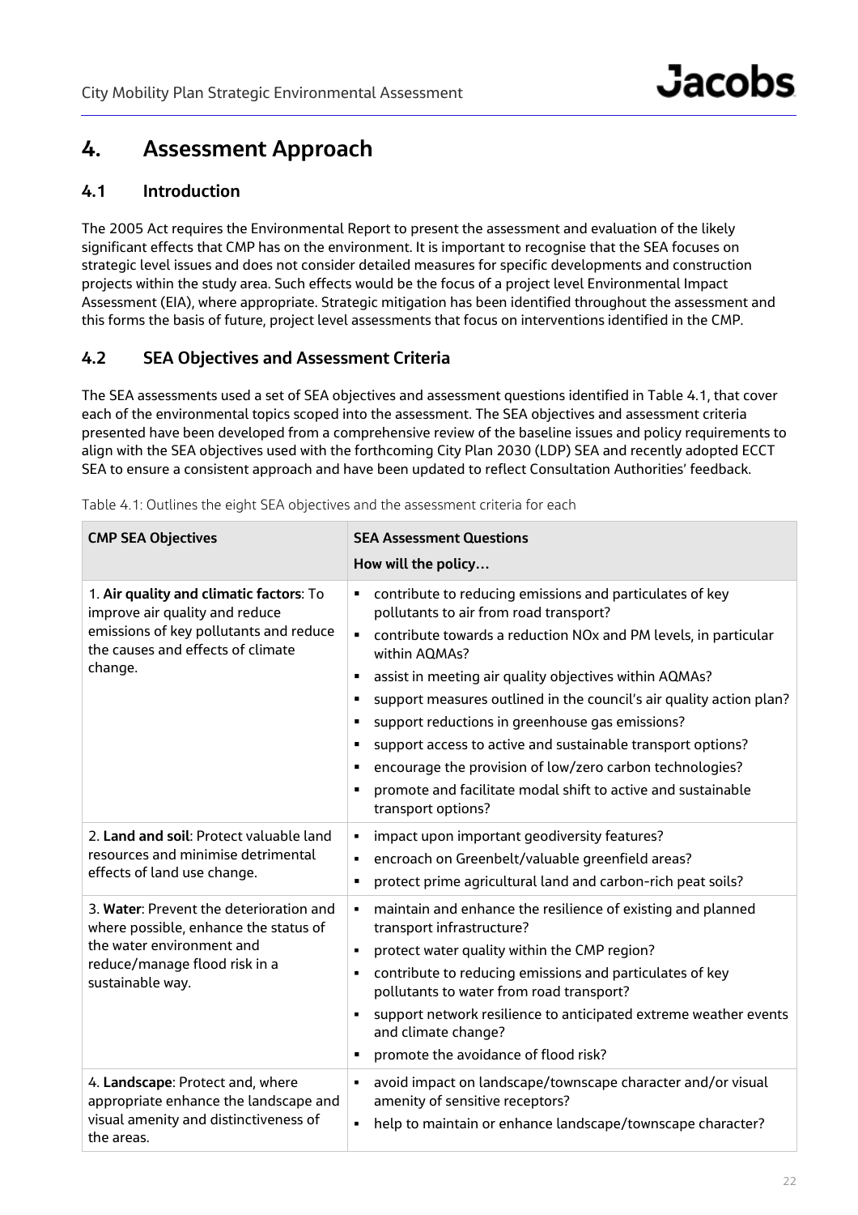# 4. Assessment Approach

## 4.1 Introduction

The 2005 Act requires the Environmental Report to present the assessment and evaluation of the likely significant effects that CMP has on the environment. It is important to recognise that the SEA focuses on strategic level issues and does not consider detailed measures for specific developments and construction projects within the study area. Such effects would be the focus of a project level Environmental Impact Assessment (EIA), where appropriate. Strategic mitigation has been identified throughout the assessment and this forms the basis of future, project level assessments that focus on interventions identified in the CMP.

## 4.2 SEA Objectives and Assessment Criteria

The SEA assessments used a set of SEA objectives and assessment questions identified in Table 4.1, that cover each of the environmental topics scoped into the assessment. The SEA objectives and assessment criteria presented have been developed from a comprehensive review of the baseline issues and policy requirements to align with the SEA objectives used with the forthcoming City Plan 2030 (LDP) SEA and recently adopted ECCT SEA to ensure a consistent approach and have been updated to reflect Consultation Authorities' feedback.

Table 4.1: Outlines the eight SEA objectives and the assessment criteria for each

| CMP SEA Objectives | SEA Assessment Questions<br>How will the policy… |
|---|---|
| 1. **Air quality and climatic factors**: To improve air quality and reduce emissions of key pollutants and reduce the causes and effects of climate change. | ▪ contribute to reducing emissions and particulates of key pollutants to air from road transport?<br>▪ contribute towards a reduction NOx and PM levels, in particular within AQMAs?<br>▪ assist in meeting air quality objectives within AQMAs?<br>▪ support measures outlined in the council's air quality action plan?<br>▪ support reductions in greenhouse gas emissions?<br>▪ support access to active and sustainable transport options?<br>▪ encourage the provision of low/zero carbon technologies?<br>▪ promote and facilitate modal shift to active and sustainable transport options? |
| 2. **Land and soil**: Protect valuable land resources and minimise detrimental effects of land use change. | ▪ impact upon important geodiversity features?<br>▪ encroach on Greenbelt/valuable greenfield areas?<br>▪ protect prime agricultural land and carbon-rich peat soils? |
| 3. **Water**: Prevent the deterioration and where possible, enhance the status of the water environment and reduce/manage flood risk in a sustainable way. | ▪ maintain and enhance the resilience of existing and planned transport infrastructure?<br>▪ protect water quality within the CMP region?<br>▪ contribute to reducing emissions and particulates of key pollutants to water from road transport?<br>▪ support network resilience to anticipated extreme weather events and climate change?<br>▪ promote the avoidance of flood risk? |
| 4. **Landscape**: Protect and, where appropriate enhance the landscape and visual amenity and distinctiveness of the areas. | ▪ avoid impact on landscape/townscape character and/or visual amenity of sensitive receptors?<br>▪ help to maintain or enhance landscape/townscape character? |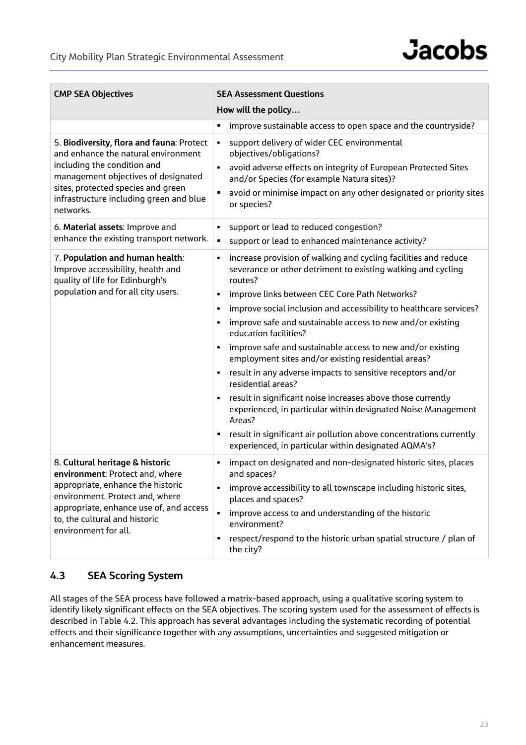| CMP SEA Objectives | SEA Assessment Questions<br>How will the policy… |
|---|---|
| | ▪ improve sustainable access to open space and the countryside? |
| 5. **Biodiversity, flora and fauna**: Protect and enhance the natural environment including the condition and management objectives of designated sites, protected species and green infrastructure including green and blue networks. | ▪ support delivery of wider CEC environmental objectives/obligations?<br>▪ avoid adverse effects on integrity of European Protected Sites and/or Species (for example Natura sites)?<br>▪ avoid or minimise impact on any other designated or priority sites or species? |
| 6. **Material assets**: Improve and enhance the existing transport network. | ▪ support or lead to reduced congestion?<br>▪ support or lead to enhanced maintenance activity? |
| 7. **Population and human health**: Improve accessibility, health and quality of life for Edinburgh's population and for all city users. | ▪ increase provision of walking and cycling facilities and reduce severance or other detriment to existing walking and cycling routes?<br>▪ improve links between CEC Core Path Networks?<br>▪ improve social inclusion and accessibility to healthcare services?<br>▪ improve safe and sustainable access to new and/or existing education facilities?<br>▪ improve safe and sustainable access to new and/or existing employment sites and/or existing residential areas?<br>▪ result in any adverse impacts to sensitive receptors and/or residential areas?<br>▪ result in significant noise increases above those currently experienced, in particular within designated Noise Management Areas?<br>▪ result in significant air pollution above concentrations currently experienced, in particular within designated AQMA's? |
| 8. **Cultural heritage & historic environment**: Protect and, where appropriate, enhance the historic environment. Protect and, where appropriate, enhance use of, and access to, the cultural and historic environment for all. | ▪ impact on designated and non-designated historic sites, places and spaces?<br>▪ improve accessibility to all townscape including historic sites, places and spaces?<br>▪ improve access to and understanding of the historic environment?<br>▪ respect/respond to the historic urban spatial structure / plan of the city? |

## 4.3 SEA Scoring System

All stages of the SEA process have followed a matrix-based approach, using a qualitative scoring system to identify likely significant effects on the SEA objectives. The scoring system used for the assessment of effects is described in Table 4.2. This approach has several advantages including the systematic recording of potential effects and their significance together with any assumptions, uncertainties and suggested mitigation or enhancement measures.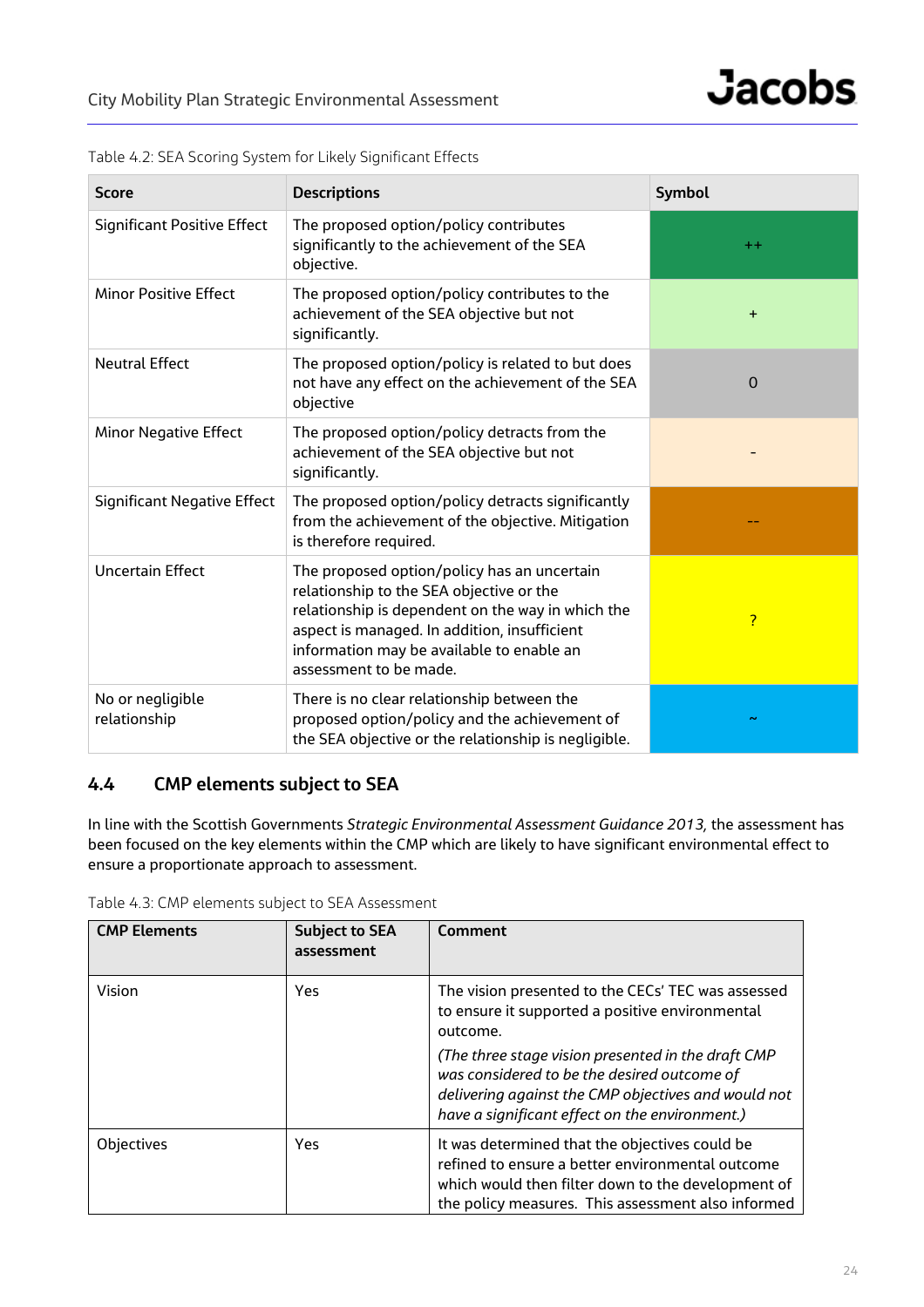Table 4.2: SEA Scoring System for Likely Significant Effects

| Score | Descriptions | Symbol |
|---|---|---|
| Significant Positive Effect | The proposed option/policy contributes significantly to the achievement of the SEA objective. | ++ |
| Minor Positive Effect | The proposed option/policy contributes to the achievement of the SEA objective but not significantly. | + |
| Neutral Effect | The proposed option/policy is related to but does not have any effect on the achievement of the SEA objective | 0 |
| Minor Negative Effect | The proposed option/policy detracts from the achievement of the SEA objective but not significantly. | - |
| Significant Negative Effect | The proposed option/policy detracts significantly from the achievement of the objective. Mitigation is therefore required. | -- |
| Uncertain Effect | The proposed option/policy has an uncertain relationship to the SEA objective or the relationship is dependent on the way in which the aspect is managed. In addition, insufficient information may be available to enable an assessment to be made. | ? |
| No or negligible relationship | There is no clear relationship between the proposed option/policy and the achievement of the SEA objective or the relationship is negligible. | ~ |

## 4.4 CMP elements subject to SEA

In line with the Scottish Governments *Strategic Environmental Assessment Guidance 2013*, the assessment has been focused on the key elements within the CMP which are likely to have significant environmental effect to ensure a proportionate approach to assessment.

Table 4.3: CMP elements subject to SEA Assessment

| CMP Elements | Subject to SEA assessment | Comment |
|---|---|---|
| Vision | Yes | The vision presented to the CECs' TEC was assessed to ensure it supported a positive environmental outcome.<br>*(The three stage vision presented in the draft CMP was considered to be the desired outcome of delivering against the CMP objectives and would not have a significant effect on the environment.)* |
| Objectives | Yes | It was determined that the objectives could be refined to ensure a better environmental outcome which would then filter down to the development of the policy measures. This assessment also informed |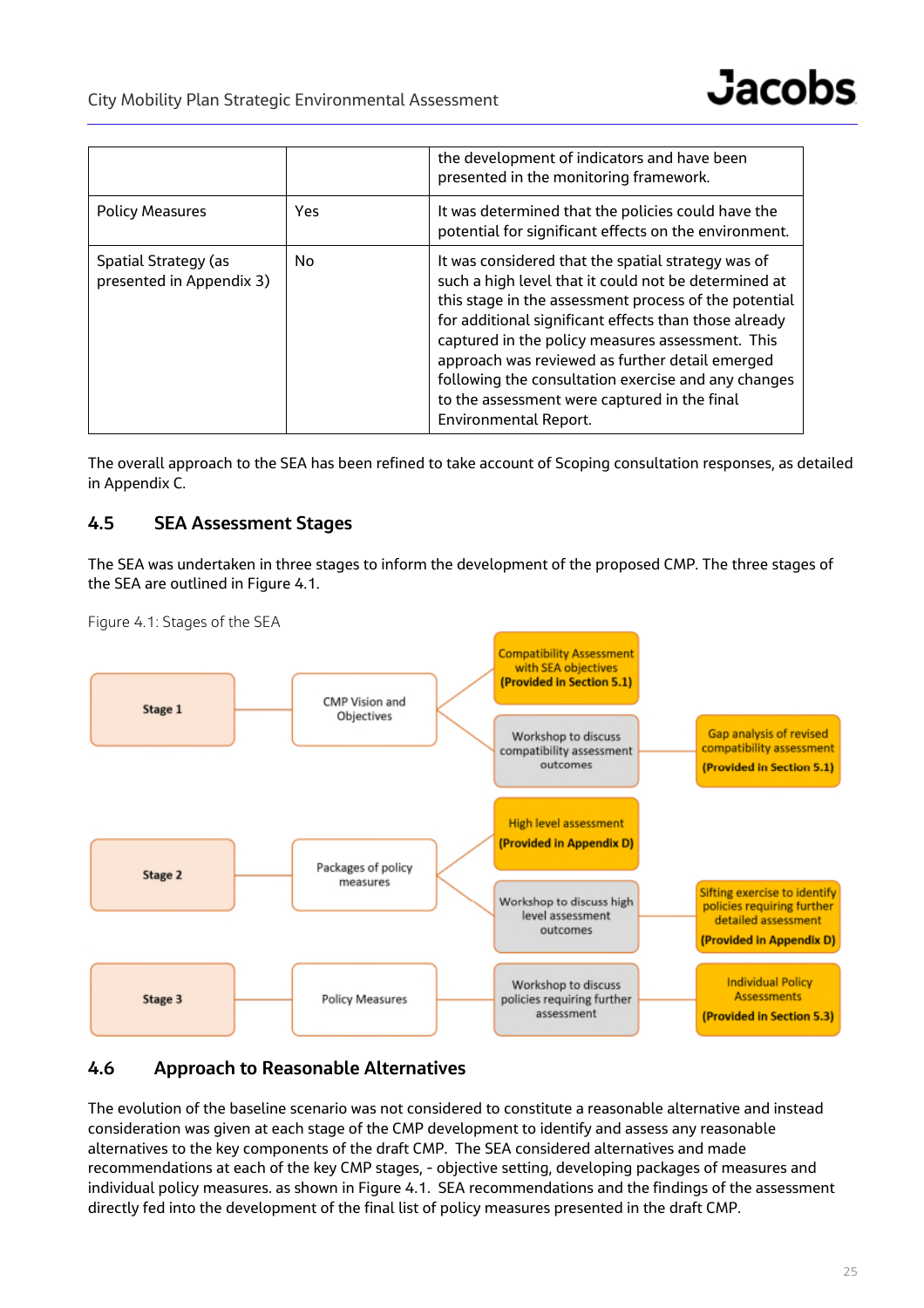| | | |
|---|---|---|
| | | the development of indicators and have been presented in the monitoring framework. |
| Policy Measures | Yes | It was determined that the policies could have the potential for significant effects on the environment. |
| Spatial Strategy (as presented in Appendix 3) | No | It was considered that the spatial strategy was of such a high level that it could not be determined at this stage in the assessment process of the potential for additional significant effects than those already captured in the policy measures assessment. This approach was reviewed as further detail emerged following the consultation exercise and any changes to the assessment were captured in the final Environmental Report. |

The overall approach to the SEA has been refined to take account of Scoping consultation responses, as detailed in Appendix C.

## 4.5 SEA Assessment Stages

The SEA was undertaken in three stages to inform the development of the proposed CMP. The three stages of the SEA are outlined in Figure 4.1.

Figure 4.1: Stages of the SEA

- **Stage 1** – CMP Vision and Objectives
  - Compatibility Assessment with SEA objectives **(Provided in Section 5.1)**
  - Workshop to discuss compatibility assessment outcomes → Gap analysis of revised compatibility assessment **(Provided in Section 5.1)**
- **Stage 2** – Packages of policy measures
  - High level assessment **(Provided in Appendix D)**
  - Workshop to discuss high level assessment outcomes → Sifting exercise to identify policies requiring further detailed assessment **(Provided in Appendix D)**
- **Stage 3** – Policy Measures
  - Workshop to discuss policies requiring further assessment → Individual Policy Assessments **(Provided in Section 5.3)**

## 4.6 Approach to Reasonable Alternatives

The evolution of the baseline scenario was not considered to constitute a reasonable alternative and instead consideration was given at each stage of the CMP development to identify and assess any reasonable alternatives to the key components of the draft CMP. The SEA considered alternatives and made recommendations at each of the key CMP stages, - objective setting, developing packages of measures and individual policy measures. as shown in Figure 4.1. SEA recommendations and the findings of the assessment directly fed into the development of the final list of policy measures presented in the draft CMP.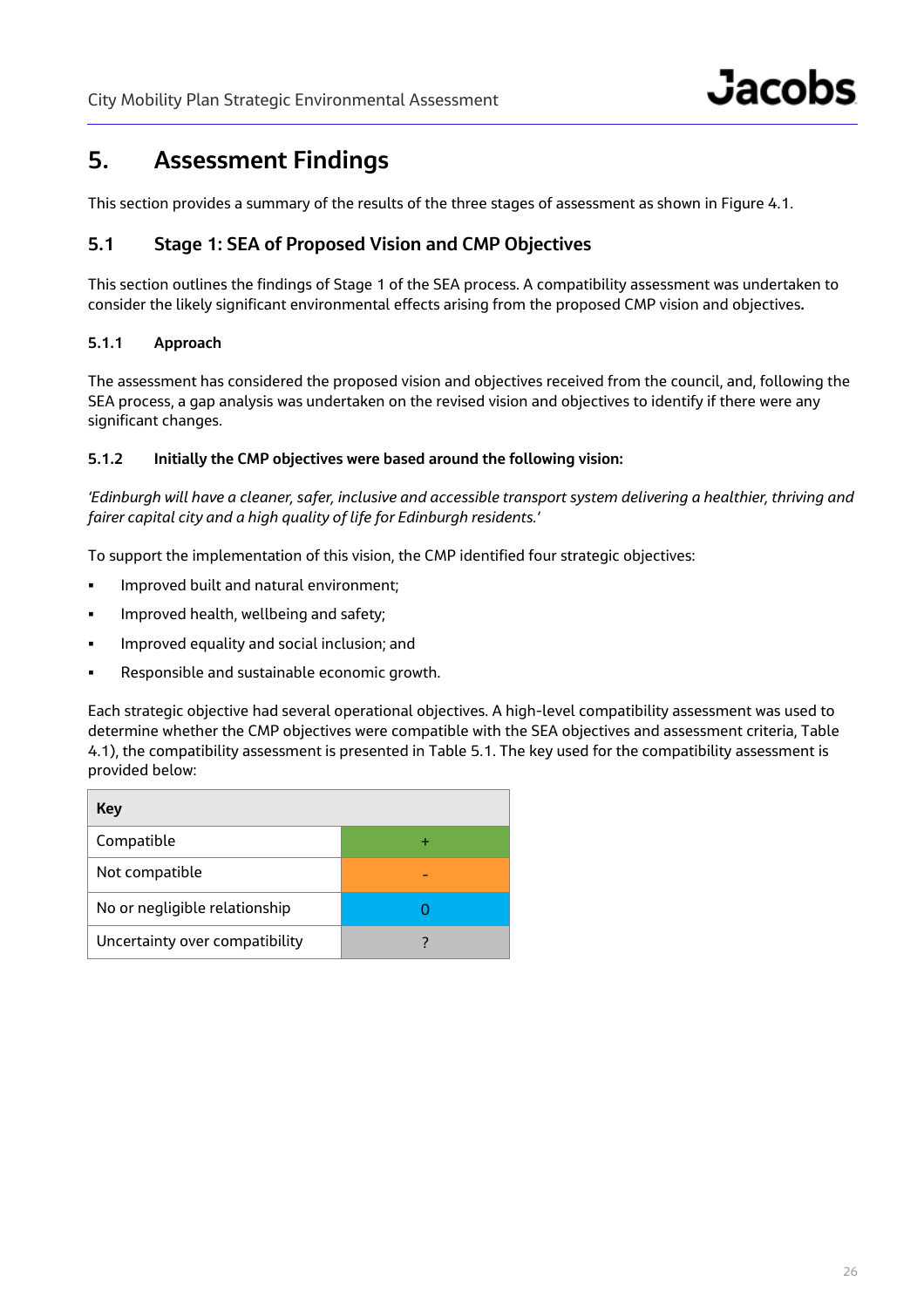# 5. Assessment Findings

This section provides a summary of the results of the three stages of assessment as shown in Figure 4.1.

## 5.1 Stage 1: SEA of Proposed Vision and CMP Objectives

This section outlines the findings of Stage 1 of the SEA process. A compatibility assessment was undertaken to consider the likely significant environmental effects arising from the proposed CMP vision and objectives**.**

### 5.1.1 Approach

The assessment has considered the proposed vision and objectives received from the council, and, following the SEA process, a gap analysis was undertaken on the revised vision and objectives to identify if there were any significant changes.

### 5.1.2 Initially the CMP objectives were based around the following vision:

*'Edinburgh will have a cleaner, safer, inclusive and accessible transport system delivering a healthier, thriving and fairer capital city and a high quality of life for Edinburgh residents.'*

To support the implementation of this vision, the CMP identified four strategic objectives:

- Improved built and natural environment;
- Improved health, wellbeing and safety;
- Improved equality and social inclusion; and
- Responsible and sustainable economic growth.

Each strategic objective had several operational objectives. A high-level compatibility assessment was used to determine whether the CMP objectives were compatible with the SEA objectives and assessment criteria, Table 4.1), the compatibility assessment is presented in Table 5.1. The key used for the compatibility assessment is provided below:

| Key | |
|---|---|
| Compatible | + |
| Not compatible | - |
| No or negligible relationship | 0 |
| Uncertainty over compatibility | ? |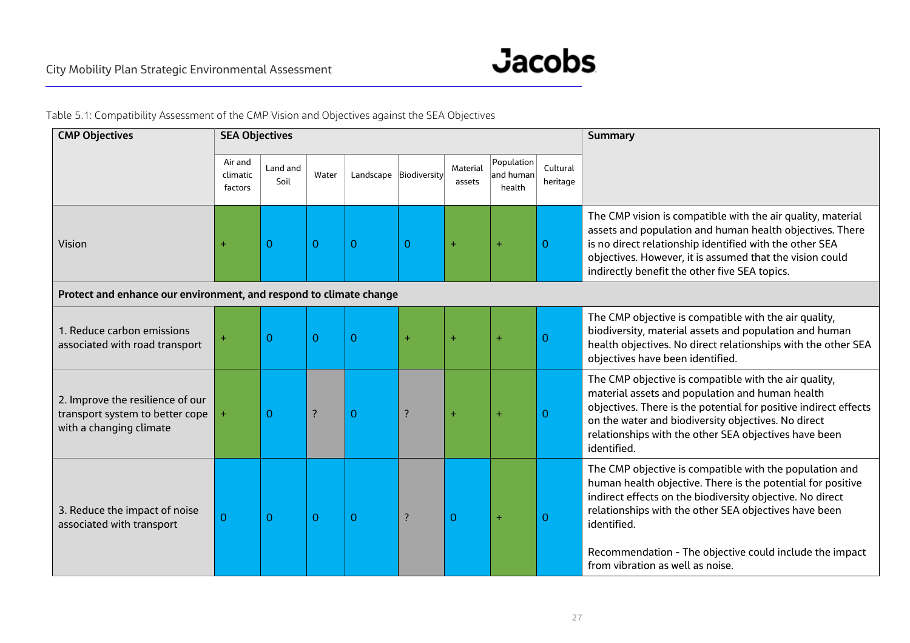Table 5.1: Compatibility Assessment of the CMP Vision and Objectives against the SEA Objectives

| CMP Objectives | SEA Objectives | | | | | | | | Summary |
|---|---|---|---|---|---|---|---|---|---|
| | Air and climatic factors | Land and Soil | Water | Landscape | Biodiversity | Material assets | Population and human health | Cultural heritage | |
| Vision | + | 0 | 0 | 0 | 0 | + | + | 0 | The CMP vision is compatible with the air quality, material assets and population and human health objectives. There is no direct relationship identified with the other SEA objectives. However, it is assumed that the vision could indirectly benefit the other five SEA topics. |
| **Protect and enhance our environment, and respond to climate change** | | | | | | | | | |
| 1. Reduce carbon emissions associated with road transport | + | 0 | 0 | 0 | + | + | + | 0 | The CMP objective is compatible with the air quality, biodiversity, material assets and population and human health objectives. No direct relationships with the other SEA objectives have been identified. |
| 2. Improve the resilience of our transport system to better cope with a changing climate | + | 0 | ? | 0 | ? | + | + | 0 | The CMP objective is compatible with the air quality, material assets and population and human health objectives. There is the potential for positive indirect effects on the water and biodiversity objectives. No direct relationships with the other SEA objectives have been identified. |
| 3. Reduce the impact of noise associated with transport | 0 | 0 | 0 | 0 | ? | 0 | + | 0 | The CMP objective is compatible with the population and human health objective. There is the potential for positive indirect effects on the biodiversity objective. No direct relationships with the other SEA objectives have been identified.<br><br>Recommendation - The objective could include the impact from vibration as well as noise. |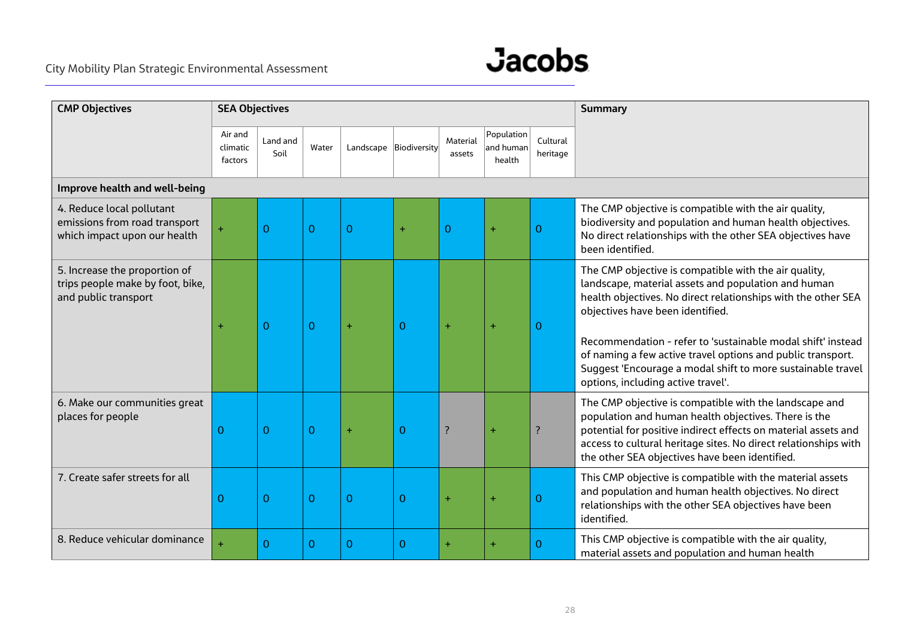| CMP Objectives | SEA Objectives | | | | | | | | Summary |
|---|---|---|---|---|---|---|---|---|---|
| | Air and climatic factors | Land and Soil | Water | Landscape | Biodiversity | Material assets | Population and human health | Cultural heritage | |
| **Improve health and well-being** | | | | | | | | | |
| 4. Reduce local pollutant emissions from road transport which impact upon our health | + | 0 | 0 | 0 | + | 0 | + | 0 | The CMP objective is compatible with the air quality, biodiversity and population and human health objectives. No direct relationships with the other SEA objectives have been identified. |
| 5. Increase the proportion of trips people make by foot, bike, and public transport | + | 0 | 0 | + | 0 | + | + | 0 | The CMP objective is compatible with the air quality, landscape, material assets and population and human health objectives. No direct relationships with the other SEA objectives have been identified.<br><br>Recommendation - refer to 'sustainable modal shift' instead of naming a few active travel options and public transport. Suggest 'Encourage a modal shift to more sustainable travel options, including active travel'. |
| 6. Make our communities great places for people | 0 | 0 | 0 | + | 0 | ? | + | ? | The CMP objective is compatible with the landscape and population and human health objectives. There is the potential for positive indirect effects on material assets and access to cultural heritage sites. No direct relationships with the other SEA objectives have been identified. |
| 7. Create safer streets for all | 0 | 0 | 0 | 0 | 0 | + | + | 0 | This CMP objective is compatible with the material assets and population and human health objectives. No direct relationships with the other SEA objectives have been identified. |
| 8. Reduce vehicular dominance | + | 0 | 0 | 0 | 0 | + | + | 0 | This CMP objective is compatible with the air quality, material assets and population and human health |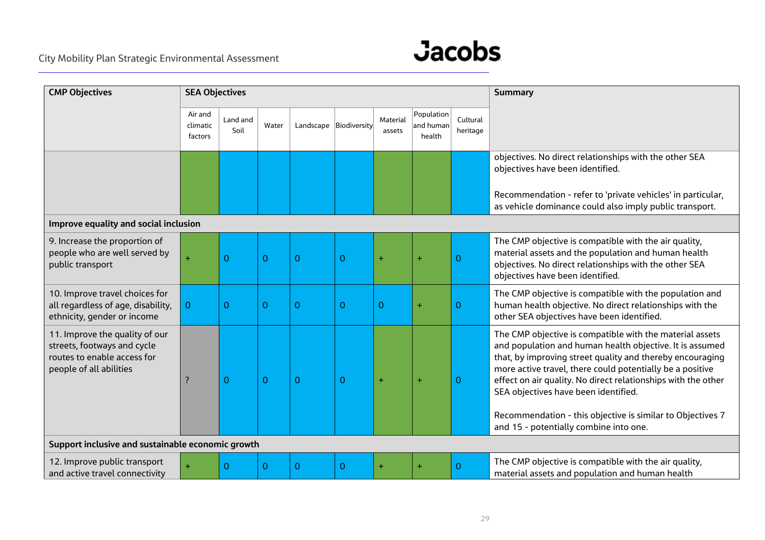| CMP Objectives | SEA Objectives | | | | | | | | Summary |
|---|---|---|---|---|---|---|---|---|---|
| | Air and climatic factors | Land and Soil | Water | Landscape | Biodiversity | Material assets | Population and human health | Cultural heritage | |
| | | | | | | | | | objectives. No direct relationships with the other SEA objectives have been identified.<br><br>Recommendation - refer to 'private vehicles' in particular, as vehicle dominance could also imply public transport. |
| **Improve equality and social inclusion** | | | | | | | | | |
| 9. Increase the proportion of people who are well served by public transport | + | 0 | 0 | 0 | 0 | + | + | 0 | The CMP objective is compatible with the air quality, material assets and the population and human health objectives. No direct relationships with the other SEA objectives have been identified. |
| 10. Improve travel choices for all regardless of age, disability, ethnicity, gender or income | 0 | 0 | 0 | 0 | 0 | 0 | + | 0 | The CMP objective is compatible with the population and human health objective. No direct relationships with the other SEA objectives have been identified. |
| 11. Improve the quality of our streets, footways and cycle routes to enable access for people of all abilities | ? | 0 | 0 | 0 | 0 | + | + | 0 | The CMP objective is compatible with the material assets and population and human health objective. It is assumed that, by improving street quality and thereby encouraging more active travel, there could potentially be a positive effect on air quality. No direct relationships with the other SEA objectives have been identified.<br><br>Recommendation - this objective is similar to Objectives 7 and 15 - potentially combine into one. |
| **Support inclusive and sustainable economic growth** | | | | | | | | | |
| 12. Improve public transport and active travel connectivity | + | 0 | 0 | 0 | 0 | + | + | 0 | The CMP objective is compatible with the air quality, material assets and population and human health |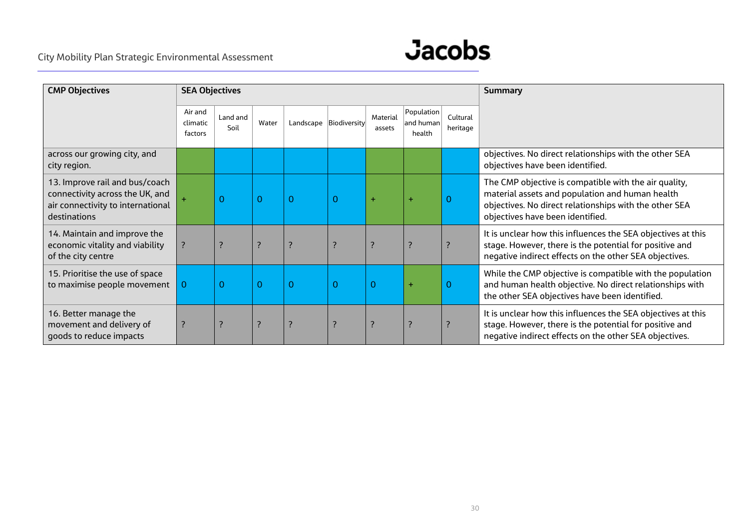| CMP Objectives | SEA Objectives | | | | | | | | Summary |
|---|---|---|---|---|---|---|---|---|---|
| | Air and climatic factors | Land and Soil | Water | Landscape | Biodiversity | Material assets | Population and human health | Cultural heritage | |
| across our growing city, and city region. | | | | | | | | | objectives. No direct relationships with the other SEA objectives have been identified. |
| 13. Improve rail and bus/coach connectivity across the UK, and air connectivity to international destinations | + | 0 | 0 | 0 | 0 | + | + | 0 | The CMP objective is compatible with the air quality, material assets and population and human health objectives. No direct relationships with the other SEA objectives have been identified. |
| 14. Maintain and improve the economic vitality and viability of the city centre | ? | ? | ? | ? | ? | ? | ? | ? | It is unclear how this influences the SEA objectives at this stage. However, there is the potential for positive and negative indirect effects on the other SEA objectives. |
| 15. Prioritise the use of space to maximise people movement | 0 | 0 | 0 | 0 | 0 | 0 | + | 0 | While the CMP objective is compatible with the population and human health objective. No direct relationships with the other SEA objectives have been identified. |
| 16. Better manage the movement and delivery of goods to reduce impacts | ? | ? | ? | ? | ? | ? | ? | ? | It is unclear how this influences the SEA objectives at this stage. However, there is the potential for positive and negative indirect effects on the other SEA objectives. |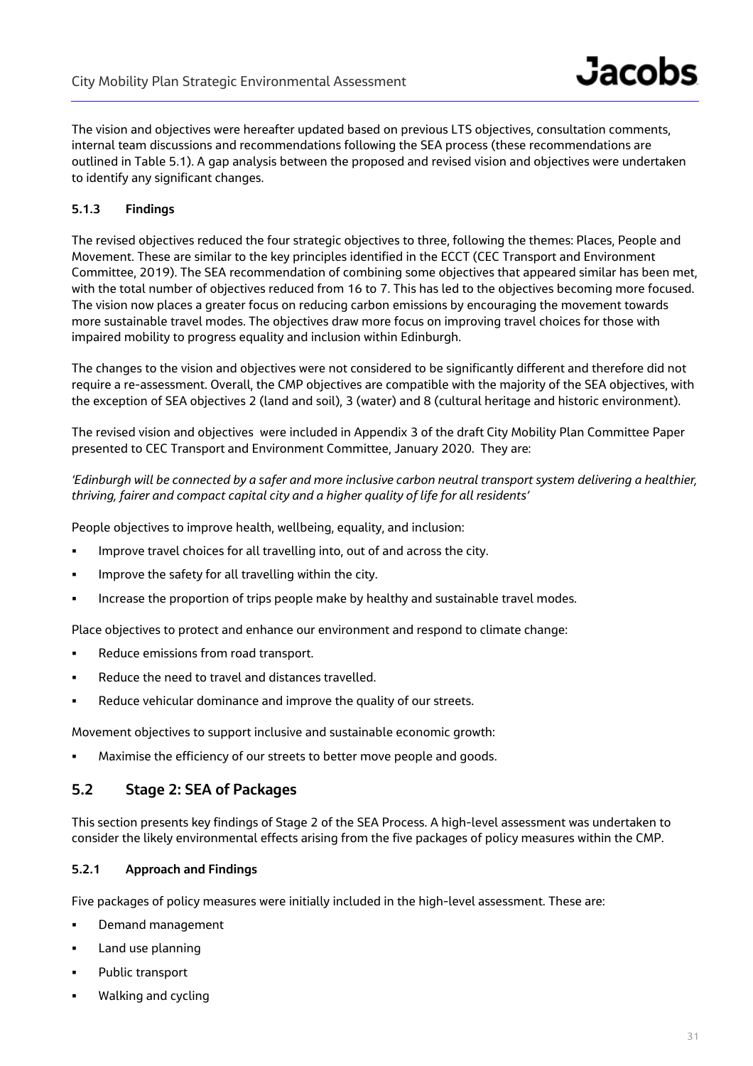The vision and objectives were hereafter updated based on previous LTS objectives, consultation comments, internal team discussions and recommendations following the SEA process (these recommendations are outlined in Table 5.1). A gap analysis between the proposed and revised vision and objectives were undertaken to identify any significant changes.

#### 5.1.3 Findings

The revised objectives reduced the four strategic objectives to three, following the themes: Places, People and Movement. These are similar to the key principles identified in the ECCT (CEC Transport and Environment Committee, 2019). The SEA recommendation of combining some objectives that appeared similar has been met, with the total number of objectives reduced from 16 to 7. This has led to the objectives becoming more focused. The vision now places a greater focus on reducing carbon emissions by encouraging the movement towards more sustainable travel modes. The objectives draw more focus on improving travel choices for those with impaired mobility to progress equality and inclusion within Edinburgh.

The changes to the vision and objectives were not considered to be significantly different and therefore did not require a re-assessment. Overall, the CMP objectives are compatible with the majority of the SEA objectives, with the exception of SEA objectives 2 (land and soil), 3 (water) and 8 (cultural heritage and historic environment).

The revised vision and objectives were included in Appendix 3 of the draft City Mobility Plan Committee Paper presented to CEC Transport and Environment Committee, January 2020. They are:

*'Edinburgh will be connected by a safer and more inclusive carbon neutral transport system delivering a healthier, thriving, fairer and compact capital city and a higher quality of life for all residents'*

People objectives to improve health, wellbeing, equality, and inclusion:

- Improve travel choices for all travelling into, out of and across the city.
- Improve the safety for all travelling within the city.
- Increase the proportion of trips people make by healthy and sustainable travel modes.

Place objectives to protect and enhance our environment and respond to climate change:

- Reduce emissions from road transport.
- Reduce the need to travel and distances travelled.
- Reduce vehicular dominance and improve the quality of our streets.

Movement objectives to support inclusive and sustainable economic growth:

- Maximise the efficiency of our streets to better move people and goods.

### 5.2 Stage 2: SEA of Packages

This section presents key findings of Stage 2 of the SEA Process. A high-level assessment was undertaken to consider the likely environmental effects arising from the five packages of policy measures within the CMP.

#### 5.2.1 Approach and Findings

Five packages of policy measures were initially included in the high-level assessment. These are:

- Demand management
- Land use planning
- Public transport
- Walking and cycling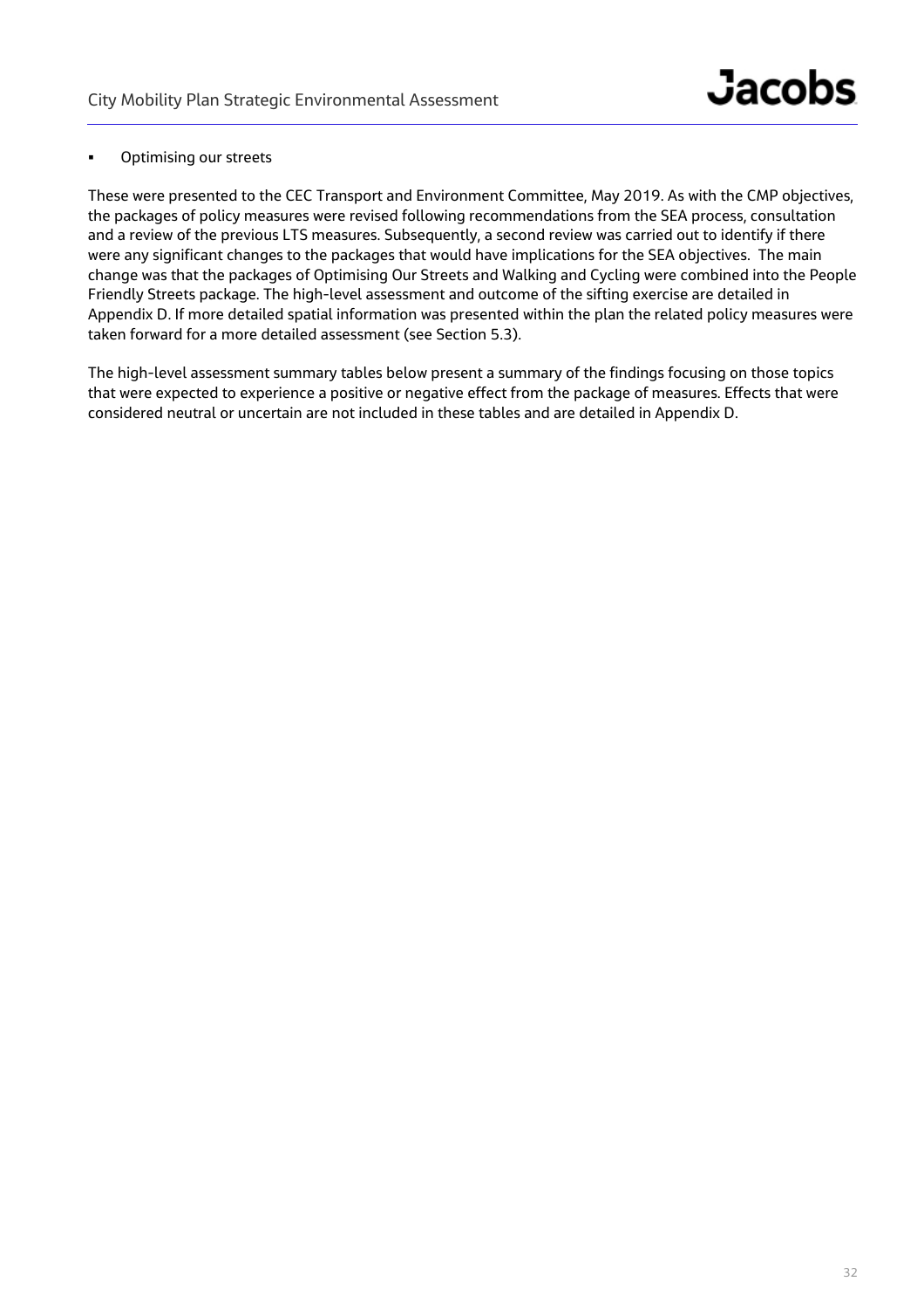- Optimising our streets

These were presented to the CEC Transport and Environment Committee, May 2019. As with the CMP objectives, the packages of policy measures were revised following recommendations from the SEA process, consultation and a review of the previous LTS measures. Subsequently, a second review was carried out to identify if there were any significant changes to the packages that would have implications for the SEA objectives. The main change was that the packages of Optimising Our Streets and Walking and Cycling were combined into the People Friendly Streets package. The high-level assessment and outcome of the sifting exercise are detailed in Appendix D. If more detailed spatial information was presented within the plan the related policy measures were taken forward for a more detailed assessment (see Section 5.3).

The high-level assessment summary tables below present a summary of the findings focusing on those topics that were expected to experience a positive or negative effect from the package of measures. Effects that were considered neutral or uncertain are not included in these tables and are detailed in Appendix D.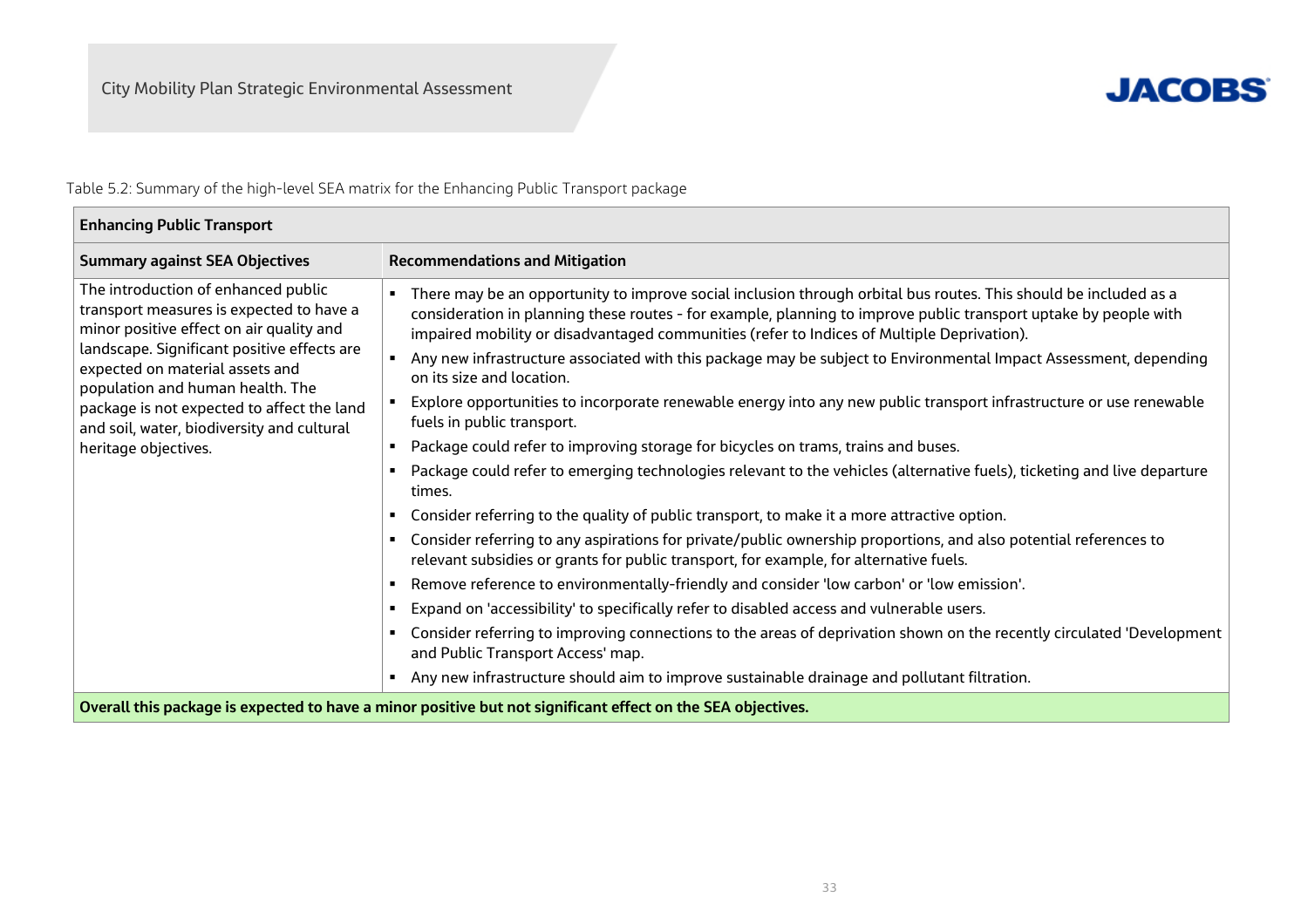Table 5.2: Summary of the high-level SEA matrix for the Enhancing Public Transport package

| Enhancing Public Transport | |
|---|---|
| **Summary against SEA Objectives** | **Recommendations and Mitigation** |
| The introduction of enhanced public transport measures is expected to have a minor positive effect on air quality and landscape. Significant positive effects are expected on material assets and population and human health. The package is not expected to affect the land and soil, water, biodiversity and cultural heritage objectives. | ▪ There may be an opportunity to improve social inclusion through orbital bus routes. This should be included as a consideration in planning these routes - for example, planning to improve public transport uptake by people with impaired mobility or disadvantaged communities (refer to Indices of Multiple Deprivation).<br>▪ Any new infrastructure associated with this package may be subject to Environmental Impact Assessment, depending on its size and location.<br>▪ Explore opportunities to incorporate renewable energy into any new public transport infrastructure or use renewable fuels in public transport.<br>▪ Package could refer to improving storage for bicycles on trams, trains and buses.<br>▪ Package could refer to emerging technologies relevant to the vehicles (alternative fuels), ticketing and live departure times.<br>▪ Consider referring to the quality of public transport, to make it a more attractive option.<br>▪ Consider referring to any aspirations for private/public ownership proportions, and also potential references to relevant subsidies or grants for public transport, for example, for alternative fuels.<br>▪ Remove reference to environmentally-friendly and consider 'low carbon' or 'low emission'.<br>▪ Expand on 'accessibility' to specifically refer to disabled access and vulnerable users.<br>▪ Consider referring to improving connections to the areas of deprivation shown on the recently circulated 'Development and Public Transport Access' map.<br>▪ Any new infrastructure should aim to improve sustainable drainage and pollutant filtration. |
| **Overall this package is expected to have a minor positive but not significant effect on the SEA objectives.** | |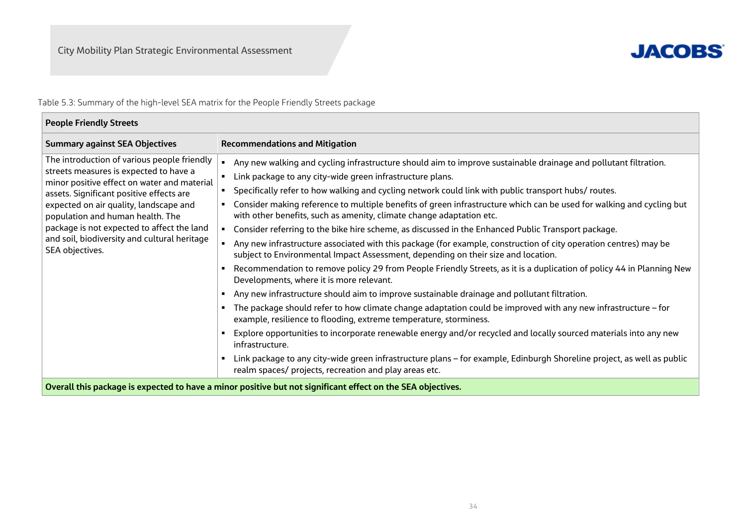Table 5.3: Summary of the high-level SEA matrix for the People Friendly Streets package

| **People Friendly Streets** | |
|---|---|
| **Summary against SEA Objectives** | **Recommendations and Mitigation** |
| The introduction of various people friendly streets measures is expected to have a minor positive effect on water and material assets. Significant positive effects are expected on air quality, landscape and population and human health. The package is not expected to affect the land and soil, biodiversity and cultural heritage SEA objectives. | ▪ Any new walking and cycling infrastructure should aim to improve sustainable drainage and pollutant filtration.<br>▪ Link package to any city-wide green infrastructure plans.<br>▪ Specifically refer to how walking and cycling network could link with public transport hubs/ routes.<br>▪ Consider making reference to multiple benefits of green infrastructure which can be used for walking and cycling but with other benefits, such as amenity, climate change adaptation etc.<br>▪ Consider referring to the bike hire scheme, as discussed in the Enhanced Public Transport package.<br>▪ Any new infrastructure associated with this package (for example, construction of city operation centres) may be subject to Environmental Impact Assessment, depending on their size and location.<br>▪ Recommendation to remove policy 29 from People Friendly Streets, as it is a duplication of policy 44 in Planning New Developments, where it is more relevant.<br>▪ Any new infrastructure should aim to improve sustainable drainage and pollutant filtration.<br>▪ The package should refer to how climate change adaptation could be improved with any new infrastructure – for example, resilience to flooding, extreme temperature, storminess.<br>▪ Explore opportunities to incorporate renewable energy and/or recycled and locally sourced materials into any new infrastructure.<br>▪ Link package to any city-wide green infrastructure plans – for example, Edinburgh Shoreline project, as well as public realm spaces/ projects, recreation and play areas etc. |
| **Overall this package is expected to have a minor positive but not significant effect on the SEA objectives.** | |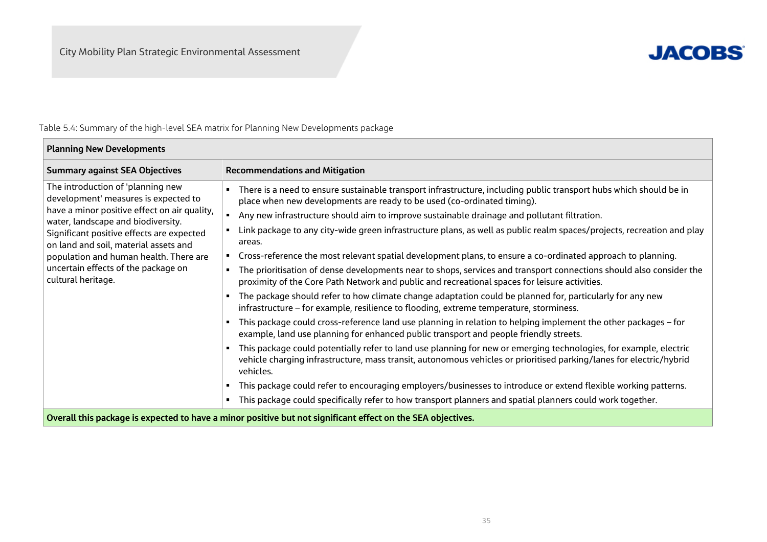Table 5.4: Summary of the high-level SEA matrix for Planning New Developments package

| **Planning New Developments** | |
|---|---|
| **Summary against SEA Objectives** | **Recommendations and Mitigation** |
| The introduction of 'planning new development' measures is expected to have a minor positive effect on air quality, water, landscape and biodiversity. Significant positive effects are expected on land and soil, material assets and population and human health. There are uncertain effects of the package on cultural heritage. | ▪ There is a need to ensure sustainable transport infrastructure, including public transport hubs which should be in place when new developments are ready to be used (co-ordinated timing).<br>▪ Any new infrastructure should aim to improve sustainable drainage and pollutant filtration.<br>▪ Link package to any city-wide green infrastructure plans, as well as public realm spaces/projects, recreation and play areas.<br>▪ Cross-reference the most relevant spatial development plans, to ensure a co-ordinated approach to planning.<br>▪ The prioritisation of dense developments near to shops, services and transport connections should also consider the proximity of the Core Path Network and public and recreational spaces for leisure activities.<br>▪ The package should refer to how climate change adaptation could be planned for, particularly for any new infrastructure – for example, resilience to flooding, extreme temperature, storminess.<br>▪ This package could cross-reference land use planning in relation to helping implement the other packages – for example, land use planning for enhanced public transport and people friendly streets.<br>▪ This package could potentially refer to land use planning for new or emerging technologies, for example, electric vehicle charging infrastructure, mass transit, autonomous vehicles or prioritised parking/lanes for electric/hybrid vehicles.<br>▪ This package could refer to encouraging employers/businesses to introduce or extend flexible working patterns.<br>▪ This package could specifically refer to how transport planners and spatial planners could work together. |
| **Overall this package is expected to have a minor positive but not significant effect on the SEA objectives.** | |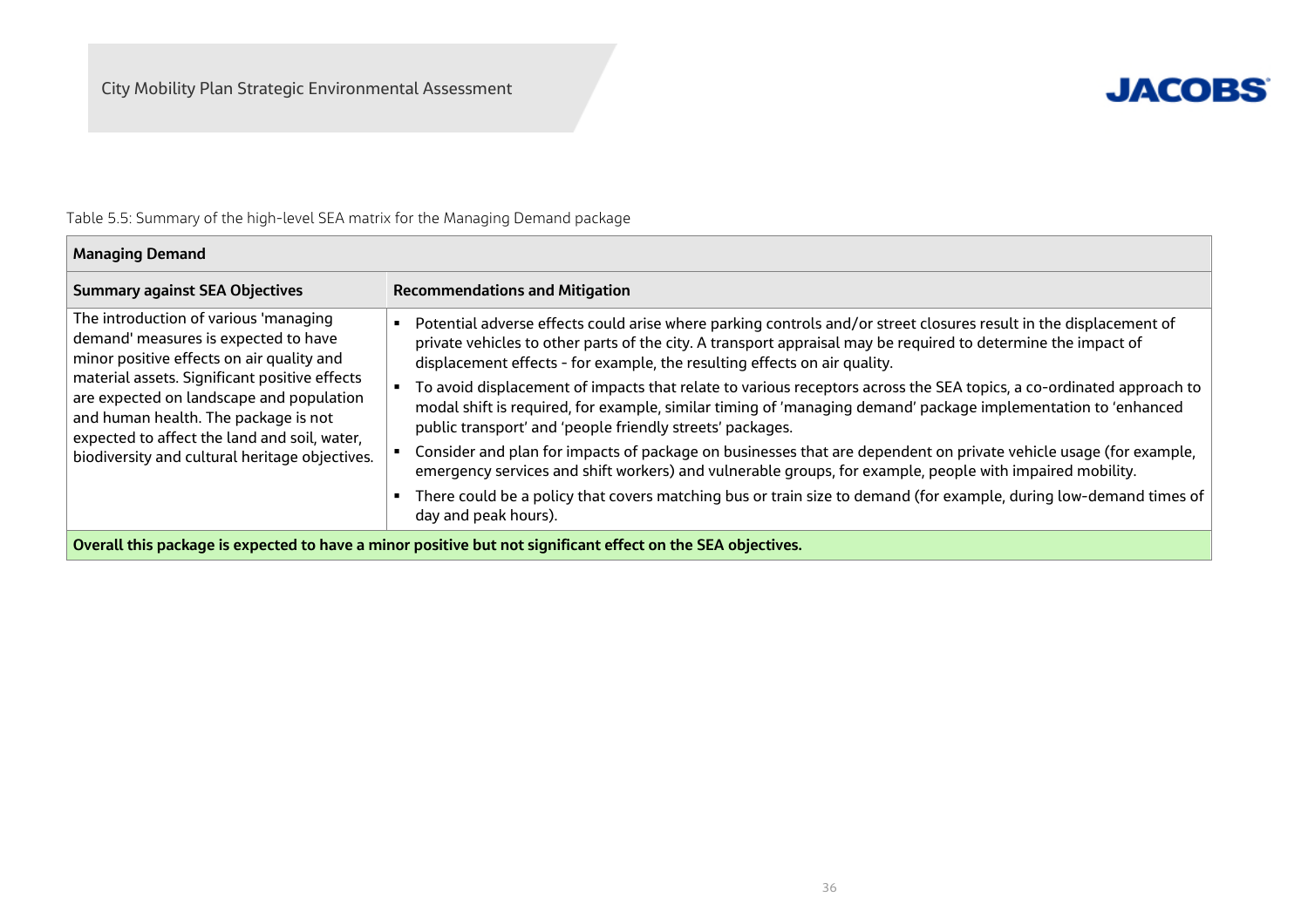Table 5.5: Summary of the high-level SEA matrix for the Managing Demand package

| **Managing Demand** | |
|---|---|
| **Summary against SEA Objectives** | **Recommendations and Mitigation** |
| The introduction of various 'managing demand' measures is expected to have minor positive effects on air quality and material assets. Significant positive effects are expected on landscape and population and human health. The package is not expected to affect the land and soil, water, biodiversity and cultural heritage objectives. | ▪ Potential adverse effects could arise where parking controls and/or street closures result in the displacement of private vehicles to other parts of the city. A transport appraisal may be required to determine the impact of displacement effects - for example, the resulting effects on air quality.<br>▪ To avoid displacement of impacts that relate to various receptors across the SEA topics, a co-ordinated approach to modal shift is required, for example, similar timing of 'managing demand' package implementation to 'enhanced public transport' and 'people friendly streets' packages.<br>▪ Consider and plan for impacts of package on businesses that are dependent on private vehicle usage (for example, emergency services and shift workers) and vulnerable groups, for example, people with impaired mobility.<br>▪ There could be a policy that covers matching bus or train size to demand (for example, during low-demand times of day and peak hours). |
| **Overall this package is expected to have a minor positive but not significant effect on the SEA objectives.** | |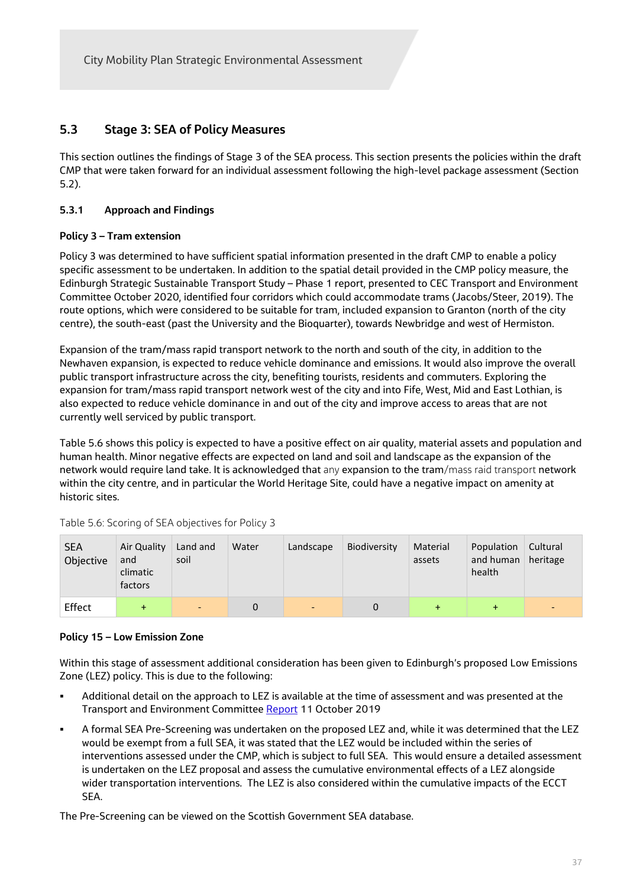## 5.3 Stage 3: SEA of Policy Measures

This section outlines the findings of Stage 3 of the SEA process. This section presents the policies within the draft CMP that were taken forward for an individual assessment following the high-level package assessment (Section 5.2).

### 5.3.1 Approach and Findings

**Policy 3 – Tram extension**

Policy 3 was determined to have sufficient spatial information presented in the draft CMP to enable a policy specific assessment to be undertaken. In addition to the spatial detail provided in the CMP policy measure, the Edinburgh Strategic Sustainable Transport Study – Phase 1 report, presented to CEC Transport and Environment Committee October 2020, identified four corridors which could accommodate trams (Jacobs/Steer, 2019). The route options, which were considered to be suitable for tram, included expansion to Granton (north of the city centre), the south-east (past the University and the Bioquarter), towards Newbridge and west of Hermiston.

Expansion of the tram/mass rapid transport network to the north and south of the city, in addition to the Newhaven expansion, is expected to reduce vehicle dominance and emissions. It would also improve the overall public transport infrastructure across the city, benefiting tourists, residents and commuters. Exploring the expansion for tram/mass rapid transport network west of the city and into Fife, West, Mid and East Lothian, is also expected to reduce vehicle dominance in and out of the city and improve access to areas that are not currently well serviced by public transport.

Table 5.6 shows this policy is expected to have a positive effect on air quality, material assets and population and human health. Minor negative effects are expected on land and soil and landscape as the expansion of the network would require land take. It is acknowledged that any expansion to the tram/mass raid transport network within the city centre, and in particular the World Heritage Site, could have a negative impact on amenity at historic sites.

Table 5.6: Scoring of SEA objectives for Policy 3

| SEA Objective | Air Quality and climatic factors | Land and soil | Water | Landscape | Biodiversity | Material assets | Population and human health | Cultural heritage |
|---|---|---|---|---|---|---|---|---|
| Effect | + | - | 0 | - | 0 | + | + | - |

**Policy 15 – Low Emission Zone**

Within this stage of assessment additional consideration has been given to Edinburgh's proposed Low Emissions Zone (LEZ) policy. This is due to the following:

- Additional detail on the approach to LEZ is available at the time of assessment and was presented at the Transport and Environment Committee Report 11 October 2019
- A formal SEA Pre-Screening was undertaken on the proposed LEZ and, while it was determined that the LEZ would be exempt from a full SEA, it was stated that the LEZ would be included within the series of interventions assessed under the CMP, which is subject to full SEA. This would ensure a detailed assessment is undertaken on the LEZ proposal and assess the cumulative environmental effects of a LEZ alongside wider transportation interventions. The LEZ is also considered within the cumulative impacts of the ECCT SEA.

The Pre-Screening can be viewed on the Scottish Government SEA database.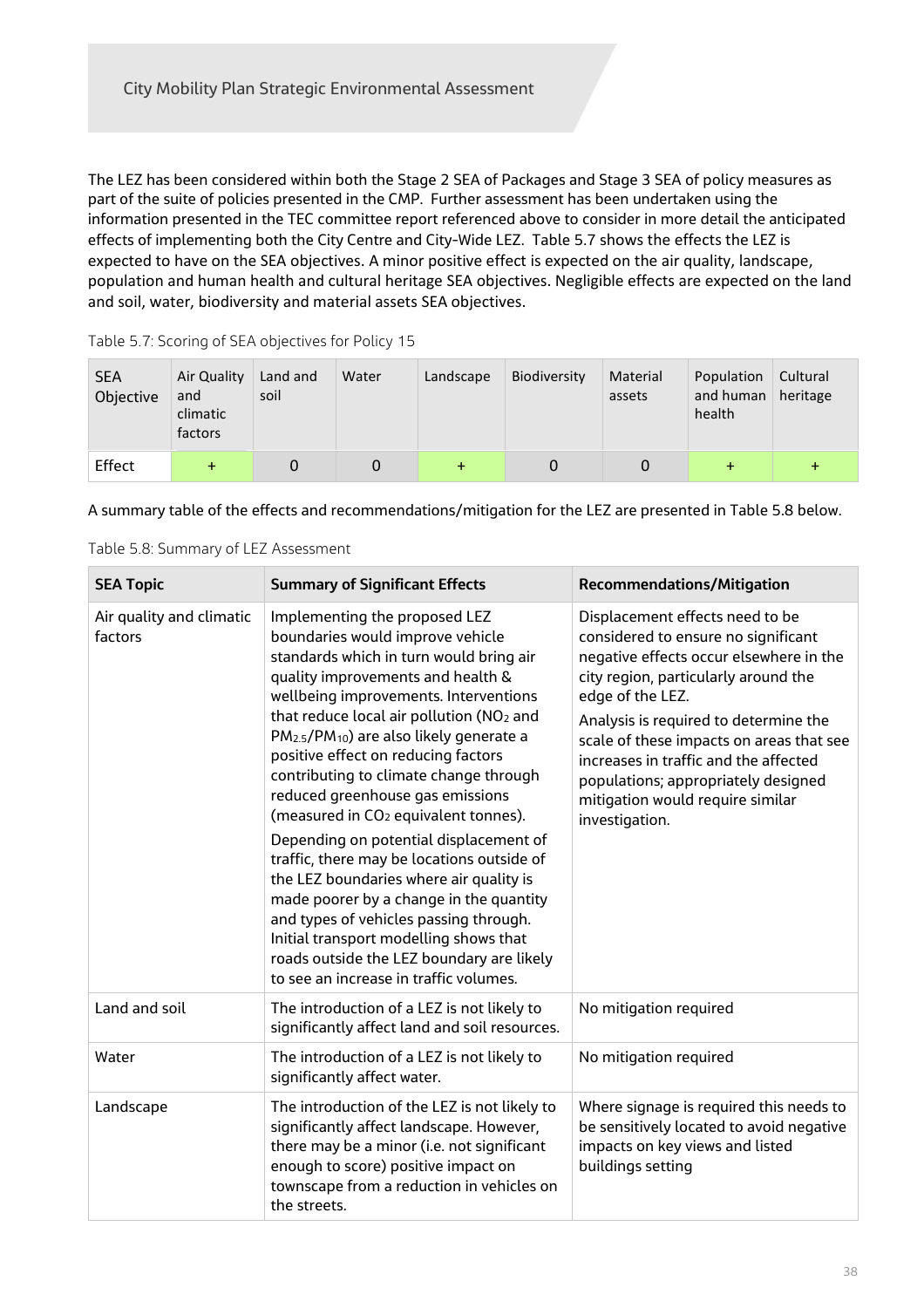The LEZ has been considered within both the Stage 2 SEA of Packages and Stage 3 SEA of policy measures as part of the suite of policies presented in the CMP. Further assessment has been undertaken using the information presented in the TEC committee report referenced above to consider in more detail the anticipated effects of implementing both the City Centre and City-Wide LEZ. Table 5.7 shows the effects the LEZ is expected to have on the SEA objectives. A minor positive effect is expected on the air quality, landscape, population and human health and cultural heritage SEA objectives. Negligible effects are expected on the land and soil, water, biodiversity and material assets SEA objectives.

Table 5.7: Scoring of SEA objectives for Policy 15

| SEA Objective | Air Quality and climatic factors | Land and soil | Water | Landscape | Biodiversity | Material assets | Population and human health | Cultural heritage |
|---|---|---|---|---|---|---|---|---|
| Effect | + | 0 | 0 | + | 0 | 0 | + | + |

A summary table of the effects and recommendations/mitigation for the LEZ are presented in Table 5.8 below.

Table 5.8: Summary of LEZ Assessment

| SEA Topic | Summary of Significant Effects | Recommendations/Mitigation |
|---|---|---|
| Air quality and climatic factors | Implementing the proposed LEZ boundaries would improve vehicle standards which in turn would bring air quality improvements and health & wellbeing improvements. Interventions that reduce local air pollution ($NO_2$ and $PM_{2.5}$/$PM_{10}$) are also likely generate a positive effect on reducing factors contributing to climate change through reduced greenhouse gas emissions (measured in $CO_2$ equivalent tonnes).<br><br>Depending on potential displacement of traffic, there may be locations outside of the LEZ boundaries where air quality is made poorer by a change in the quantity and types of vehicles passing through. Initial transport modelling shows that roads outside the LEZ boundary are likely to see an increase in traffic volumes. | Displacement effects need to be considered to ensure no significant negative effects occur elsewhere in the city region, particularly around the edge of the LEZ.<br><br>Analysis is required to determine the scale of these impacts on areas that see increases in traffic and the affected populations; appropriately designed mitigation would require similar investigation. |
| Land and soil | The introduction of a LEZ is not likely to significantly affect land and soil resources. | No mitigation required |
| Water | The introduction of a LEZ is not likely to significantly affect water. | No mitigation required |
| Landscape | The introduction of the LEZ is not likely to significantly affect landscape. However, there may be a minor (i.e. not significant enough to score) positive impact on townscape from a reduction in vehicles on the streets. | Where signage is required this needs to be sensitively located to avoid negative impacts on key views and listed buildings setting |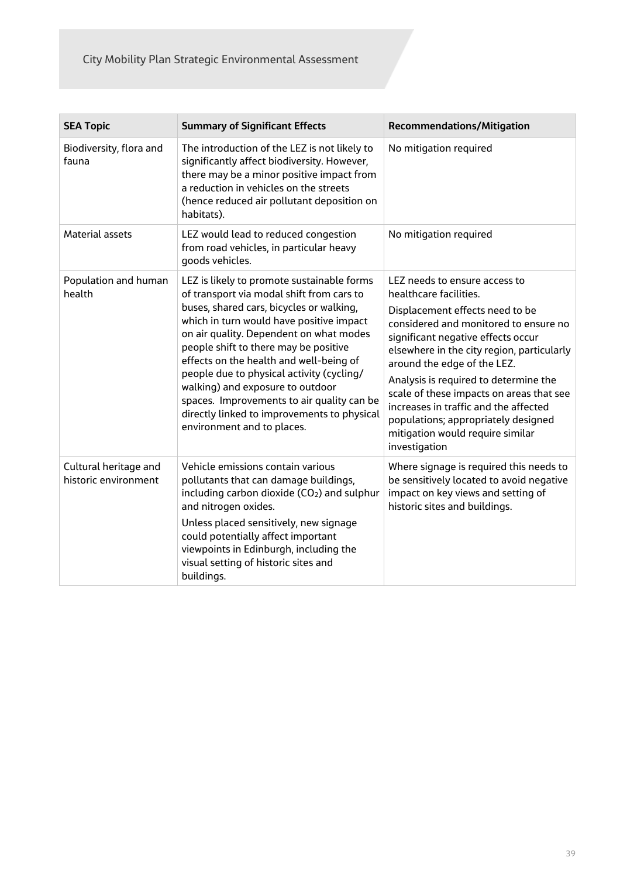| SEA Topic | Summary of Significant Effects | Recommendations/Mitigation |
| --- | --- | --- |
| Biodiversity, flora and fauna | The introduction of the LEZ is not likely to significantly affect biodiversity. However, there may be a minor positive impact from a reduction in vehicles on the streets (hence reduced air pollutant deposition on habitats). | No mitigation required |
| Material assets | LEZ would lead to reduced congestion from road vehicles, in particular heavy goods vehicles. | No mitigation required |
| Population and human health | LEZ is likely to promote sustainable forms of transport via modal shift from cars to buses, shared cars, bicycles or walking, which in turn would have positive impact on air quality. Dependent on what modes people shift to there may be positive effects on the health and well-being of people due to physical activity (cycling/ walking) and exposure to outdoor spaces. Improvements to air quality can be directly linked to improvements to physical environment and to places. | LEZ needs to ensure access to healthcare facilities.<br><br>Displacement effects need to be considered and monitored to ensure no significant negative effects occur elsewhere in the city region, particularly around the edge of the LEZ.<br><br>Analysis is required to determine the scale of these impacts on areas that see increases in traffic and the affected populations; appropriately designed mitigation would require similar investigation |
| Cultural heritage and historic environment | Vehicle emissions contain various pollutants that can damage buildings, including carbon dioxide ($CO_2$) and sulphur and nitrogen oxides.<br><br>Unless placed sensitively, new signage could potentially affect important viewpoints in Edinburgh, including the visual setting of historic sites and buildings. | Where signage is required this needs to be sensitively located to avoid negative impact on key views and setting of historic sites and buildings. |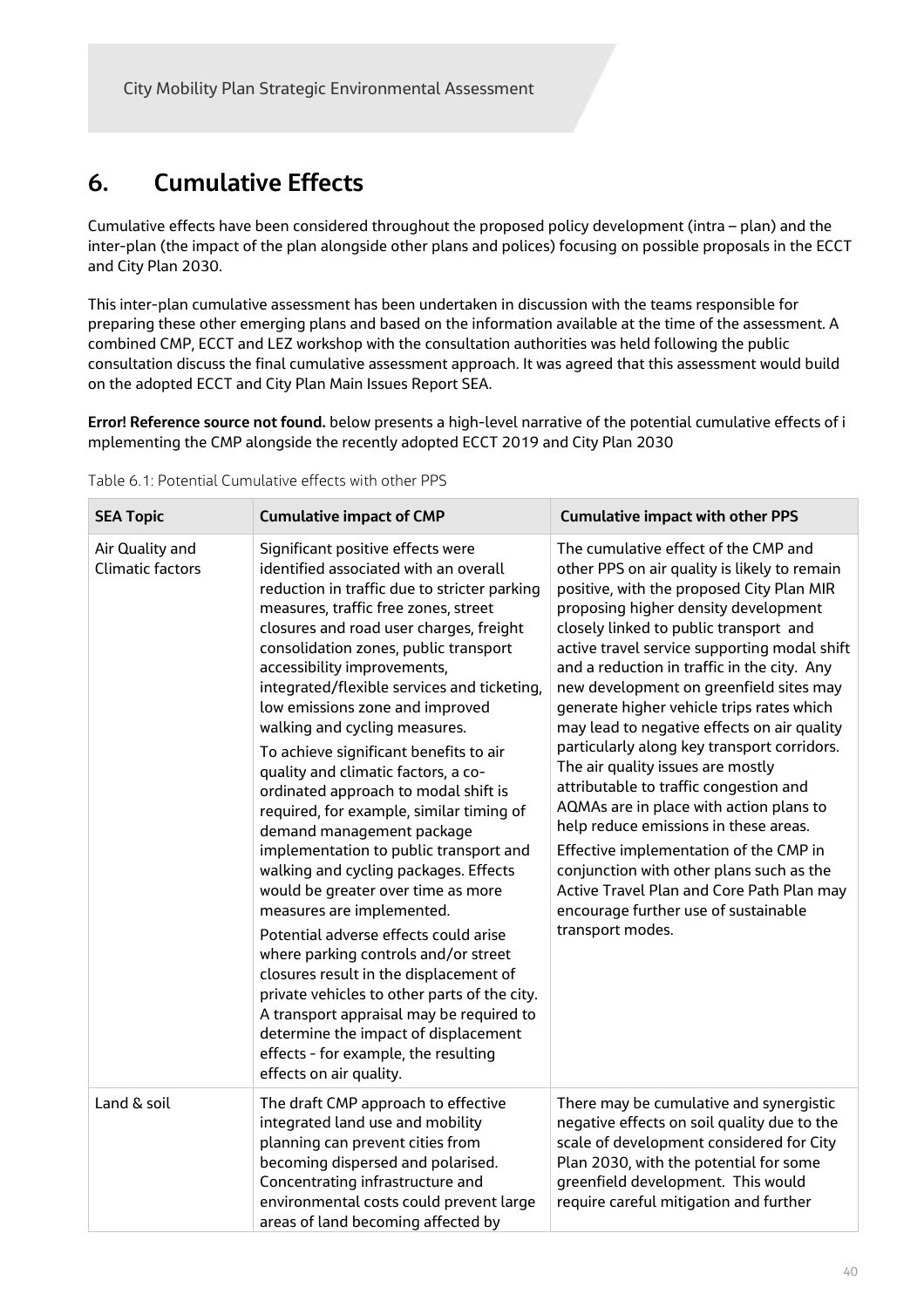# 6. Cumulative Effects

Cumulative effects have been considered throughout the proposed policy development (intra – plan) and the inter-plan (the impact of the plan alongside other plans and polices) focusing on possible proposals in the ECCT and City Plan 2030.

This inter-plan cumulative assessment has been undertaken in discussion with the teams responsible for preparing these other emerging plans and based on the information available at the time of the assessment. A combined CMP, ECCT and LEZ workshop with the consultation authorities was held following the public consultation discuss the final cumulative assessment approach. It was agreed that this assessment would build on the adopted ECCT and City Plan Main Issues Report SEA.

**Error! Reference source not found.** below presents a high-level narrative of the potential cumulative effects of i mplementing the CMP alongside the recently adopted ECCT 2019 and City Plan 2030

Table 6.1: Potential Cumulative effects with other PPS

| SEA Topic | Cumulative impact of CMP | Cumulative impact with other PPS |
|---|---|---|
| Air Quality and Climatic factors | Significant positive effects were identified associated with an overall reduction in traffic due to stricter parking measures, traffic free zones, street closures and road user charges, freight consolidation zones, public transport accessibility improvements, integrated/flexible services and ticketing, low emissions zone and improved walking and cycling measures.<br><br>To achieve significant benefits to air quality and climatic factors, a co-ordinated approach to modal shift is required, for example, similar timing of demand management package implementation to public transport and walking and cycling packages. Effects would be greater over time as more measures are implemented.<br><br>Potential adverse effects could arise where parking controls and/or street closures result in the displacement of private vehicles to other parts of the city. A transport appraisal may be required to determine the impact of displacement effects - for example, the resulting effects on air quality. | The cumulative effect of the CMP and other PPS on air quality is likely to remain positive, with the proposed City Plan MIR proposing higher density development closely linked to public transport and active travel service supporting modal shift and a reduction in traffic in the city. Any new development on greenfield sites may generate higher vehicle trips rates which may lead to negative effects on air quality particularly along key transport corridors. The air quality issues are mostly attributable to traffic congestion and AQMAs are in place with action plans to help reduce emissions in these areas.<br><br>Effective implementation of the CMP in conjunction with other plans such as the Active Travel Plan and Core Path Plan may encourage further use of sustainable transport modes. |
| Land & soil | The draft CMP approach to effective integrated land use and mobility planning can prevent cities from becoming dispersed and polarised. Concentrating infrastructure and environmental costs could prevent large areas of land becoming affected by | There may be cumulative and synergistic negative effects on soil quality due to the scale of development considered for City Plan 2030, with the potential for some greenfield development. This would require careful mitigation and further |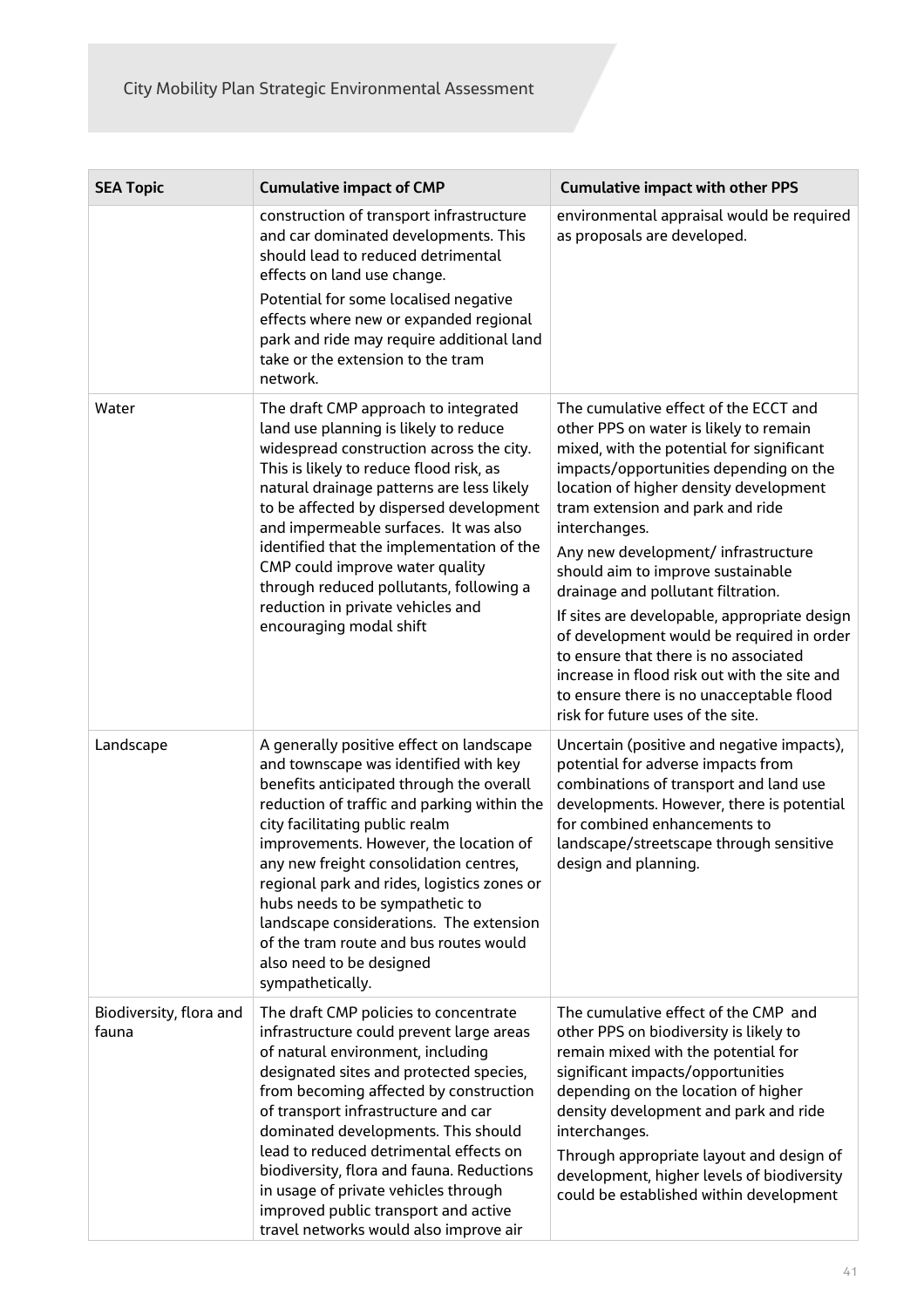| SEA Topic | Cumulative impact of CMP | Cumulative impact with other PPS |
|---|---|---|
| | construction of transport infrastructure and car dominated developments. This should lead to reduced detrimental effects on land use change.<br>Potential for some localised negative effects where new or expanded regional park and ride may require additional land take or the extension to the tram network. | environmental appraisal would be required as proposals are developed. |
| Water | The draft CMP approach to integrated land use planning is likely to reduce widespread construction across the city. This is likely to reduce flood risk, as natural drainage patterns are less likely to be affected by dispersed development and impermeable surfaces. It was also identified that the implementation of the CMP could improve water quality through reduced pollutants, following a reduction in private vehicles and encouraging modal shift | The cumulative effect of the ECCT and other PPS on water is likely to remain mixed, with the potential for significant impacts/opportunities depending on the location of higher density development tram extension and park and ride interchanges.<br>Any new development/ infrastructure should aim to improve sustainable drainage and pollutant filtration.<br>If sites are developable, appropriate design of development would be required in order to ensure that there is no associated increase in flood risk out with the site and to ensure there is no unacceptable flood risk for future uses of the site. |
| Landscape | A generally positive effect on landscape and townscape was identified with key benefits anticipated through the overall reduction of traffic and parking within the city facilitating public realm improvements. However, the location of any new freight consolidation centres, regional park and rides, logistics zones or hubs needs to be sympathetic to landscape considerations. The extension of the tram route and bus routes would also need to be designed sympathetically. | Uncertain (positive and negative impacts), potential for adverse impacts from combinations of transport and land use developments. However, there is potential for combined enhancements to landscape/streetscape through sensitive design and planning. |
| Biodiversity, flora and fauna | The draft CMP policies to concentrate infrastructure could prevent large areas of natural environment, including designated sites and protected species, from becoming affected by construction of transport infrastructure and car dominated developments. This should lead to reduced detrimental effects on biodiversity, flora and fauna. Reductions in usage of private vehicles through improved public transport and active travel networks would also improve air | The cumulative effect of the CMP and other PPS on biodiversity is likely to remain mixed with the potential for significant impacts/opportunities depending on the location of higher density development and park and ride interchanges.<br>Through appropriate layout and design of development, higher levels of biodiversity could be established within development |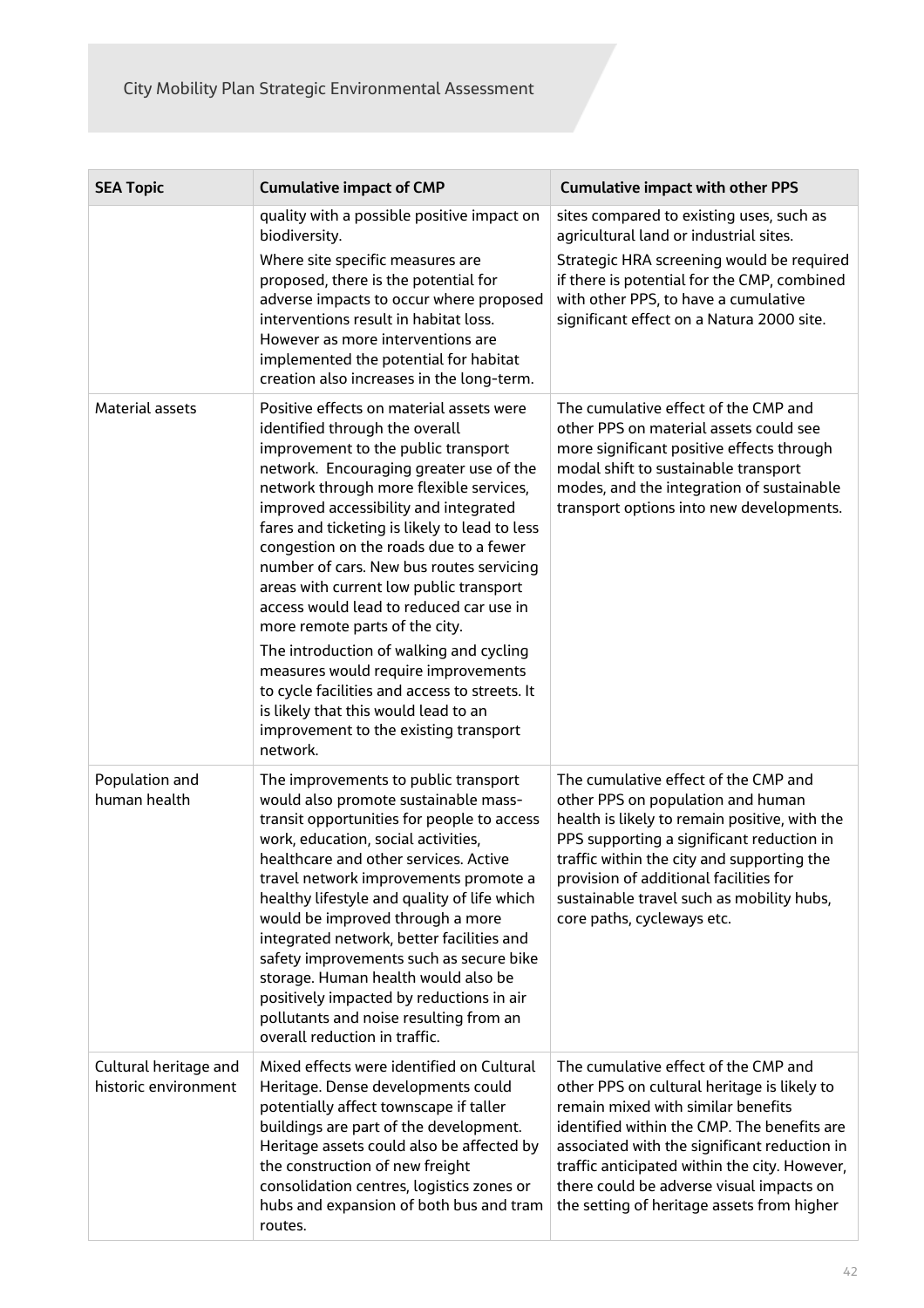| SEA Topic | Cumulative impact of CMP | Cumulative impact with other PPS |
|---|---|---|
| | quality with a possible positive impact on biodiversity. Where site specific measures are proposed, there is the potential for adverse impacts to occur where proposed interventions result in habitat loss. However as more interventions are implemented the potential for habitat creation also increases in the long-term. | sites compared to existing uses, such as agricultural land or industrial sites. Strategic HRA screening would be required if there is potential for the CMP, combined with other PPS, to have a cumulative significant effect on a Natura 2000 site. |
| Material assets | Positive effects on material assets were identified through the overall improvement to the public transport network. Encouraging greater use of the network through more flexible services, improved accessibility and integrated fares and ticketing is likely to lead to less congestion on the roads due to a fewer number of cars. New bus routes servicing areas with current low public transport access would lead to reduced car use in more remote parts of the city. The introduction of walking and cycling measures would require improvements to cycle facilities and access to streets. It is likely that this would lead to an improvement to the existing transport network. | The cumulative effect of the CMP and other PPS on material assets could see more significant positive effects through modal shift to sustainable transport modes, and the integration of sustainable transport options into new developments. |
| Population and human health | The improvements to public transport would also promote sustainable mass-transit opportunities for people to access work, education, social activities, healthcare and other services. Active travel network improvements promote a healthy lifestyle and quality of life which would be improved through a more integrated network, better facilities and safety improvements such as secure bike storage. Human health would also be positively impacted by reductions in air pollutants and noise resulting from an overall reduction in traffic. | The cumulative effect of the CMP and other PPS on population and human health is likely to remain positive, with the PPS supporting a significant reduction in traffic within the city and supporting the provision of additional facilities for sustainable travel such as mobility hubs, core paths, cycleways etc. |
| Cultural heritage and historic environment | Mixed effects were identified on Cultural Heritage. Dense developments could potentially affect townscape if taller buildings are part of the development. Heritage assets could also be affected by the construction of new freight consolidation centres, logistics zones or hubs and expansion of both bus and tram routes. | The cumulative effect of the CMP and other PPS on cultural heritage is likely to remain mixed with similar benefits identified within the CMP. The benefits are associated with the significant reduction in traffic anticipated within the city. However, there could be adverse visual impacts on the setting of heritage assets from higher |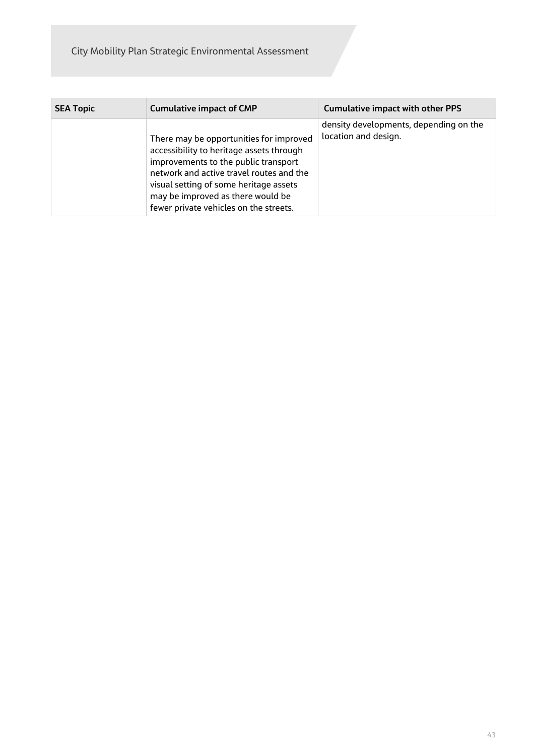| SEA Topic | Cumulative impact of CMP | Cumulative impact with other PPS |
|---|---|---|
| | There may be opportunities for improved accessibility to heritage assets through improvements to the public transport network and active travel routes and the visual setting of some heritage assets may be improved as there would be fewer private vehicles on the streets. | density developments, depending on the location and design. |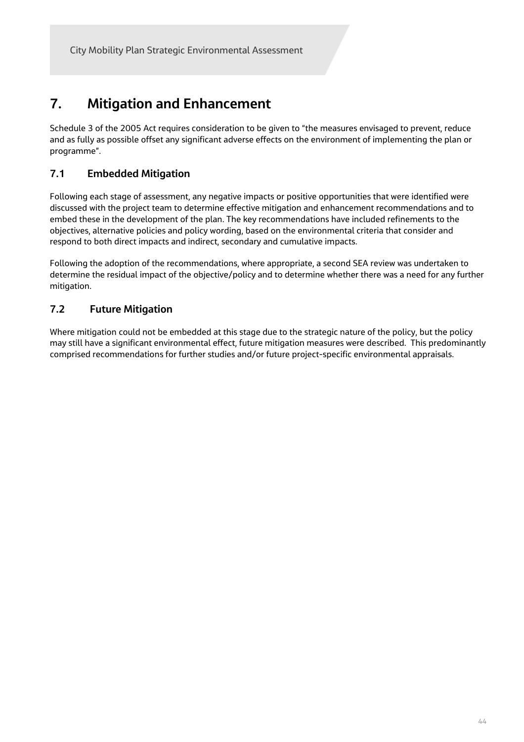# 7. Mitigation and Enhancement

Schedule 3 of the 2005 Act requires consideration to be given to "the measures envisaged to prevent, reduce and as fully as possible offset any significant adverse effects on the environment of implementing the plan or programme".

## 7.1 Embedded Mitigation

Following each stage of assessment, any negative impacts or positive opportunities that were identified were discussed with the project team to determine effective mitigation and enhancement recommendations and to embed these in the development of the plan. The key recommendations have included refinements to the objectives, alternative policies and policy wording, based on the environmental criteria that consider and respond to both direct impacts and indirect, secondary and cumulative impacts.

Following the adoption of the recommendations, where appropriate, a second SEA review was undertaken to determine the residual impact of the objective/policy and to determine whether there was a need for any further mitigation.

## 7.2 Future Mitigation

Where mitigation could not be embedded at this stage due to the strategic nature of the policy, but the policy may still have a significant environmental effect, future mitigation measures were described. This predominantly comprised recommendations for further studies and/or future project-specific environmental appraisals.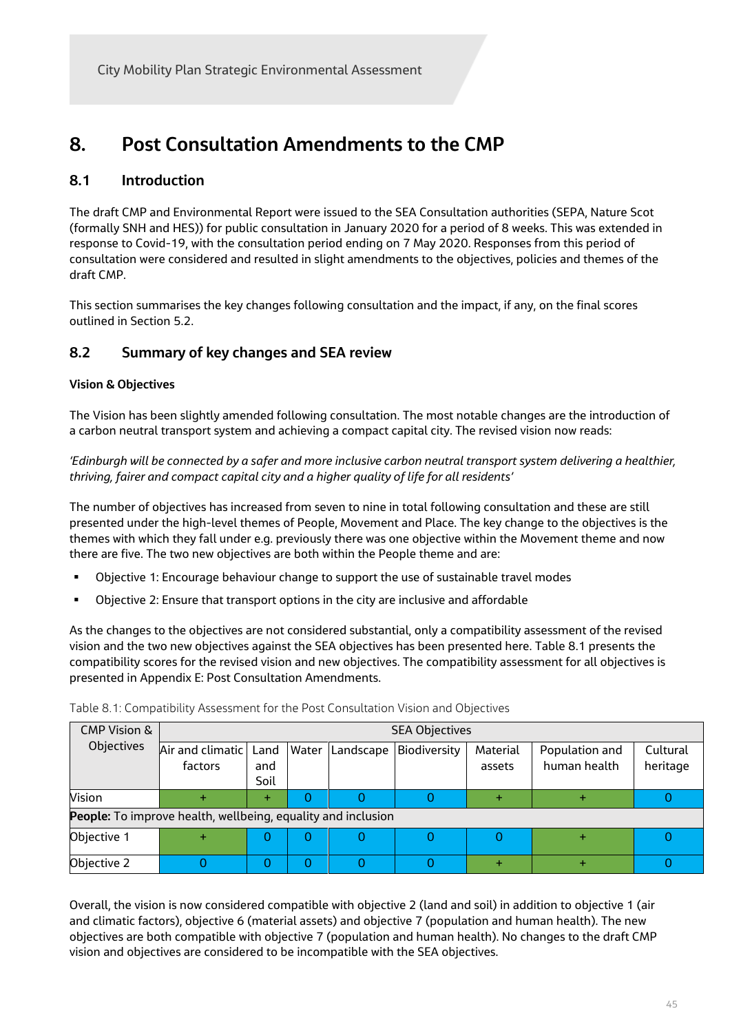# 8. Post Consultation Amendments to the CMP

## 8.1 Introduction

The draft CMP and Environmental Report were issued to the SEA Consultation authorities (SEPA, Nature Scot (formally SNH and HES)) for public consultation in January 2020 for a period of 8 weeks. This was extended in response to Covid-19, with the consultation period ending on 7 May 2020. Responses from this period of consultation were considered and resulted in slight amendments to the objectives, policies and themes of the draft CMP.

This section summarises the key changes following consultation and the impact, if any, on the final scores outlined in Section 5.2.

## 8.2 Summary of key changes and SEA review

**Vision & Objectives**

The Vision has been slightly amended following consultation. The most notable changes are the introduction of a carbon neutral transport system and achieving a compact capital city. The revised vision now reads:

*'Edinburgh will be connected by a safer and more inclusive carbon neutral transport system delivering a healthier, thriving, fairer and compact capital city and a higher quality of life for all residents'*

The number of objectives has increased from seven to nine in total following consultation and these are still presented under the high-level themes of People, Movement and Place. The key change to the objectives is the themes with which they fall under e.g. previously there was one objective within the Movement theme and now there are five. The two new objectives are both within the People theme and are:

- Objective 1: Encourage behaviour change to support the use of sustainable travel modes
- Objective 2: Ensure that transport options in the city are inclusive and affordable

As the changes to the objectives are not considered substantial, only a compatibility assessment of the revised vision and the two new objectives against the SEA objectives has been presented here. Table 8.1 presents the compatibility scores for the revised vision and new objectives. The compatibility assessment for all objectives is presented in Appendix E: Post Consultation Amendments.

Table 8.1: Compatibility Assessment for the Post Consultation Vision and Objectives

| CMP Vision & Objectives | SEA Objectives | | | | | | | |
|---|---|---|---|---|---|---|---|---|
| | Air and climatic factors | Land and Soil | Water | Landscape | Biodiversity | Material assets | Population and human health | Cultural heritage |
| Vision | + | + | 0 | 0 | 0 | + | + | 0 |
| **People:** To improve health, wellbeing, equality and inclusion | | | | | | | | |
| Objective 1 | + | 0 | 0 | 0 | 0 | 0 | + | 0 |
| Objective 2 | 0 | 0 | 0 | 0 | 0 | + | + | 0 |

Overall, the vision is now considered compatible with objective 2 (land and soil) in addition to objective 1 (air and climatic factors), objective 6 (material assets) and objective 7 (population and human health). The new objectives are both compatible with objective 7 (population and human health). No changes to the draft CMP vision and objectives are considered to be incompatible with the SEA objectives.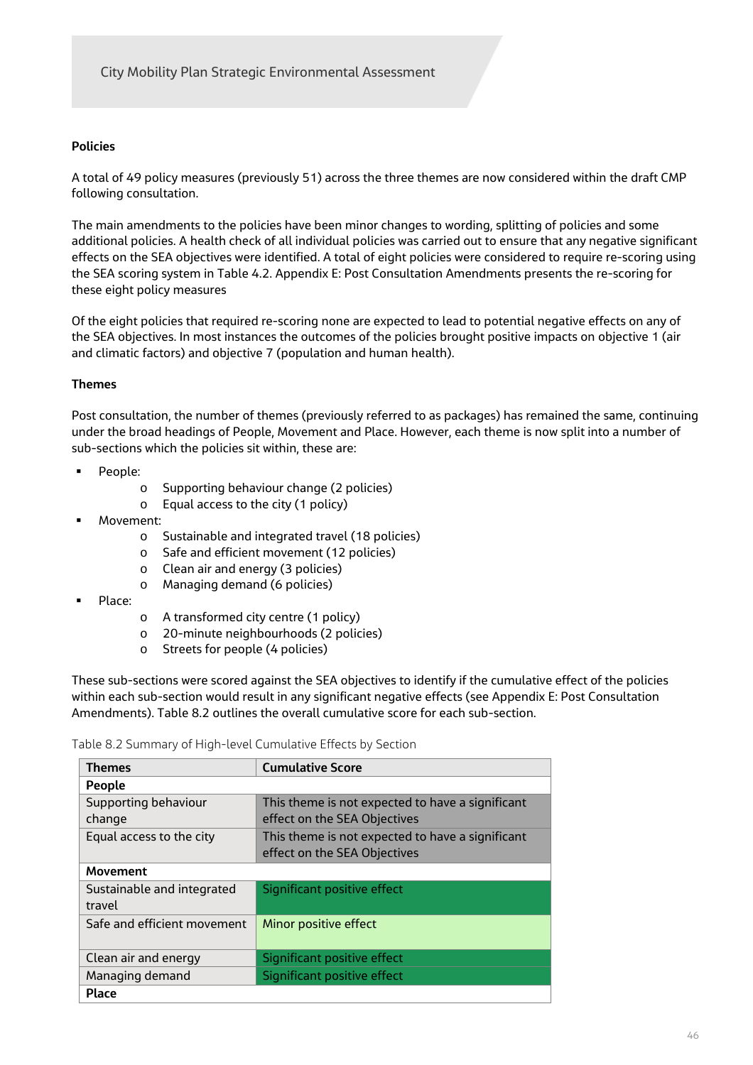**Policies**

A total of 49 policy measures (previously 51) across the three themes are now considered within the draft CMP following consultation.

The main amendments to the policies have been minor changes to wording, splitting of policies and some additional policies. A health check of all individual policies was carried out to ensure that any negative significant effects on the SEA objectives were identified. A total of eight policies were considered to require re-scoring using the SEA scoring system in Table 4.2. Appendix E: Post Consultation Amendments presents the re-scoring for these eight policy measures

Of the eight policies that required re-scoring none are expected to lead to potential negative effects on any of the SEA objectives. In most instances the outcomes of the policies brought positive impacts on objective 1 (air and climatic factors) and objective 7 (population and human health).

**Themes**

Post consultation, the number of themes (previously referred to as packages) has remained the same, continuing under the broad headings of People, Movement and Place. However, each theme is now split into a number of sub-sections which the policies sit within, these are:

- People:
  - Supporting behaviour change (2 policies)
  - Equal access to the city (1 policy)
- Movement:
  - Sustainable and integrated travel (18 policies)
  - Safe and efficient movement (12 policies)
  - Clean air and energy (3 policies)
  - Managing demand (6 policies)
- Place:
  - A transformed city centre (1 policy)
  - 20-minute neighbourhoods (2 policies)
  - Streets for people (4 policies)

These sub-sections were scored against the SEA objectives to identify if the cumulative effect of the policies within each sub-section would result in any significant negative effects (see Appendix E: Post Consultation Amendments). Table 8.2 outlines the overall cumulative score for each sub-section.

Table 8.2 Summary of High-level Cumulative Effects by Section

| Themes | Cumulative Score |
|---|---|
| **People** | |
| Supporting behaviour change | This theme is not expected to have a significant effect on the SEA Objectives |
| Equal access to the city | This theme is not expected to have a significant effect on the SEA Objectives |
| **Movement** | |
| Sustainable and integrated travel | Significant positive effect |
| Safe and efficient movement | Minor positive effect |
| Clean air and energy | Significant positive effect |
| Managing demand | Significant positive effect |
| **Place** | |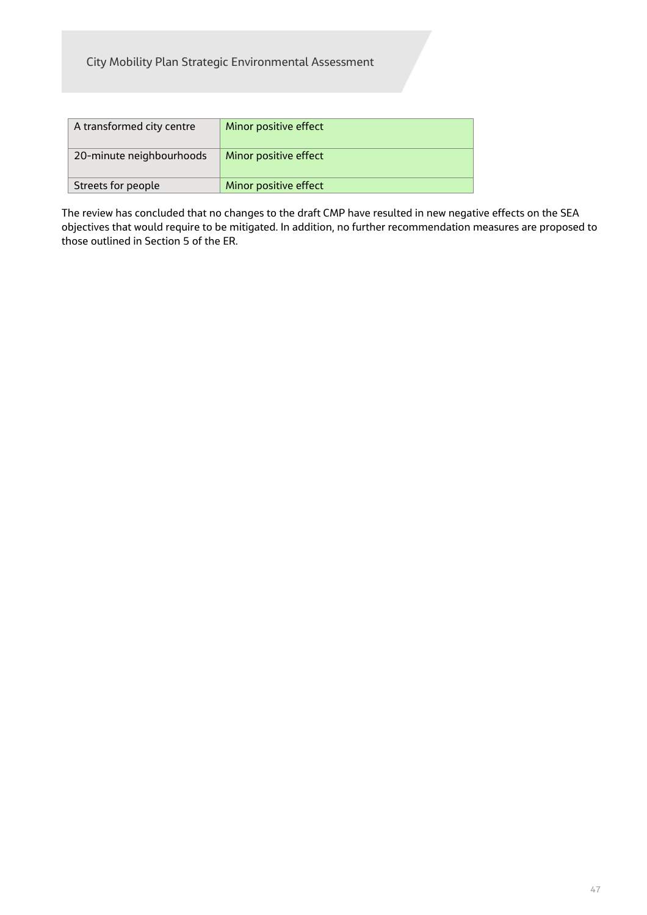| A transformed city centre | Minor positive effect |
|---|---|
| 20-minute neighbourhoods | Minor positive effect |
| Streets for people | Minor positive effect |

The review has concluded that no changes to the draft CMP have resulted in new negative effects on the SEA objectives that would require to be mitigated. In addition, no further recommendation measures are proposed to those outlined in Section 5 of the ER.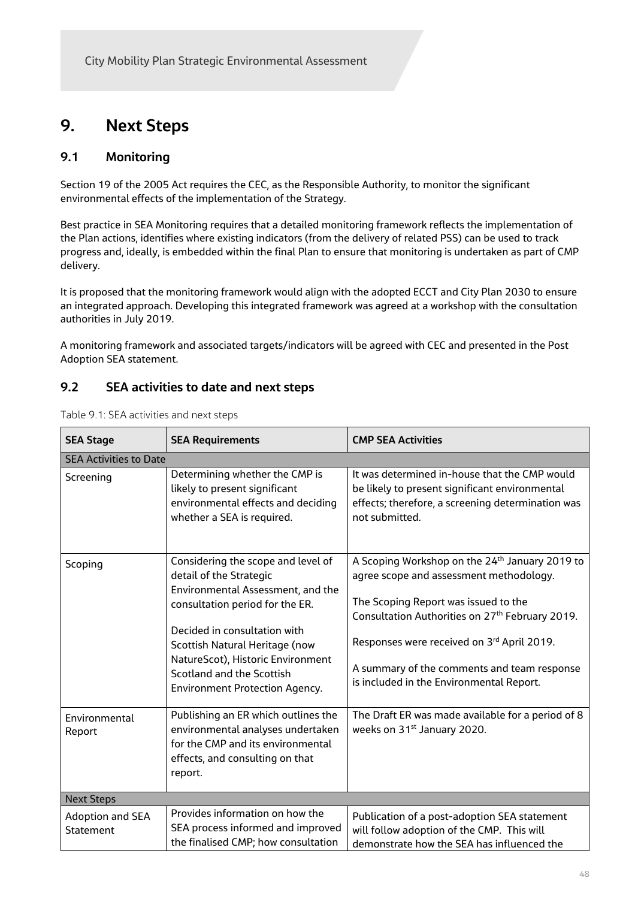# 9. Next Steps

## 9.1 Monitoring

Section 19 of the 2005 Act requires the CEC, as the Responsible Authority, to monitor the significant environmental effects of the implementation of the Strategy.

Best practice in SEA Monitoring requires that a detailed monitoring framework reflects the implementation of the Plan actions, identifies where existing indicators (from the delivery of related PSS) can be used to track progress and, ideally, is embedded within the final Plan to ensure that monitoring is undertaken as part of CMP delivery.

It is proposed that the monitoring framework would align with the adopted ECCT and City Plan 2030 to ensure an integrated approach. Developing this integrated framework was agreed at a workshop with the consultation authorities in July 2019.

A monitoring framework and associated targets/indicators will be agreed with CEC and presented in the Post Adoption SEA statement.

## 9.2 SEA activities to date and next steps

Table 9.1: SEA activities and next steps

| SEA Stage | SEA Requirements | CMP SEA Activities |
|---|---|---|
| SEA Activities to Date | | |
| Screening | Determining whether the CMP is likely to present significant environmental effects and deciding whether a SEA is required. | It was determined in-house that the CMP would be likely to present significant environmental effects; therefore, a screening determination was not submitted. |
| Scoping | Considering the scope and level of detail of the Strategic Environmental Assessment, and the consultation period for the ER.<br><br>Decided in consultation with Scottish Natural Heritage (now NatureScot), Historic Environment Scotland and the Scottish Environment Protection Agency. | A Scoping Workshop on the 24th January 2019 to agree scope and assessment methodology.<br><br>The Scoping Report was issued to the Consultation Authorities on 27th February 2019.<br><br>Responses were received on 3rd April 2019.<br><br>A summary of the comments and team response is included in the Environmental Report. |
| Environmental Report | Publishing an ER which outlines the environmental analyses undertaken for the CMP and its environmental effects, and consulting on that report. | The Draft ER was made available for a period of 8 weeks on 31st January 2020. |
| Next Steps | | |
| Adoption and SEA Statement | Provides information on how the SEA process informed and improved the finalised CMP; how consultation | Publication of a post-adoption SEA statement will follow adoption of the CMP. This will demonstrate how the SEA has influenced the |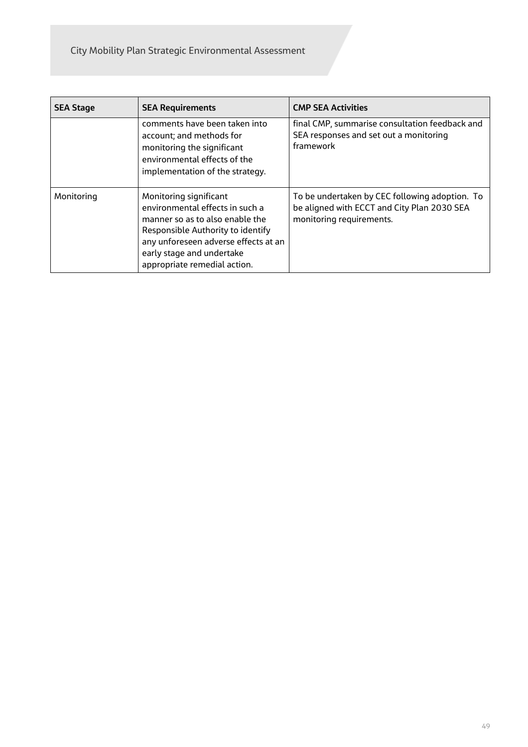| SEA Stage | SEA Requirements | CMP SEA Activities |
|---|---|---|
| | comments have been taken into account; and methods for monitoring the significant environmental effects of the implementation of the strategy. | final CMP, summarise consultation feedback and SEA responses and set out a monitoring framework |
| Monitoring | Monitoring significant environmental effects in such a manner so as to also enable the Responsible Authority to identify any unforeseen adverse effects at an early stage and undertake appropriate remedial action. | To be undertaken by CEC following adoption. To be aligned with ECCT and City Plan 2030 SEA monitoring requirements. |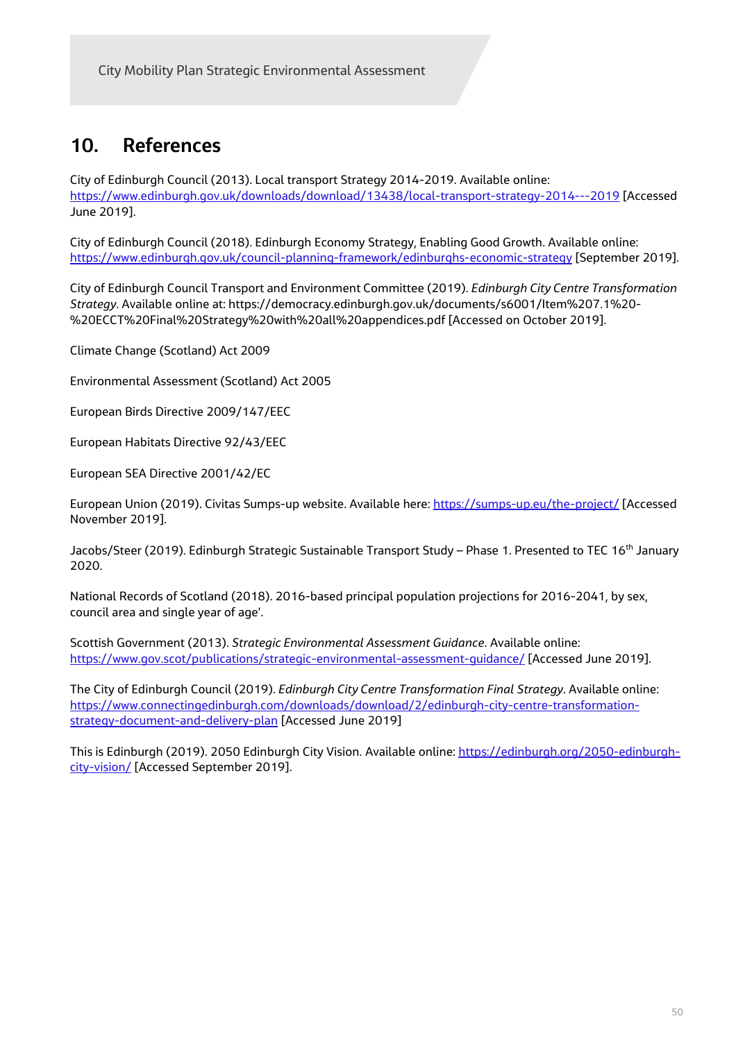# 10. References

City of Edinburgh Council (2013). Local transport Strategy 2014-2019. Available online: https://www.edinburgh.gov.uk/downloads/download/13438/local-transport-strategy-2014---2019 [Accessed June 2019].

City of Edinburgh Council (2018). Edinburgh Economy Strategy, Enabling Good Growth. Available online: https://www.edinburgh.gov.uk/council-planning-framework/edinburghs-economic-strategy [September 2019].

City of Edinburgh Council Transport and Environment Committee (2019). *Edinburgh City Centre Transformation Strategy*. Available online at: https://democracy.edinburgh.gov.uk/documents/s6001/Item%207.1%20-%20ECCT%20Final%20Strategy%20with%20all%20appendices.pdf [Accessed on October 2019].

Climate Change (Scotland) Act 2009

Environmental Assessment (Scotland) Act 2005

European Birds Directive 2009/147/EEC

European Habitats Directive 92/43/EEC

European SEA Directive 2001/42/EC

European Union (2019). Civitas Sumps-up website. Available here: https://sumps-up.eu/the-project/ [Accessed November 2019].

Jacobs/Steer (2019). Edinburgh Strategic Sustainable Transport Study – Phase 1. Presented to TEC 16th January 2020.

National Records of Scotland (2018). 2016-based principal population projections for 2016-2041, by sex, council area and single year of age'.

Scottish Government (2013). *Strategic Environmental Assessment Guidance*. Available online: https://www.gov.scot/publications/strategic-environmental-assessment-guidance/ [Accessed June 2019].

The City of Edinburgh Council (2019). *Edinburgh City Centre Transformation Final Strategy*. Available online: https://www.connectingedinburgh.com/downloads/download/2/edinburgh-city-centre-transformation-strategy-document-and-delivery-plan [Accessed June 2019]

This is Edinburgh (2019). 2050 Edinburgh City Vision. Available online: https://edinburgh.org/2050-edinburgh-city-vision/ [Accessed September 2019].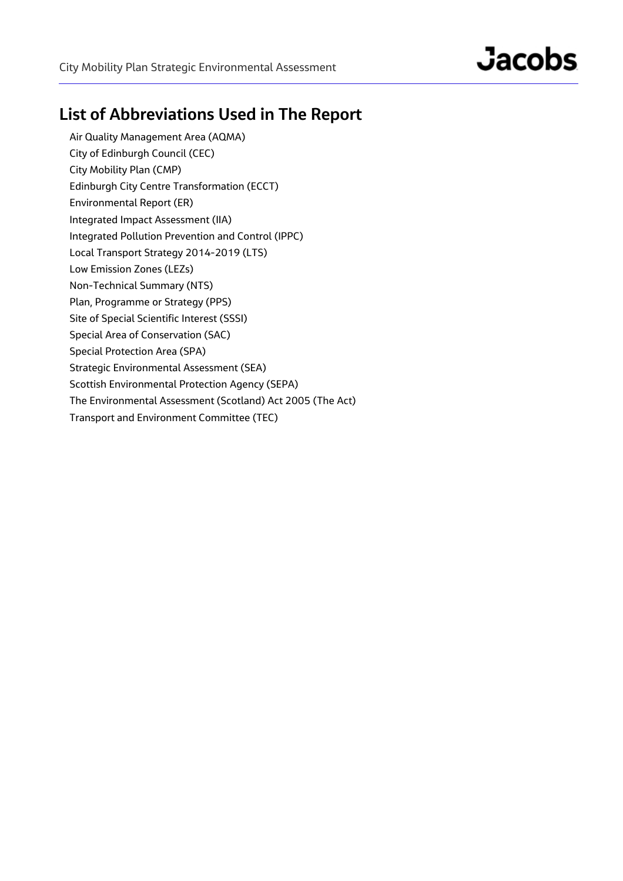## List of Abbreviations Used in The Report

Air Quality Management Area (AQMA)
City of Edinburgh Council (CEC)
City Mobility Plan (CMP)
Edinburgh City Centre Transformation (ECCT)
Environmental Report (ER)
Integrated Impact Assessment (IIA)
Integrated Pollution Prevention and Control (IPPC)
Local Transport Strategy 2014-2019 (LTS)
Low Emission Zones (LEZs)
Non-Technical Summary (NTS)
Plan, Programme or Strategy (PPS)
Site of Special Scientific Interest (SSSI)
Special Area of Conservation (SAC)
Special Protection Area (SPA)
Strategic Environmental Assessment (SEA)
Scottish Environmental Protection Agency (SEPA)
The Environmental Assessment (Scotland) Act 2005 (The Act)
Transport and Environment Committee (TEC)